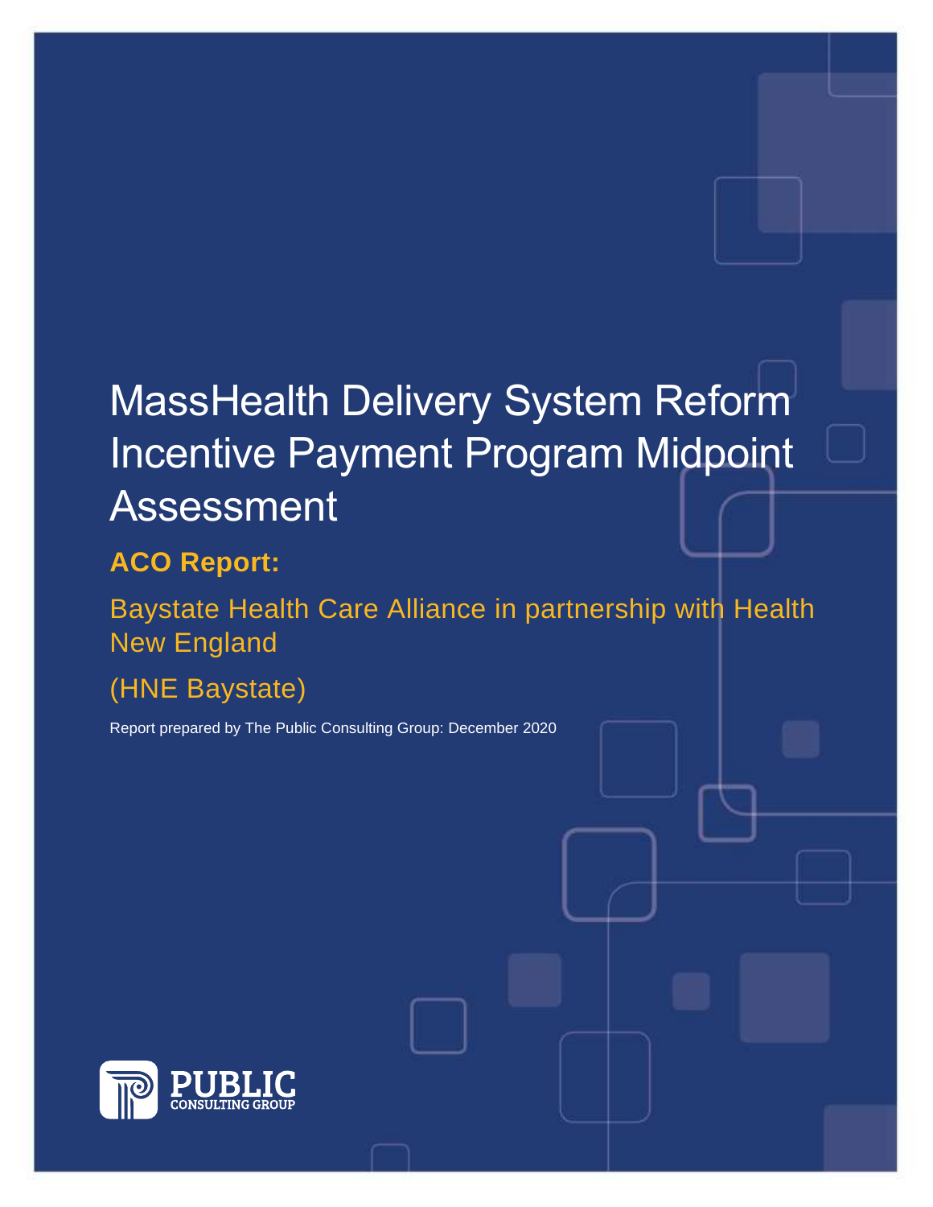# MassHealth Delivery System Reform Incentive Payment Program Midpoint Assessment

## ACO Report:

Baystate Health Care Alliance in partnership with Health New England

(HNE Baystate)

Report prepared by The Public Consulting Group: December 2020

PUBLIC CONSULTING GROUP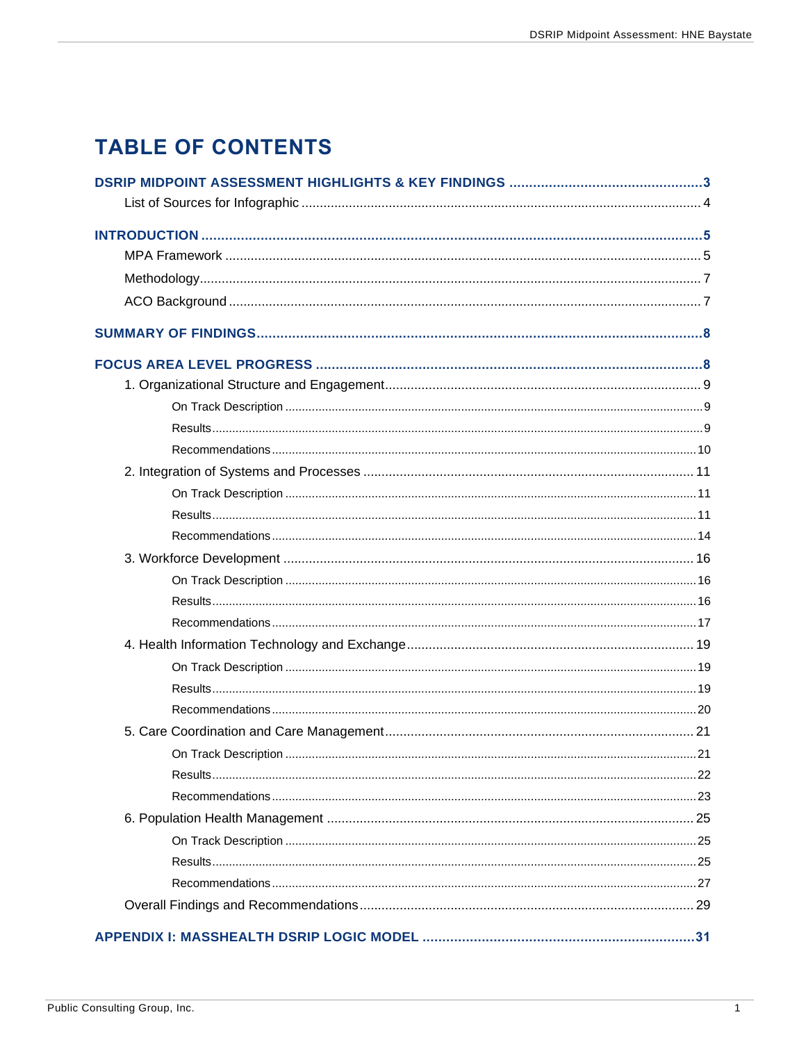# TABLE OF CONTENTS

**DSRIP MIDPOINT ASSESSMENT HIGHLIGHTS & KEY FINDINGS** ..... 3
- List of Sources for Infographic ..... 4

**INTRODUCTION** ..... 5
- MPA Framework ..... 5
- Methodology ..... 7
- ACO Background ..... 7

**SUMMARY OF FINDINGS** ..... 8

**FOCUS AREA LEVEL PROGRESS** ..... 8
- 1. Organizational Structure and Engagement ..... 9
  - On Track Description ..... 9
  - Results ..... 9
  - Recommendations ..... 10
- 2. Integration of Systems and Processes ..... 11
  - On Track Description ..... 11
  - Results ..... 11
  - Recommendations ..... 14
- 3. Workforce Development ..... 16
  - On Track Description ..... 16
  - Results ..... 16
  - Recommendations ..... 17
- 4. Health Information Technology and Exchange ..... 19
  - On Track Description ..... 19
  - Results ..... 19
  - Recommendations ..... 20
- 5. Care Coordination and Care Management ..... 21
  - On Track Description ..... 21
  - Results ..... 22
  - Recommendations ..... 23
- 6. Population Health Management ..... 25
  - On Track Description ..... 25
  - Results ..... 25
  - Recommendations ..... 27
- Overall Findings and Recommendations ..... 29

**APPENDIX I: MASSHEALTH DSRIP LOGIC MODEL** ..... 31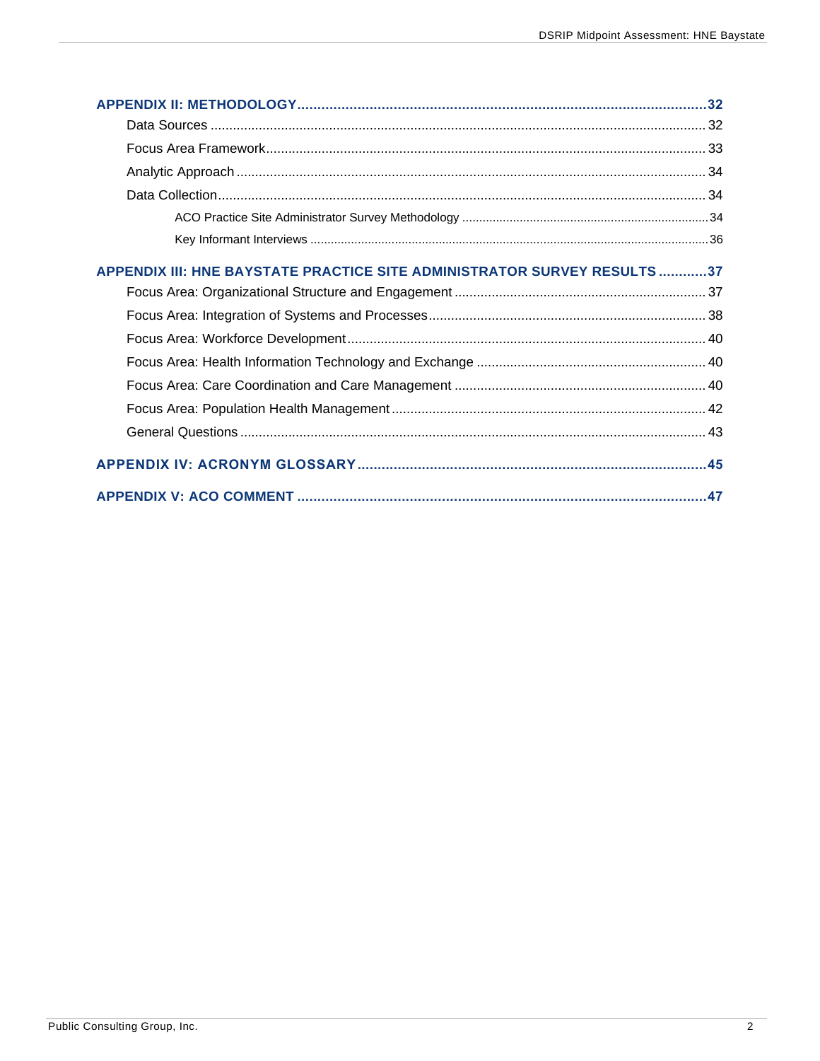**APPENDIX II: METHODOLOGY** ........ 32

- Data Sources ........ 32
- Focus Area Framework ........ 33
- Analytic Approach ........ 34
- Data Collection ........ 34
  - ACO Practice Site Administrator Survey Methodology ........ 34
  - Key Informant Interviews ........ 36

**APPENDIX III: HNE BAYSTATE PRACTICE SITE ADMINISTRATOR SURVEY RESULTS** ........ 37

- Focus Area: Organizational Structure and Engagement ........ 37
- Focus Area: Integration of Systems and Processes ........ 38
- Focus Area: Workforce Development ........ 40
- Focus Area: Health Information Technology and Exchange ........ 40
- Focus Area: Care Coordination and Care Management ........ 40
- Focus Area: Population Health Management ........ 42
- General Questions ........ 43

**APPENDIX IV: ACRONYM GLOSSARY** ........ 45

**APPENDIX V: ACO COMMENT** ........ 47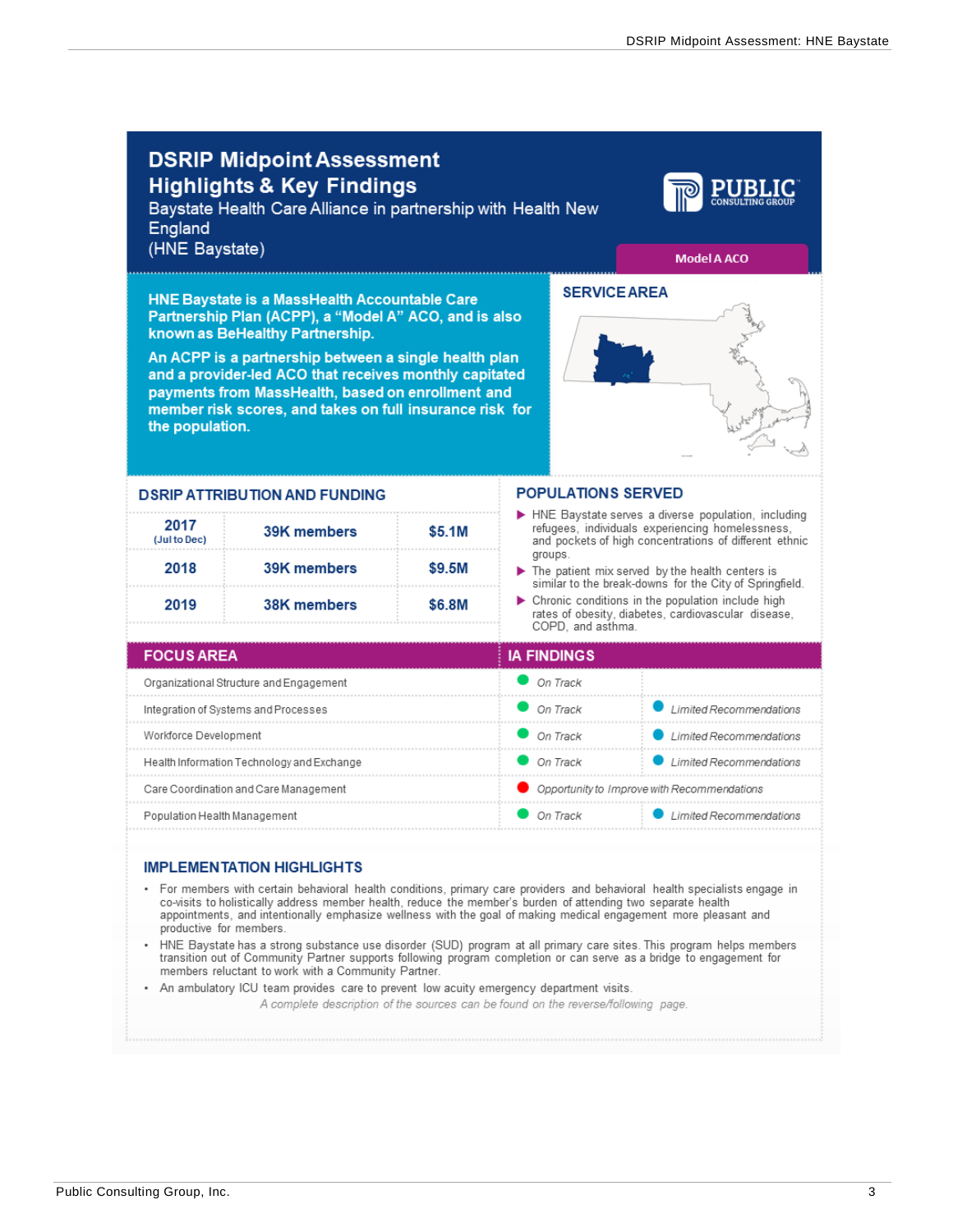# DSRIP Midpoint Assessment Highlights & Key Findings

Baystate Health Care Alliance in partnership with Health New England (HNE Baystate)

Model A ACO

**HNE Baystate is a MassHealth Accountable Care Partnership Plan (ACPP), a "Model A" ACO, and is also known as BeHealthy Partnership.**

**An ACPP is a partnership between a single health plan and a provider-led ACO that receives monthly capitated payments from MassHealth, based on enrollment and member risk scores, and takes on full insurance risk for the population.**

## SERVICE AREA

## DSRIP ATTRIBUTION AND FUNDING

| Year | Members | Funding |
|---|---|---|
| 2017 (Jul to Dec) | 39K members | $5.1M |
| 2018 | 39K members | $9.5M |
| 2019 | 38K members | $6.8M |

## POPULATIONS SERVED

- HNE Baystate serves a diverse population, including refugees, individuals experiencing homelessness, and pockets of high concentrations of different ethnic groups.
- The patient mix served by the health centers is similar to the break-downs for the City of Springfield.
- Chronic conditions in the population include high rates of obesity, diabetes, cardiovascular disease, COPD, and asthma.

| FOCUS AREA | IA FINDINGS | |
|---|---|---|
| Organizational Structure and Engagement | *On Track* | |
| Integration of Systems and Processes | *On Track* | *Limited Recommendations* |
| Workforce Development | *On Track* | *Limited Recommendations* |
| Health Information Technology and Exchange | *On Track* | *Limited Recommendations* |
| Care Coordination and Care Management | *Opportunity to Improve with Recommendations* | |
| Population Health Management | *On Track* | *Limited Recommendations* |

## IMPLEMENTATION HIGHLIGHTS

- For members with certain behavioral health conditions, primary care providers and behavioral health specialists engage in co-visits to holistically address member health, reduce the member's burden of attending two separate health appointments, and intentionally emphasize wellness with the goal of making medical engagement more pleasant and productive for members.
- HNE Baystate has a strong substance use disorder (SUD) program at all primary care sites. This program helps members transition out of Community Partner supports following program completion or can serve as a bridge to engagement for members reluctant to work with a Community Partner.
- An ambulatory ICU team provides care to prevent low acuity emergency department visits.

*A complete description of the sources can be found on the reverse/following page.*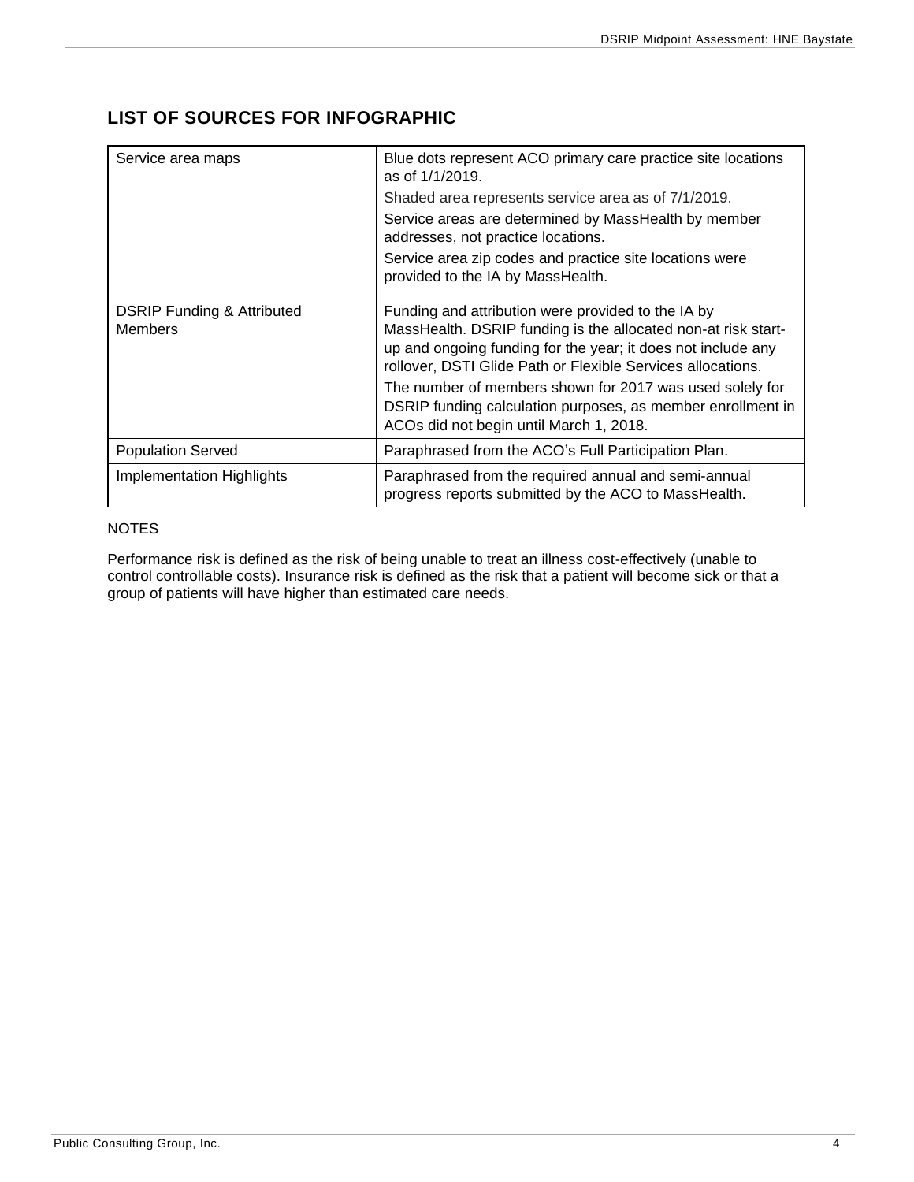## LIST OF SOURCES FOR INFOGRAPHIC

| | |
|---|---|
| Service area maps | Blue dots represent ACO primary care practice site locations as of 1/1/2019. Shaded area represents service area as of 7/1/2019. Service areas are determined by MassHealth by member addresses, not practice locations. Service area zip codes and practice site locations were provided to the IA by MassHealth. |
| DSRIP Funding & Attributed Members | Funding and attribution were provided to the IA by MassHealth. DSRIP funding is the allocated non-at risk start-up and ongoing funding for the year; it does not include any rollover, DSTI Glide Path or Flexible Services allocations. The number of members shown for 2017 was used solely for DSRIP funding calculation purposes, as member enrollment in ACOs did not begin until March 1, 2018. |
| Population Served | Paraphrased from the ACO's Full Participation Plan. |
| Implementation Highlights | Paraphrased from the required annual and semi-annual progress reports submitted by the ACO to MassHealth. |

NOTES

Performance risk is defined as the risk of being unable to treat an illness cost-effectively (unable to control controllable costs). Insurance risk is defined as the risk that a patient will become sick or that a group of patients will have higher than estimated care needs.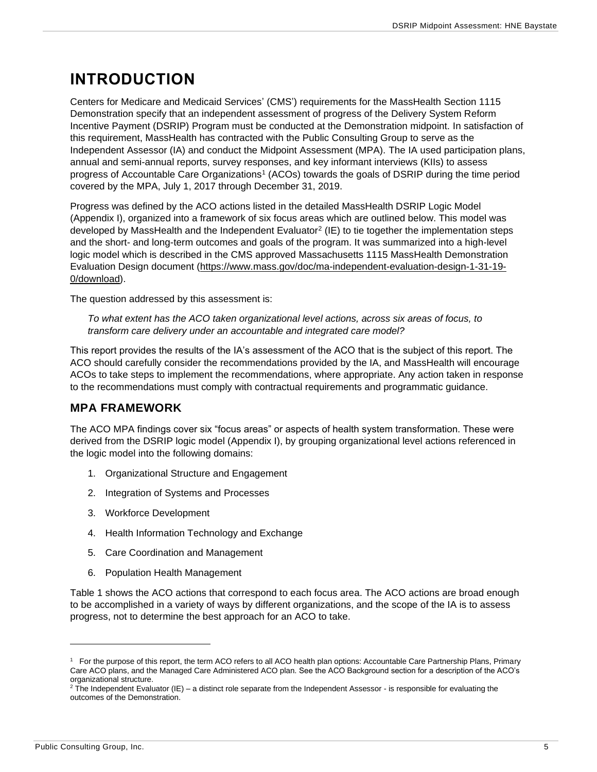# INTRODUCTION

Centers for Medicare and Medicaid Services' (CMS') requirements for the MassHealth Section 1115 Demonstration specify that an independent assessment of progress of the Delivery System Reform Incentive Payment (DSRIP) Program must be conducted at the Demonstration midpoint. In satisfaction of this requirement, MassHealth has contracted with the Public Consulting Group to serve as the Independent Assessor (IA) and conduct the Midpoint Assessment (MPA). The IA used participation plans, annual and semi-annual reports, survey responses, and key informant interviews (KIIs) to assess progress of Accountable Care Organizations[1] (ACOs) towards the goals of DSRIP during the time period covered by the MPA, July 1, 2017 through December 31, 2019.

Progress was defined by the ACO actions listed in the detailed MassHealth DSRIP Logic Model (Appendix I), organized into a framework of six focus areas which are outlined below. This model was developed by MassHealth and the Independent Evaluator[2] (IE) to tie together the implementation steps and the short- and long-term outcomes and goals of the program. It was summarized into a high-level logic model which is described in the CMS approved Massachusetts 1115 MassHealth Demonstration Evaluation Design document (https://www.mass.gov/doc/ma-independent-evaluation-design-1-31-19-0/download).

The question addressed by this assessment is:

*To what extent has the ACO taken organizational level actions, across six areas of focus, to transform care delivery under an accountable and integrated care model?*

This report provides the results of the IA's assessment of the ACO that is the subject of this report. The ACO should carefully consider the recommendations provided by the IA, and MassHealth will encourage ACOs to take steps to implement the recommendations, where appropriate. Any action taken in response to the recommendations must comply with contractual requirements and programmatic guidance.

## MPA FRAMEWORK

The ACO MPA findings cover six "focus areas" or aspects of health system transformation. These were derived from the DSRIP logic model (Appendix I), by grouping organizational level actions referenced in the logic model into the following domains:

1. Organizational Structure and Engagement
2. Integration of Systems and Processes
3. Workforce Development
4. Health Information Technology and Exchange
5. Care Coordination and Management
6. Population Health Management

Table 1 shows the ACO actions that correspond to each focus area. The ACO actions are broad enough to be accomplished in a variety of ways by different organizations, and the scope of the IA is to assess progress, not to determine the best approach for an ACO to take.

---

[1] For the purpose of this report, the term ACO refers to all ACO health plan options: Accountable Care Partnership Plans, Primary Care ACO plans, and the Managed Care Administered ACO plan. See the ACO Background section for a description of the ACO's organizational structure.

[2] The Independent Evaluator (IE) – a distinct role separate from the Independent Assessor - is responsible for evaluating the outcomes of the Demonstration.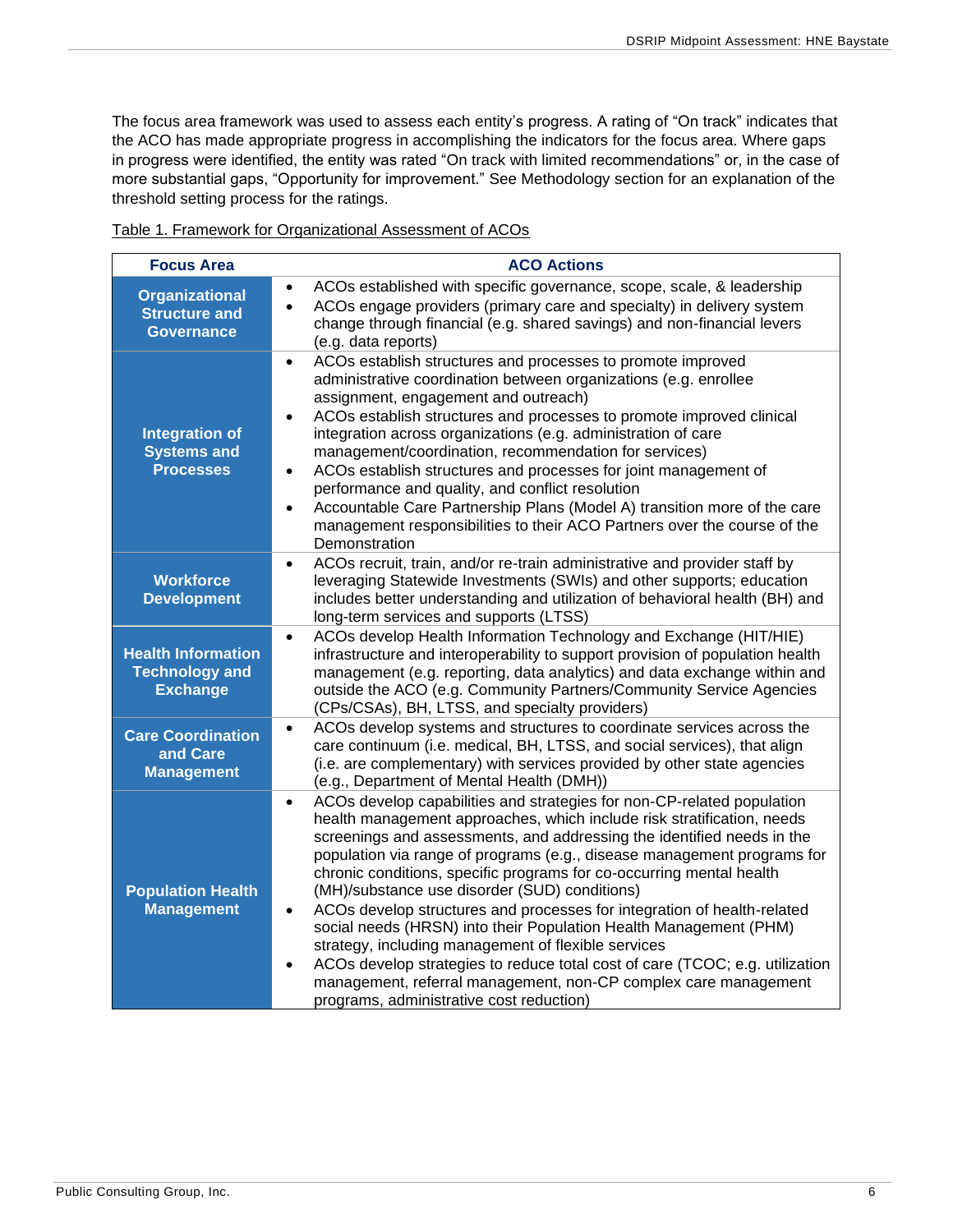The focus area framework was used to assess each entity's progress. A rating of "On track" indicates that the ACO has made appropriate progress in accomplishing the indicators for the focus area. Where gaps in progress were identified, the entity was rated "On track with limited recommendations" or, in the case of more substantial gaps, "Opportunity for improvement." See Methodology section for an explanation of the threshold setting process for the ratings.

Table 1. Framework for Organizational Assessment of ACOs

| Focus Area | ACO Actions |
|---|---|
| **Organizational Structure and Governance** | • ACOs established with specific governance, scope, scale, & leadership<br>• ACOs engage providers (primary care and specialty) in delivery system change through financial (e.g. shared savings) and non-financial levers (e.g. data reports) |
| **Integration of Systems and Processes** | • ACOs establish structures and processes to promote improved administrative coordination between organizations (e.g. enrollee assignment, engagement and outreach)<br>• ACOs establish structures and processes to promote improved clinical integration across organizations (e.g. administration of care management/coordination, recommendation for services)<br>• ACOs establish structures and processes for joint management of performance and quality, and conflict resolution<br>• Accountable Care Partnership Plans (Model A) transition more of the care management responsibilities to their ACO Partners over the course of the Demonstration |
| **Workforce Development** | • ACOs recruit, train, and/or re-train administrative and provider staff by leveraging Statewide Investments (SWIs) and other supports; education includes better understanding and utilization of behavioral health (BH) and long-term services and supports (LTSS) |
| **Health Information Technology and Exchange** | • ACOs develop Health Information Technology and Exchange (HIT/HIE) infrastructure and interoperability to support provision of population health management (e.g. reporting, data analytics) and data exchange within and outside the ACO (e.g. Community Partners/Community Service Agencies (CPs/CSAs), BH, LTSS, and specialty providers) |
| **Care Coordination and Care Management** | • ACOs develop systems and structures to coordinate services across the care continuum (i.e. medical, BH, LTSS, and social services), that align (i.e. are complementary) with services provided by other state agencies (e.g., Department of Mental Health (DMH)) |
| **Population Health Management** | • ACOs develop capabilities and strategies for non-CP-related population health management approaches, which include risk stratification, needs screenings and assessments, and addressing the identified needs in the population via range of programs (e.g., disease management programs for chronic conditions, specific programs for co-occurring mental health (MH)/substance use disorder (SUD) conditions)<br>• ACOs develop structures and processes for integration of health-related social needs (HRSN) into their Population Health Management (PHM) strategy, including management of flexible services<br>• ACOs develop strategies to reduce total cost of care (TCOC; e.g. utilization management, referral management, non-CP complex care management programs, administrative cost reduction) |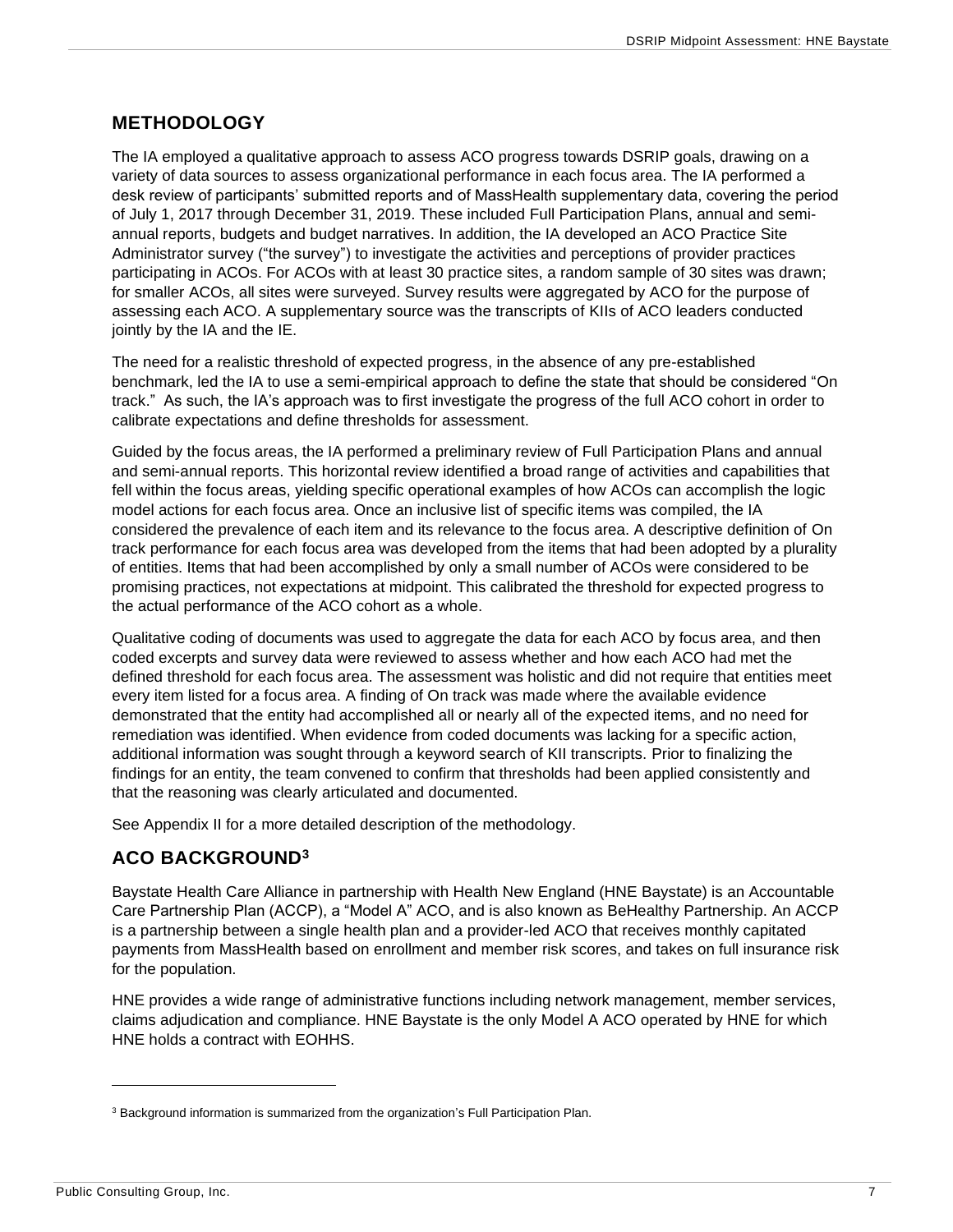## METHODOLOGY

The IA employed a qualitative approach to assess ACO progress towards DSRIP goals, drawing on a variety of data sources to assess organizational performance in each focus area. The IA performed a desk review of participants' submitted reports and of MassHealth supplementary data, covering the period of July 1, 2017 through December 31, 2019. These included Full Participation Plans, annual and semi-annual reports, budgets and budget narratives. In addition, the IA developed an ACO Practice Site Administrator survey ("the survey") to investigate the activities and perceptions of provider practices participating in ACOs. For ACOs with at least 30 practice sites, a random sample of 30 sites was drawn; for smaller ACOs, all sites were surveyed. Survey results were aggregated by ACO for the purpose of assessing each ACO. A supplementary source was the transcripts of KIIs of ACO leaders conducted jointly by the IA and the IE.

The need for a realistic threshold of expected progress, in the absence of any pre-established benchmark, led the IA to use a semi-empirical approach to define the state that should be considered "On track." As such, the IA's approach was to first investigate the progress of the full ACO cohort in order to calibrate expectations and define thresholds for assessment.

Guided by the focus areas, the IA performed a preliminary review of Full Participation Plans and annual and semi-annual reports. This horizontal review identified a broad range of activities and capabilities that fell within the focus areas, yielding specific operational examples of how ACOs can accomplish the logic model actions for each focus area. Once an inclusive list of specific items was compiled, the IA considered the prevalence of each item and its relevance to the focus area. A descriptive definition of On track performance for each focus area was developed from the items that had been adopted by a plurality of entities. Items that had been accomplished by only a small number of ACOs were considered to be promising practices, not expectations at midpoint. This calibrated the threshold for expected progress to the actual performance of the ACO cohort as a whole.

Qualitative coding of documents was used to aggregate the data for each ACO by focus area, and then coded excerpts and survey data were reviewed to assess whether and how each ACO had met the defined threshold for each focus area. The assessment was holistic and did not require that entities meet every item listed for a focus area. A finding of On track was made where the available evidence demonstrated that the entity had accomplished all or nearly all of the expected items, and no need for remediation was identified. When evidence from coded documents was lacking for a specific action, additional information was sought through a keyword search of KII transcripts. Prior to finalizing the findings for an entity, the team convened to confirm that thresholds had been applied consistently and that the reasoning was clearly articulated and documented.

See Appendix II for a more detailed description of the methodology.

## ACO BACKGROUND[3]

Baystate Health Care Alliance in partnership with Health New England (HNE Baystate) is an Accountable Care Partnership Plan (ACCP), a "Model A" ACO, and is also known as BeHealthy Partnership. An ACCP is a partnership between a single health plan and a provider-led ACO that receives monthly capitated payments from MassHealth based on enrollment and member risk scores, and takes on full insurance risk for the population.

HNE provides a wide range of administrative functions including network management, member services, claims adjudication and compliance. HNE Baystate is the only Model A ACO operated by HNE for which HNE holds a contract with EOHHS.

---

[3] Background information is summarized from the organization's Full Participation Plan.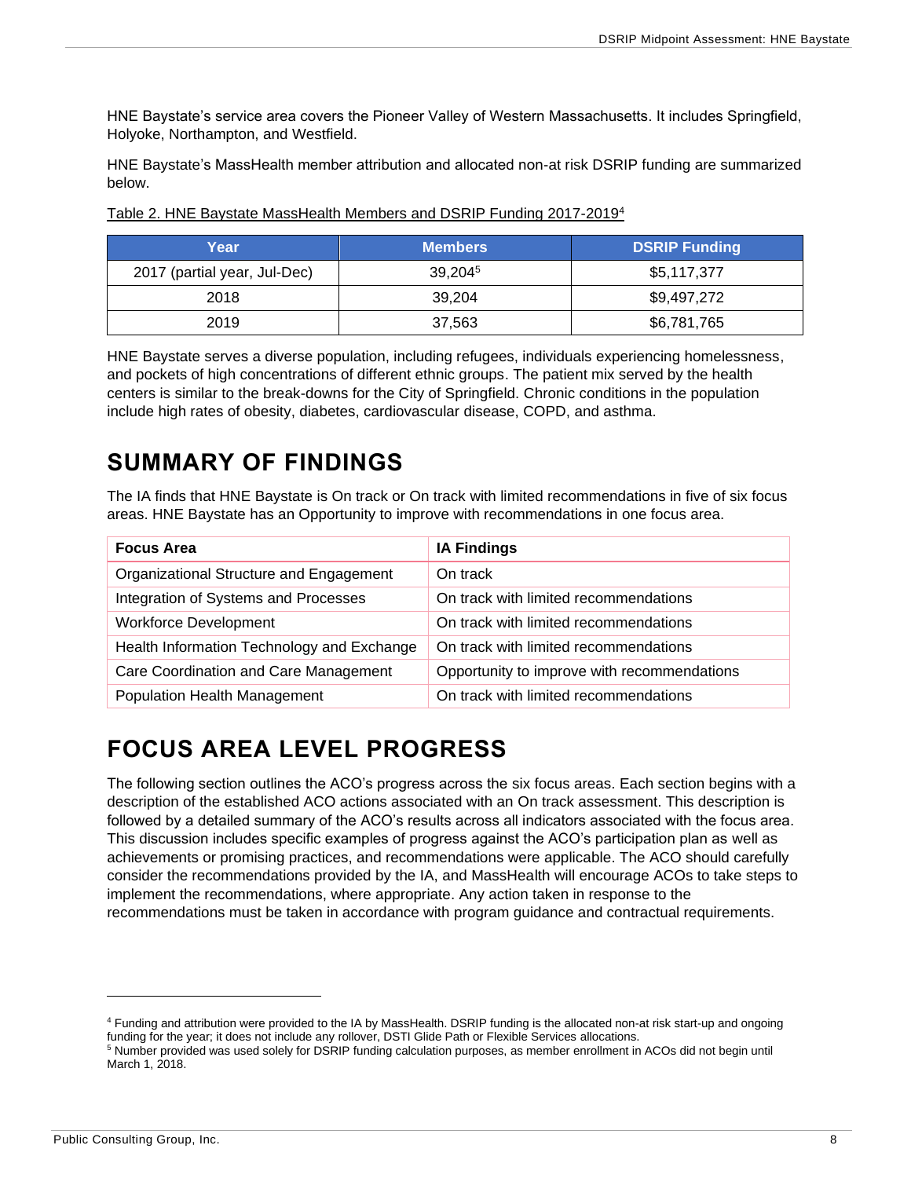HNE Baystate's service area covers the Pioneer Valley of Western Massachusetts. It includes Springfield, Holyoke, Northampton, and Westfield.

HNE Baystate's MassHealth member attribution and allocated non-at risk DSRIP funding are summarized below.

Table 2. HNE Baystate MassHealth Members and DSRIP Funding 2017-2019[4]

| Year | Members | DSRIP Funding |
|---|---|---|
| 2017 (partial year, Jul-Dec) | 39,204[5] | $5,117,377 |
| 2018 | 39,204 | $9,497,272 |
| 2019 | 37,563 | $6,781,765 |

HNE Baystate serves a diverse population, including refugees, individuals experiencing homelessness, and pockets of high concentrations of different ethnic groups. The patient mix served by the health centers is similar to the break-downs for the City of Springfield. Chronic conditions in the population include high rates of obesity, diabetes, cardiovascular disease, COPD, and asthma.

# SUMMARY OF FINDINGS

The IA finds that HNE Baystate is On track or On track with limited recommendations in five of six focus areas. HNE Baystate has an Opportunity to improve with recommendations in one focus area.

| Focus Area | IA Findings |
|---|---|
| Organizational Structure and Engagement | On track |
| Integration of Systems and Processes | On track with limited recommendations |
| Workforce Development | On track with limited recommendations |
| Health Information Technology and Exchange | On track with limited recommendations |
| Care Coordination and Care Management | Opportunity to improve with recommendations |
| Population Health Management | On track with limited recommendations |

# FOCUS AREA LEVEL PROGRESS

The following section outlines the ACO's progress across the six focus areas. Each section begins with a description of the established ACO actions associated with an On track assessment. This description is followed by a detailed summary of the ACO's results across all indicators associated with the focus area. This discussion includes specific examples of progress against the ACO's participation plan as well as achievements or promising practices, and recommendations were applicable. The ACO should carefully consider the recommendations provided by the IA, and MassHealth will encourage ACOs to take steps to implement the recommendations, where appropriate. Any action taken in response to the recommendations must be taken in accordance with program guidance and contractual requirements.

---

[4] Funding and attribution were provided to the IA by MassHealth. DSRIP funding is the allocated non-at risk start-up and ongoing funding for the year; it does not include any rollover, DSTI Glide Path or Flexible Services allocations.

[5] Number provided was used solely for DSRIP funding calculation purposes, as member enrollment in ACOs did not begin until March 1, 2018.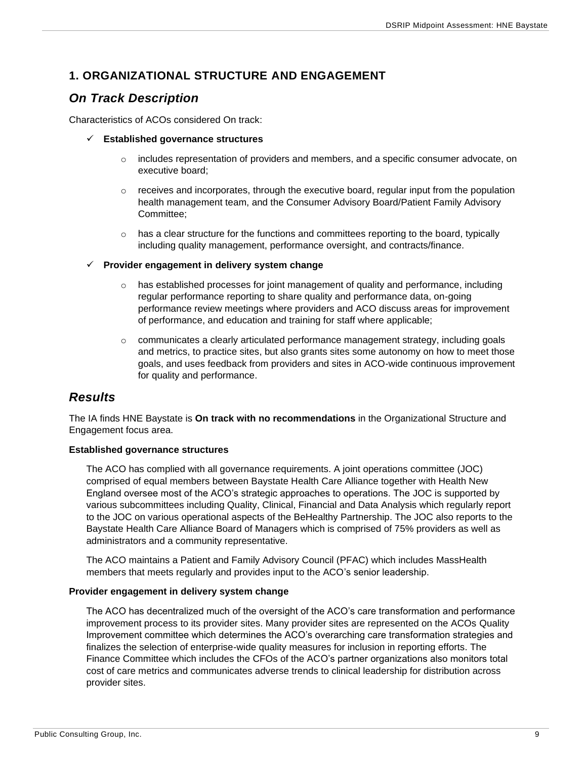## 1. ORGANIZATIONAL STRUCTURE AND ENGAGEMENT

### *On Track Description*

Characteristics of ACOs considered On track:

- ✓ **Established governance structures**
  - includes representation of providers and members, and a specific consumer advocate, on executive board;
  - receives and incorporates, through the executive board, regular input from the population health management team, and the Consumer Advisory Board/Patient Family Advisory Committee;
  - has a clear structure for the functions and committees reporting to the board, typically including quality management, performance oversight, and contracts/finance.
- ✓ **Provider engagement in delivery system change**
  - has established processes for joint management of quality and performance, including regular performance reporting to share quality and performance data, on-going performance review meetings where providers and ACO discuss areas for improvement of performance, and education and training for staff where applicable;
  - communicates a clearly articulated performance management strategy, including goals and metrics, to practice sites, but also grants sites some autonomy on how to meet those goals, and uses feedback from providers and sites in ACO-wide continuous improvement for quality and performance.

## *Results*

The IA finds HNE Baystate is **On track with no recommendations** in the Organizational Structure and Engagement focus area.

**Established governance structures**

The ACO has complied with all governance requirements. A joint operations committee (JOC) comprised of equal members between Baystate Health Care Alliance together with Health New England oversee most of the ACO's strategic approaches to operations. The JOC is supported by various subcommittees including Quality, Clinical, Financial and Data Analysis which regularly report to the JOC on various operational aspects of the BeHealthy Partnership. The JOC also reports to the Baystate Health Care Alliance Board of Managers which is comprised of 75% providers as well as administrators and a community representative.

The ACO maintains a Patient and Family Advisory Council (PFAC) which includes MassHealth members that meets regularly and provides input to the ACO's senior leadership.

**Provider engagement in delivery system change**

The ACO has decentralized much of the oversight of the ACO's care transformation and performance improvement process to its provider sites. Many provider sites are represented on the ACOs Quality Improvement committee which determines the ACO's overarching care transformation strategies and finalizes the selection of enterprise-wide quality measures for inclusion in reporting efforts. The Finance Committee which includes the CFOs of the ACO's partner organizations also monitors total cost of care metrics and communicates adverse trends to clinical leadership for distribution across provider sites.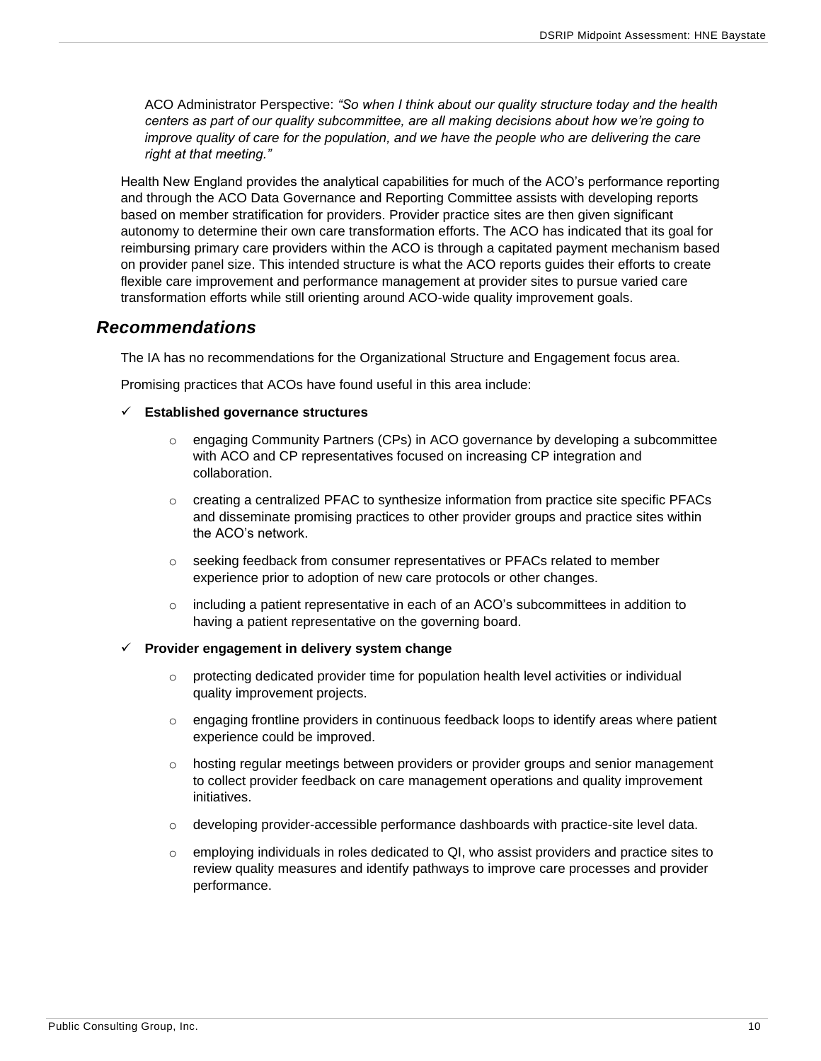ACO Administrator Perspective: *"So when I think about our quality structure today and the health centers as part of our quality subcommittee, are all making decisions about how we're going to improve quality of care for the population, and we have the people who are delivering the care right at that meeting."*

Health New England provides the analytical capabilities for much of the ACO's performance reporting and through the ACO Data Governance and Reporting Committee assists with developing reports based on member stratification for providers. Provider practice sites are then given significant autonomy to determine their own care transformation efforts. The ACO has indicated that its goal for reimbursing primary care providers within the ACO is through a capitated payment mechanism based on provider panel size. This intended structure is what the ACO reports guides their efforts to create flexible care improvement and performance management at provider sites to pursue varied care transformation efforts while still orienting around ACO-wide quality improvement goals.

## *Recommendations*

The IA has no recommendations for the Organizational Structure and Engagement focus area.

Promising practices that ACOs have found useful in this area include:

- ✓ **Established governance structures**
  - engaging Community Partners (CPs) in ACO governance by developing a subcommittee with ACO and CP representatives focused on increasing CP integration and collaboration.
  - creating a centralized PFAC to synthesize information from practice site specific PFACs and disseminate promising practices to other provider groups and practice sites within the ACO's network.
  - seeking feedback from consumer representatives or PFACs related to member experience prior to adoption of new care protocols or other changes.
  - including a patient representative in each of an ACO's subcommittees in addition to having a patient representative on the governing board.
- ✓ **Provider engagement in delivery system change**
  - protecting dedicated provider time for population health level activities or individual quality improvement projects.
  - engaging frontline providers in continuous feedback loops to identify areas where patient experience could be improved.
  - hosting regular meetings between providers or provider groups and senior management to collect provider feedback on care management operations and quality improvement initiatives.
  - developing provider-accessible performance dashboards with practice-site level data.
  - employing individuals in roles dedicated to QI, who assist providers and practice sites to review quality measures and identify pathways to improve care processes and provider performance.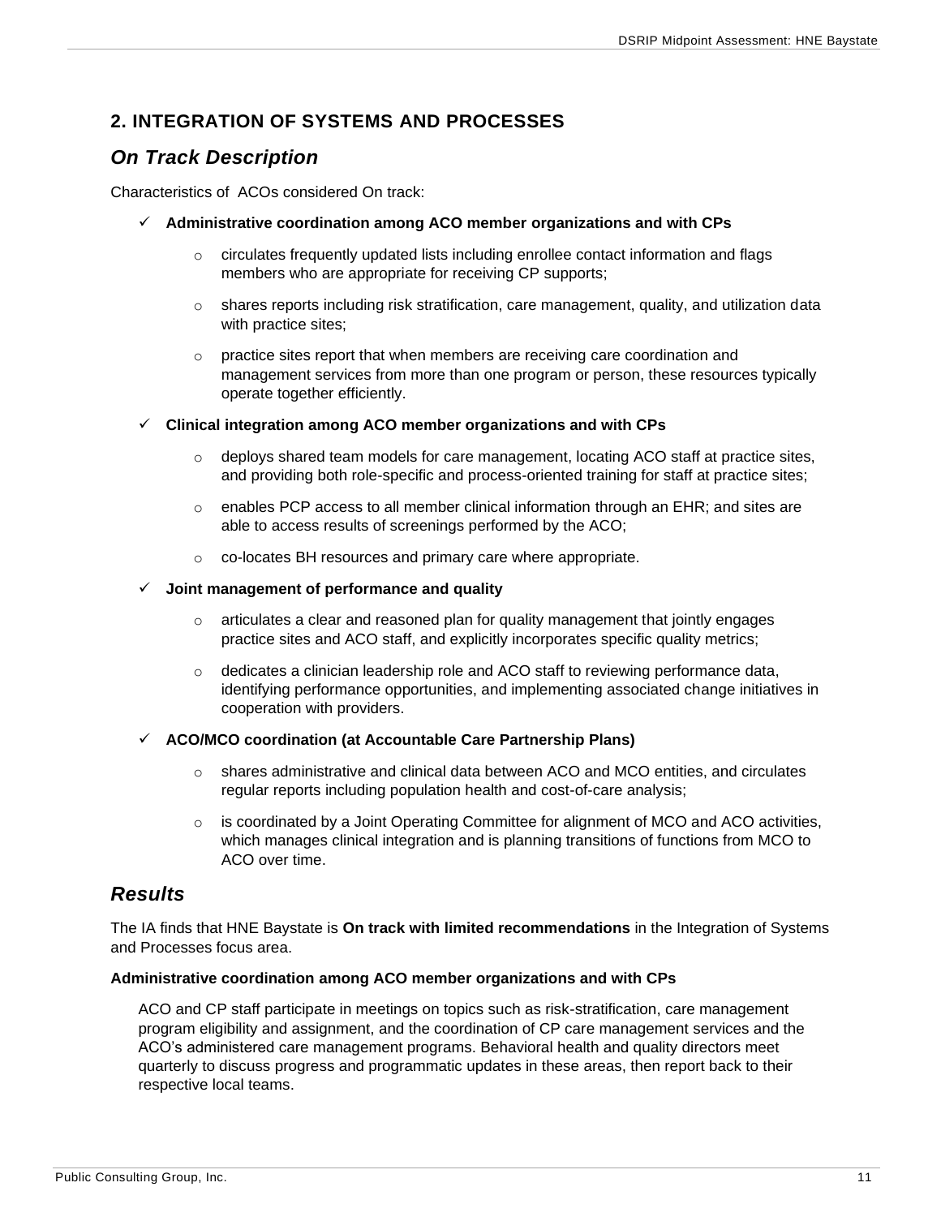## 2. INTEGRATION OF SYSTEMS AND PROCESSES

### *On Track Description*

Characteristics of ACOs considered On track:

- ✓ **Administrative coordination among ACO member organizations and with CPs**
  - circulates frequently updated lists including enrollee contact information and flags members who are appropriate for receiving CP supports;
  - shares reports including risk stratification, care management, quality, and utilization data with practice sites;
  - practice sites report that when members are receiving care coordination and management services from more than one program or person, these resources typically operate together efficiently.
- ✓ **Clinical integration among ACO member organizations and with CPs**
  - deploys shared team models for care management, locating ACO staff at practice sites, and providing both role-specific and process-oriented training for staff at practice sites;
  - enables PCP access to all member clinical information through an EHR; and sites are able to access results of screenings performed by the ACO;
  - co-locates BH resources and primary care where appropriate.
- ✓ **Joint management of performance and quality**
  - articulates a clear and reasoned plan for quality management that jointly engages practice sites and ACO staff, and explicitly incorporates specific quality metrics;
  - dedicates a clinician leadership role and ACO staff to reviewing performance data, identifying performance opportunities, and implementing associated change initiatives in cooperation with providers.
- ✓ **ACO/MCO coordination (at Accountable Care Partnership Plans)**
  - shares administrative and clinical data between ACO and MCO entities, and circulates regular reports including population health and cost-of-care analysis;
  - is coordinated by a Joint Operating Committee for alignment of MCO and ACO activities, which manages clinical integration and is planning transitions of functions from MCO to ACO over time.

### *Results*

The IA finds that HNE Baystate is **On track with limited recommendations** in the Integration of Systems and Processes focus area.

**Administrative coordination among ACO member organizations and with CPs**

ACO and CP staff participate in meetings on topics such as risk-stratification, care management program eligibility and assignment, and the coordination of CP care management services and the ACO's administered care management programs. Behavioral health and quality directors meet quarterly to discuss progress and programmatic updates in these areas, then report back to their respective local teams.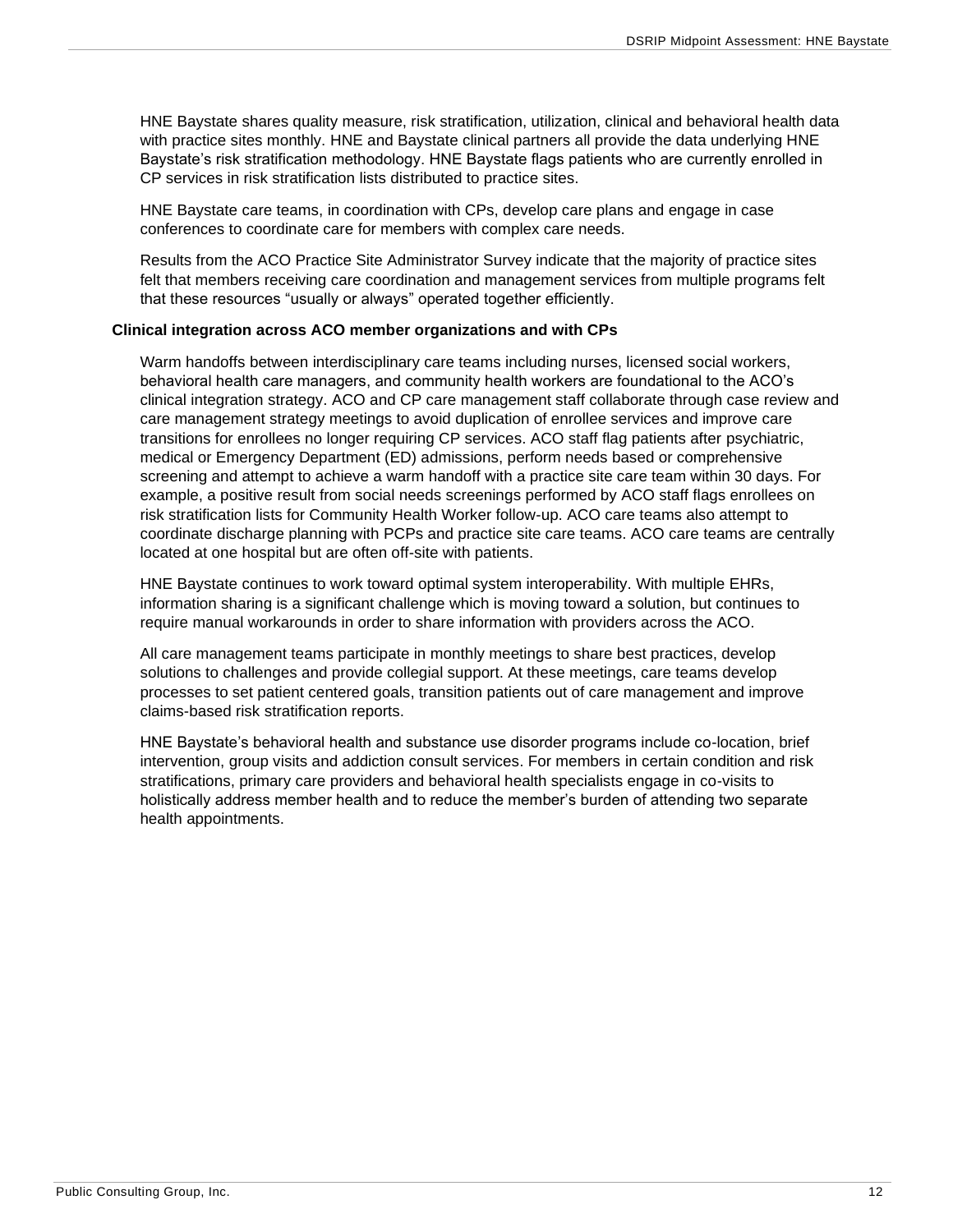HNE Baystate shares quality measure, risk stratification, utilization, clinical and behavioral health data with practice sites monthly. HNE and Baystate clinical partners all provide the data underlying HNE Baystate's risk stratification methodology. HNE Baystate flags patients who are currently enrolled in CP services in risk stratification lists distributed to practice sites.

HNE Baystate care teams, in coordination with CPs, develop care plans and engage in case conferences to coordinate care for members with complex care needs.

Results from the ACO Practice Site Administrator Survey indicate that the majority of practice sites felt that members receiving care coordination and management services from multiple programs felt that these resources "usually or always" operated together efficiently.

**Clinical integration across ACO member organizations and with CPs**

Warm handoffs between interdisciplinary care teams including nurses, licensed social workers, behavioral health care managers, and community health workers are foundational to the ACO's clinical integration strategy. ACO and CP care management staff collaborate through case review and care management strategy meetings to avoid duplication of enrollee services and improve care transitions for enrollees no longer requiring CP services. ACO staff flag patients after psychiatric, medical or Emergency Department (ED) admissions, perform needs based or comprehensive screening and attempt to achieve a warm handoff with a practice site care team within 30 days. For example, a positive result from social needs screenings performed by ACO staff flags enrollees on risk stratification lists for Community Health Worker follow-up. ACO care teams also attempt to coordinate discharge planning with PCPs and practice site care teams. ACO care teams are centrally located at one hospital but are often off-site with patients.

HNE Baystate continues to work toward optimal system interoperability. With multiple EHRs, information sharing is a significant challenge which is moving toward a solution, but continues to require manual workarounds in order to share information with providers across the ACO.

All care management teams participate in monthly meetings to share best practices, develop solutions to challenges and provide collegial support. At these meetings, care teams develop processes to set patient centered goals, transition patients out of care management and improve claims-based risk stratification reports.

HNE Baystate's behavioral health and substance use disorder programs include co-location, brief intervention, group visits and addiction consult services. For members in certain condition and risk stratifications, primary care providers and behavioral health specialists engage in co-visits to holistically address member health and to reduce the member's burden of attending two separate health appointments.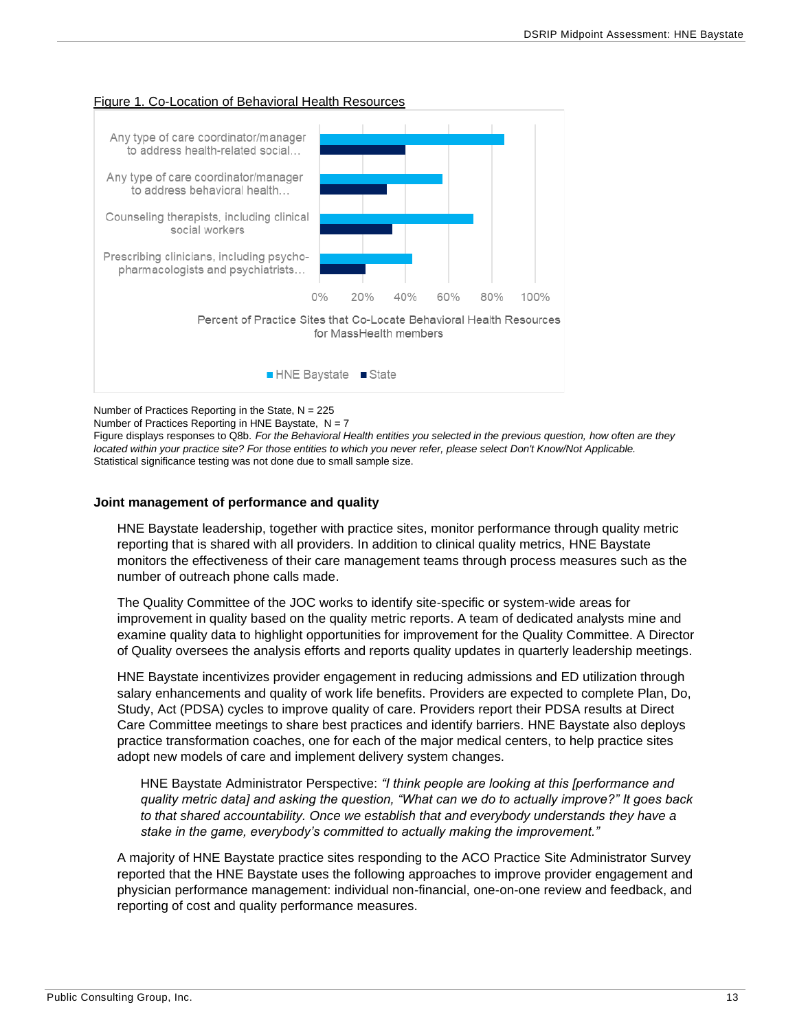Figure 1. Co-Location of Behavioral Health Resources

Number of Practices Reporting in the State, N = 225

Number of Practices Reporting in HNE Baystate, N = 7

Figure displays responses to Q8b. *For the Behavioral Health entities you selected in the previous question, how often are they located within your practice site? For those entities to which you never refer, please select Don't Know/Not Applicable.*

Statistical significance testing was not done due to small sample size.

### Joint management of performance and quality

HNE Baystate leadership, together with practice sites, monitor performance through quality metric reporting that is shared with all providers. In addition to clinical quality metrics, HNE Baystate monitors the effectiveness of their care management teams through process measures such as the number of outreach phone calls made.

The Quality Committee of the JOC works to identify site-specific or system-wide areas for improvement in quality based on the quality metric reports. A team of dedicated analysts mine and examine quality data to highlight opportunities for improvement for the Quality Committee. A Director of Quality oversees the analysis efforts and reports quality updates in quarterly leadership meetings.

HNE Baystate incentivizes provider engagement in reducing admissions and ED utilization through salary enhancements and quality of work life benefits. Providers are expected to complete Plan, Do, Study, Act (PDSA) cycles to improve quality of care. Providers report their PDSA results at Direct Care Committee meetings to share best practices and identify barriers. HNE Baystate also deploys practice transformation coaches, one for each of the major medical centers, to help practice sites adopt new models of care and implement delivery system changes.

> HNE Baystate Administrator Perspective: *"I think people are looking at this [performance and quality metric data] and asking the question, "What can we do to actually improve?" It goes back to that shared accountability. Once we establish that and everybody understands they have a stake in the game, everybody's committed to actually making the improvement."*

A majority of HNE Baystate practice sites responding to the ACO Practice Site Administrator Survey reported that the HNE Baystate uses the following approaches to improve provider engagement and physician performance management: individual non-financial, one-on-one review and feedback, and reporting of cost and quality performance measures.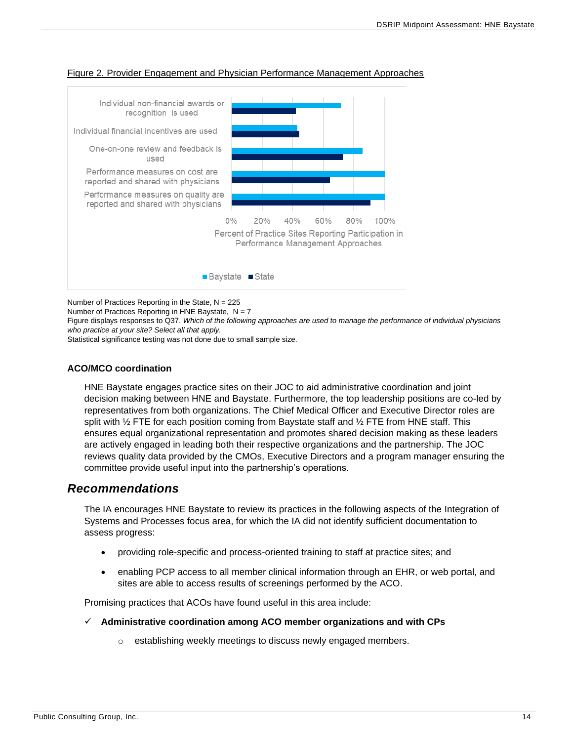Figure 2. Provider Engagement and Physician Performance Management Approaches

Number of Practices Reporting in the State, N = 225
Number of Practices Reporting in HNE Baystate, N = 7
Figure displays responses to Q37. *Which of the following approaches are used to manage the performance of individual physicians who practice at your site? Select all that apply.*
Statistical significance testing was not done due to small sample size.

#### ACO/MCO coordination

HNE Baystate engages practice sites on their JOC to aid administrative coordination and joint decision making between HNE and Baystate. Furthermore, the top leadership positions are co-led by representatives from both organizations. The Chief Medical Officer and Executive Director roles are split with ½ FTE for each position coming from Baystate staff and ½ FTE from HNE staff. This ensures equal organizational representation and promotes shared decision making as these leaders are actively engaged in leading both their respective organizations and the partnership. The JOC reviews quality data provided by the CMOs, Executive Directors and a program manager ensuring the committee provide useful input into the partnership's operations.

### *Recommendations*

The IA encourages HNE Baystate to review its practices in the following aspects of the Integration of Systems and Processes focus area, for which the IA did not identify sufficient documentation to assess progress:

- providing role-specific and process-oriented training to staff at practice sites; and
- enabling PCP access to all member clinical information through an EHR, or web portal, and sites are able to access results of screenings performed by the ACO.

Promising practices that ACOs have found useful in this area include:

✓ **Administrative coordination among ACO member organizations and with CPs**

- establishing weekly meetings to discuss newly engaged members.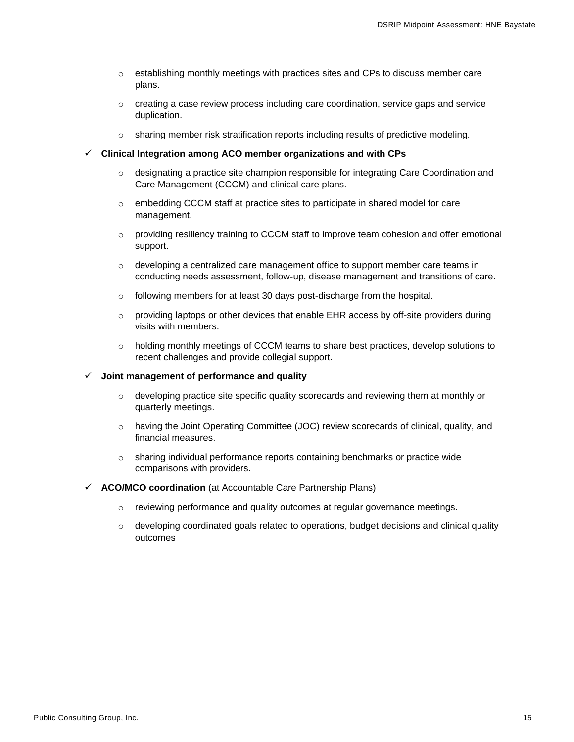- establishing monthly meetings with practices sites and CPs to discuss member care plans.
  - creating a case review process including care coordination, service gaps and service duplication.
  - sharing member risk stratification reports including results of predictive modeling.

- ✓ **Clinical Integration among ACO member organizations and with CPs**
  - designating a practice site champion responsible for integrating Care Coordination and Care Management (CCCM) and clinical care plans.
  - embedding CCCM staff at practice sites to participate in shared model for care management.
  - providing resiliency training to CCCM staff to improve team cohesion and offer emotional support.
  - developing a centralized care management office to support member care teams in conducting needs assessment, follow-up, disease management and transitions of care.
  - following members for at least 30 days post-discharge from the hospital.
  - providing laptops or other devices that enable EHR access by off-site providers during visits with members.
  - holding monthly meetings of CCCM teams to share best practices, develop solutions to recent challenges and provide collegial support.

- ✓ **Joint management of performance and quality**
  - developing practice site specific quality scorecards and reviewing them at monthly or quarterly meetings.
  - having the Joint Operating Committee (JOC) review scorecards of clinical, quality, and financial measures.
  - sharing individual performance reports containing benchmarks or practice wide comparisons with providers.

- ✓ **ACO/MCO coordination** (at Accountable Care Partnership Plans)
  - reviewing performance and quality outcomes at regular governance meetings.
  - developing coordinated goals related to operations, budget decisions and clinical quality outcomes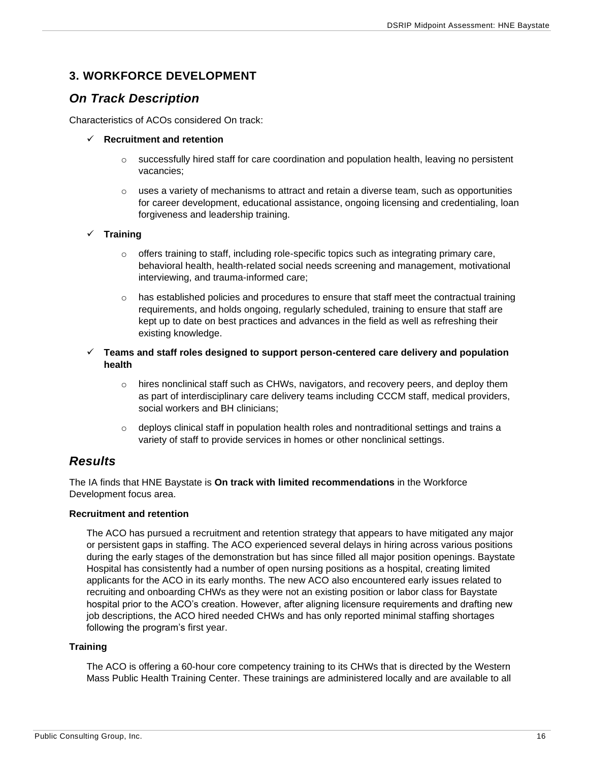## 3. WORKFORCE DEVELOPMENT

### *On Track Description*

Characteristics of ACOs considered On track:

- ✓ **Recruitment and retention**
  - successfully hired staff for care coordination and population health, leaving no persistent vacancies;
  - uses a variety of mechanisms to attract and retain a diverse team, such as opportunities for career development, educational assistance, ongoing licensing and credentialing, loan forgiveness and leadership training.
- ✓ **Training**
  - offers training to staff, including role-specific topics such as integrating primary care, behavioral health, health-related social needs screening and management, motivational interviewing, and trauma-informed care;
  - has established policies and procedures to ensure that staff meet the contractual training requirements, and holds ongoing, regularly scheduled, training to ensure that staff are kept up to date on best practices and advances in the field as well as refreshing their existing knowledge.
- ✓ **Teams and staff roles designed to support person-centered care delivery and population health**
  - hires nonclinical staff such as CHWs, navigators, and recovery peers, and deploy them as part of interdisciplinary care delivery teams including CCCM staff, medical providers, social workers and BH clinicians;
  - deploys clinical staff in population health roles and nontraditional settings and trains a variety of staff to provide services in homes or other nonclinical settings.

### *Results*

The IA finds that HNE Baystate is **On track with limited recommendations** in the Workforce Development focus area.

**Recruitment and retention**

The ACO has pursued a recruitment and retention strategy that appears to have mitigated any major or persistent gaps in staffing. The ACO experienced several delays in hiring across various positions during the early stages of the demonstration but has since filled all major position openings. Baystate Hospital has consistently had a number of open nursing positions as a hospital, creating limited applicants for the ACO in its early months. The new ACO also encountered early issues related to recruiting and onboarding CHWs as they were not an existing position or labor class for Baystate hospital prior to the ACO's creation. However, after aligning licensure requirements and drafting new job descriptions, the ACO hired needed CHWs and has only reported minimal staffing shortages following the program's first year.

**Training**

The ACO is offering a 60-hour core competency training to its CHWs that is directed by the Western Mass Public Health Training Center. These trainings are administered locally and are available to all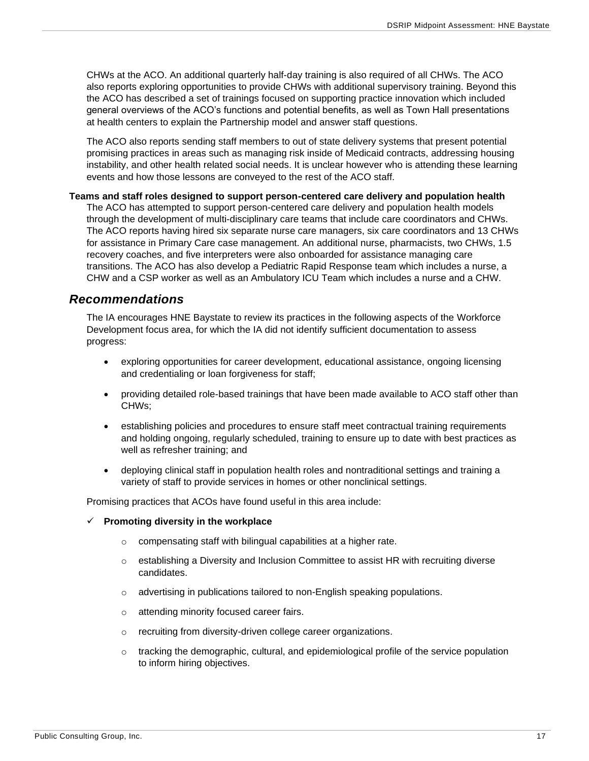CHWs at the ACO. An additional quarterly half-day training is also required of all CHWs. The ACO also reports exploring opportunities to provide CHWs with additional supervisory training. Beyond this the ACO has described a set of trainings focused on supporting practice innovation which included general overviews of the ACO's functions and potential benefits, as well as Town Hall presentations at health centers to explain the Partnership model and answer staff questions.

The ACO also reports sending staff members to out of state delivery systems that present potential promising practices in areas such as managing risk inside of Medicaid contracts, addressing housing instability, and other health related social needs. It is unclear however who is attending these learning events and how those lessons are conveyed to the rest of the ACO staff.

**Teams and staff roles designed to support person-centered care delivery and population health**

The ACO has attempted to support person-centered care delivery and population health models through the development of multi-disciplinary care teams that include care coordinators and CHWs. The ACO reports having hired six separate nurse care managers, six care coordinators and 13 CHWs for assistance in Primary Care case management. An additional nurse, pharmacists, two CHWs, 1.5 recovery coaches, and five interpreters were also onboarded for assistance managing care transitions. The ACO has also develop a Pediatric Rapid Response team which includes a nurse, a CHW and a CSP worker as well as an Ambulatory ICU Team which includes a nurse and a CHW.

## *Recommendations*

The IA encourages HNE Baystate to review its practices in the following aspects of the Workforce Development focus area, for which the IA did not identify sufficient documentation to assess progress:

- exploring opportunities for career development, educational assistance, ongoing licensing and credentialing or loan forgiveness for staff;
- providing detailed role-based trainings that have been made available to ACO staff other than CHWs;
- establishing policies and procedures to ensure staff meet contractual training requirements and holding ongoing, regularly scheduled, training to ensure up to date with best practices as well as refresher training; and
- deploying clinical staff in population health roles and nontraditional settings and training a variety of staff to provide services in homes or other nonclinical settings.

Promising practices that ACOs have found useful in this area include:

✓ **Promoting diversity in the workplace**

- compensating staff with bilingual capabilities at a higher rate.
- establishing a Diversity and Inclusion Committee to assist HR with recruiting diverse candidates.
- advertising in publications tailored to non-English speaking populations.
- attending minority focused career fairs.
- recruiting from diversity-driven college career organizations.
- tracking the demographic, cultural, and epidemiological profile of the service population to inform hiring objectives.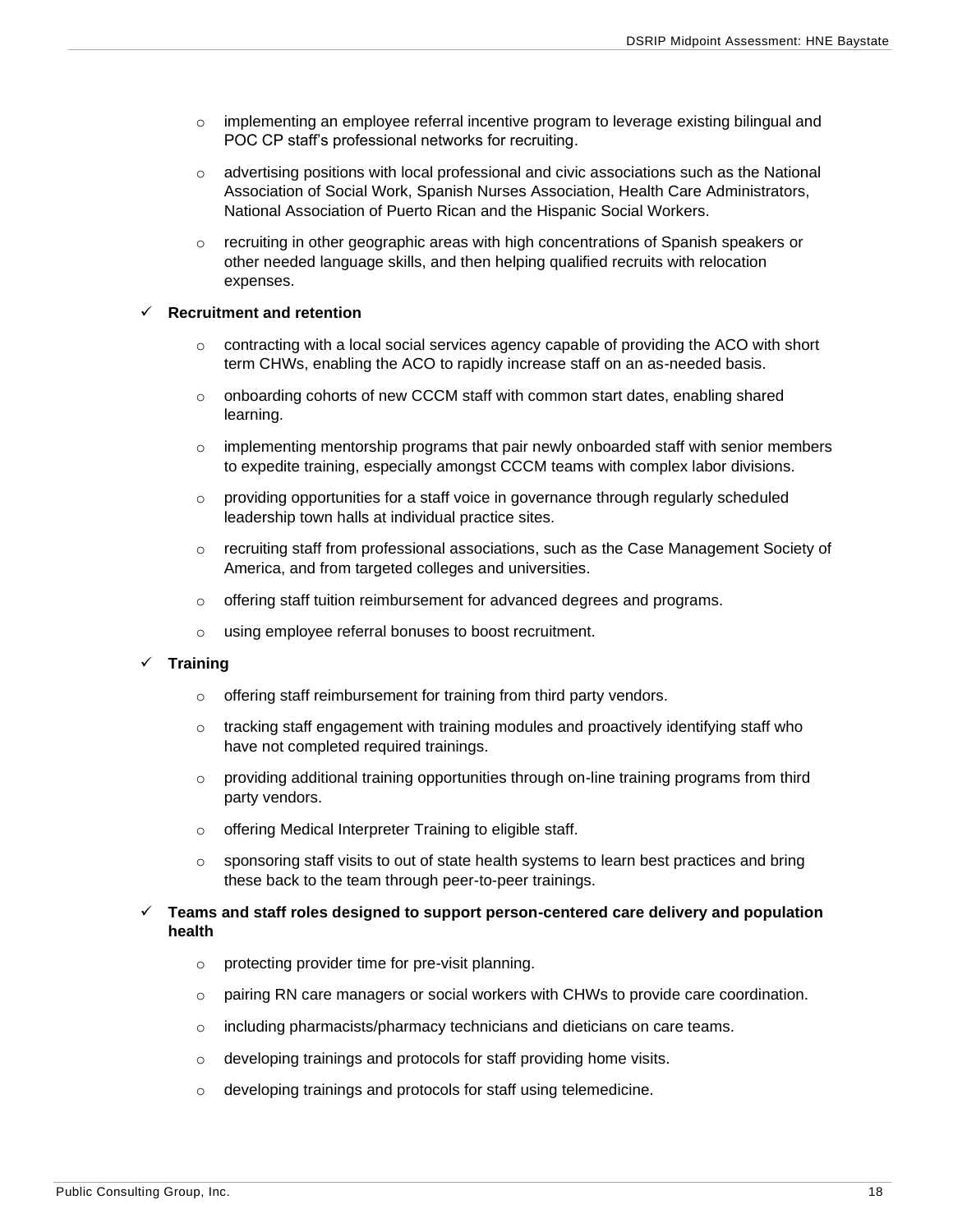- implementing an employee referral incentive program to leverage existing bilingual and POC CP staff's professional networks for recruiting.
- advertising positions with local professional and civic associations such as the National Association of Social Work, Spanish Nurses Association, Health Care Administrators, National Association of Puerto Rican and the Hispanic Social Workers.
- recruiting in other geographic areas with high concentrations of Spanish speakers or other needed language skills, and then helping qualified recruits with relocation expenses.

✓ **Recruitment and retention**

- contracting with a local social services agency capable of providing the ACO with short term CHWs, enabling the ACO to rapidly increase staff on an as-needed basis.
- onboarding cohorts of new CCCM staff with common start dates, enabling shared learning.
- implementing mentorship programs that pair newly onboarded staff with senior members to expedite training, especially amongst CCCM teams with complex labor divisions.
- providing opportunities for a staff voice in governance through regularly scheduled leadership town halls at individual practice sites.
- recruiting staff from professional associations, such as the Case Management Society of America, and from targeted colleges and universities.
- offering staff tuition reimbursement for advanced degrees and programs.
- using employee referral bonuses to boost recruitment.

✓ **Training**

- offering staff reimbursement for training from third party vendors.
- tracking staff engagement with training modules and proactively identifying staff who have not completed required trainings.
- providing additional training opportunities through on-line training programs from third party vendors.
- offering Medical Interpreter Training to eligible staff.
- sponsoring staff visits to out of state health systems to learn best practices and bring these back to the team through peer-to-peer trainings.

✓ **Teams and staff roles designed to support person-centered care delivery and population health**

- protecting provider time for pre-visit planning.
- pairing RN care managers or social workers with CHWs to provide care coordination.
- including pharmacists/pharmacy technicians and dieticians on care teams.
- developing trainings and protocols for staff providing home visits.
- developing trainings and protocols for staff using telemedicine.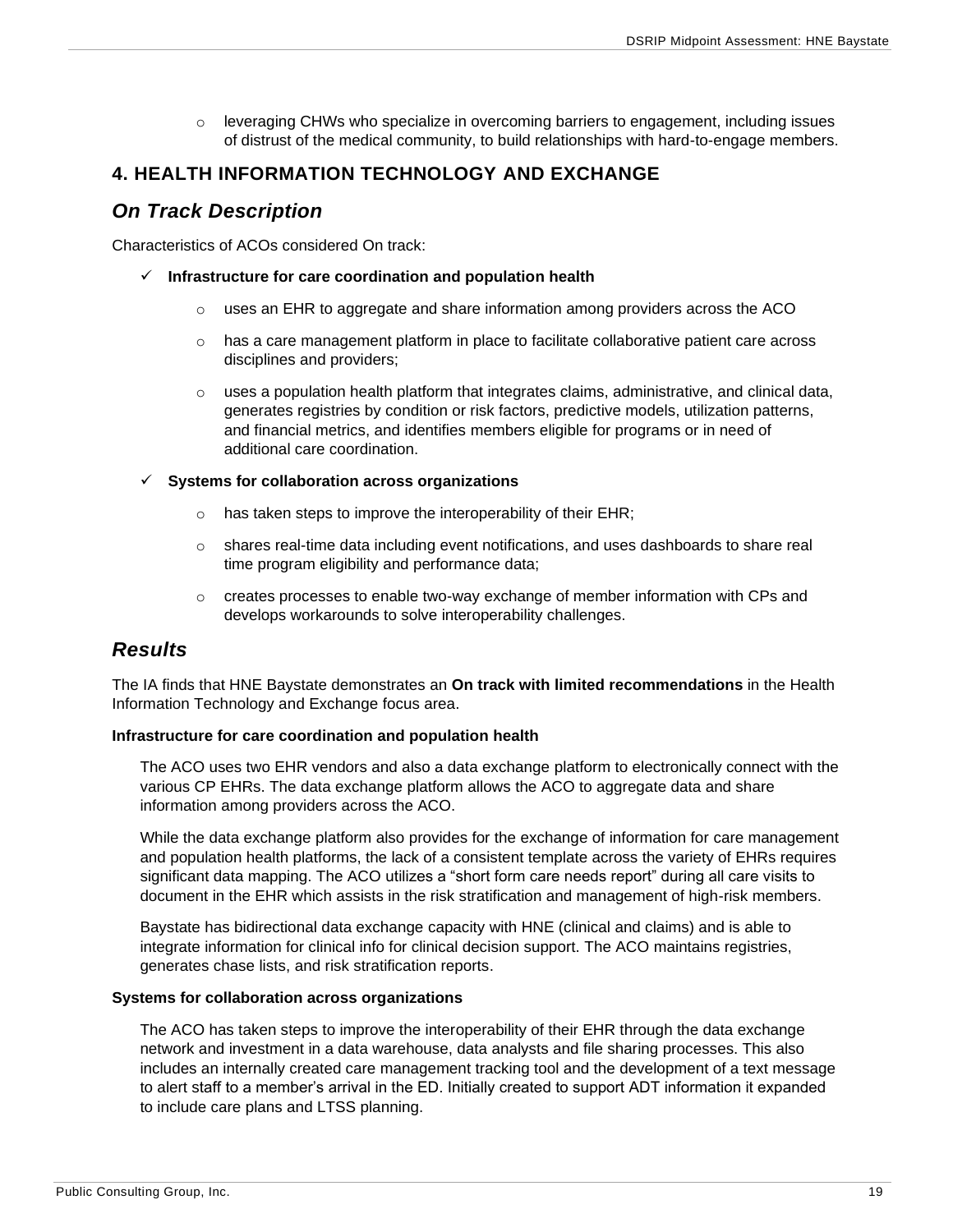- leveraging CHWs who specialize in overcoming barriers to engagement, including issues of distrust of the medical community, to build relationships with hard-to-engage members.

## 4. HEALTH INFORMATION TECHNOLOGY AND EXCHANGE

### *On Track Description*

Characteristics of ACOs considered On track:

- ✓ **Infrastructure for care coordination and population health**
  - uses an EHR to aggregate and share information among providers across the ACO
  - has a care management platform in place to facilitate collaborative patient care across disciplines and providers;
  - uses a population health platform that integrates claims, administrative, and clinical data, generates registries by condition or risk factors, predictive models, utilization patterns, and financial metrics, and identifies members eligible for programs or in need of additional care coordination.
- ✓ **Systems for collaboration across organizations**
  - has taken steps to improve the interoperability of their EHR;
  - shares real-time data including event notifications, and uses dashboards to share real time program eligibility and performance data;
  - creates processes to enable two-way exchange of member information with CPs and develops workarounds to solve interoperability challenges.

### *Results*

The IA finds that HNE Baystate demonstrates an **On track with limited recommendations** in the Health Information Technology and Exchange focus area.

**Infrastructure for care coordination and population health**

The ACO uses two EHR vendors and also a data exchange platform to electronically connect with the various CP EHRs. The data exchange platform allows the ACO to aggregate data and share information among providers across the ACO.

While the data exchange platform also provides for the exchange of information for care management and population health platforms, the lack of a consistent template across the variety of EHRs requires significant data mapping. The ACO utilizes a "short form care needs report" during all care visits to document in the EHR which assists in the risk stratification and management of high-risk members.

Baystate has bidirectional data exchange capacity with HNE (clinical and claims) and is able to integrate information for clinical info for clinical decision support. The ACO maintains registries, generates chase lists, and risk stratification reports.

**Systems for collaboration across organizations**

The ACO has taken steps to improve the interoperability of their EHR through the data exchange network and investment in a data warehouse, data analysts and file sharing processes. This also includes an internally created care management tracking tool and the development of a text message to alert staff to a member's arrival in the ED. Initially created to support ADT information it expanded to include care plans and LTSS planning.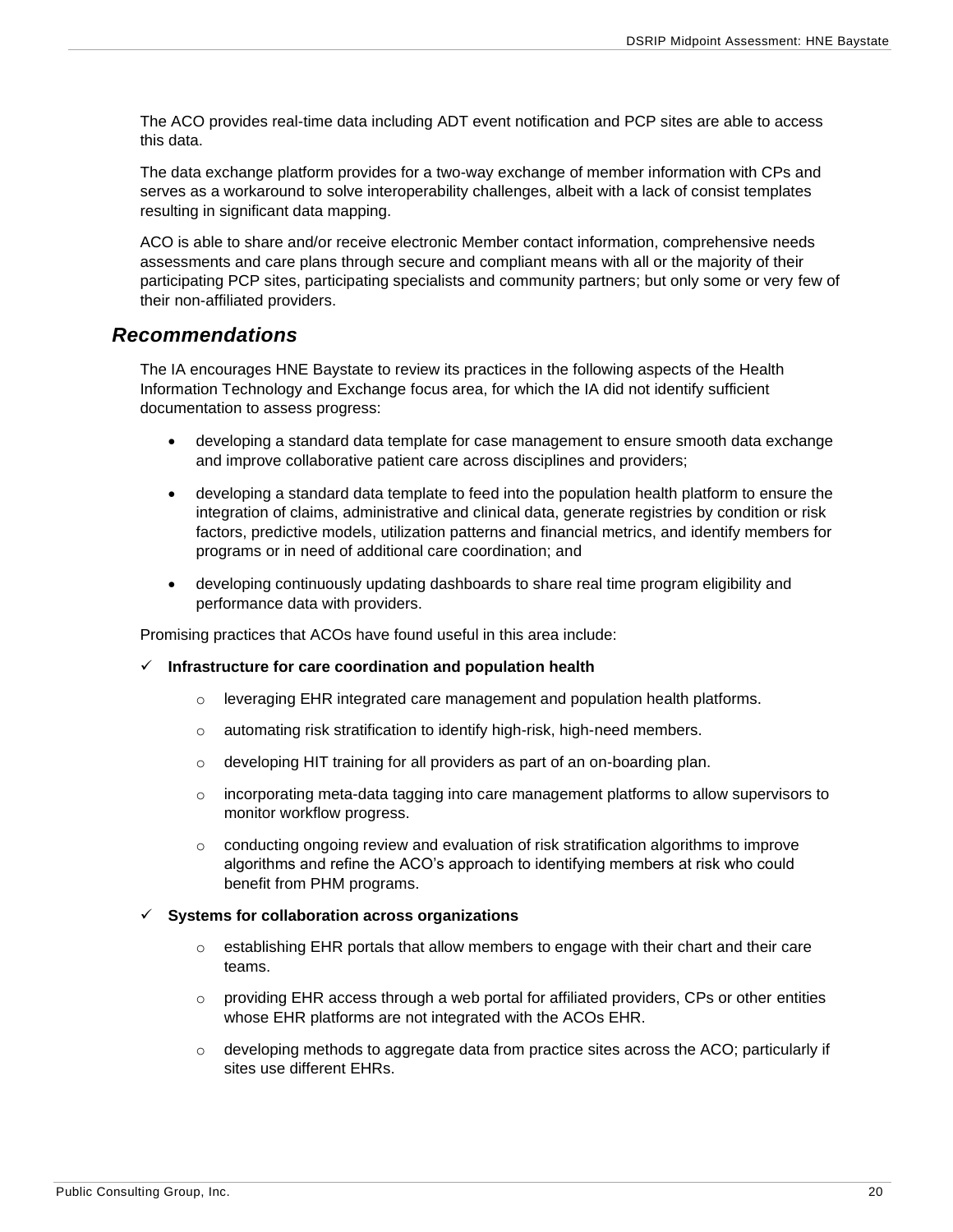The ACO provides real-time data including ADT event notification and PCP sites are able to access this data.

The data exchange platform provides for a two-way exchange of member information with CPs and serves as a workaround to solve interoperability challenges, albeit with a lack of consist templates resulting in significant data mapping.

ACO is able to share and/or receive electronic Member contact information, comprehensive needs assessments and care plans through secure and compliant means with all or the majority of their participating PCP sites, participating specialists and community partners; but only some or very few of their non-affiliated providers.

## *Recommendations*

The IA encourages HNE Baystate to review its practices in the following aspects of the Health Information Technology and Exchange focus area, for which the IA did not identify sufficient documentation to assess progress:

- developing a standard data template for case management to ensure smooth data exchange and improve collaborative patient care across disciplines and providers;
- developing a standard data template to feed into the population health platform to ensure the integration of claims, administrative and clinical data, generate registries by condition or risk factors, predictive models, utilization patterns and financial metrics, and identify members for programs or in need of additional care coordination; and
- developing continuously updating dashboards to share real time program eligibility and performance data with providers.

Promising practices that ACOs have found useful in this area include:

✓ **Infrastructure for care coordination and population health**

- leveraging EHR integrated care management and population health platforms.
- automating risk stratification to identify high-risk, high-need members.
- developing HIT training for all providers as part of an on-boarding plan.
- incorporating meta-data tagging into care management platforms to allow supervisors to monitor workflow progress.
- conducting ongoing review and evaluation of risk stratification algorithms to improve algorithms and refine the ACO's approach to identifying members at risk who could benefit from PHM programs.

✓ **Systems for collaboration across organizations**

- establishing EHR portals that allow members to engage with their chart and their care teams.
- providing EHR access through a web portal for affiliated providers, CPs or other entities whose EHR platforms are not integrated with the ACOs EHR.
- developing methods to aggregate data from practice sites across the ACO; particularly if sites use different EHRs.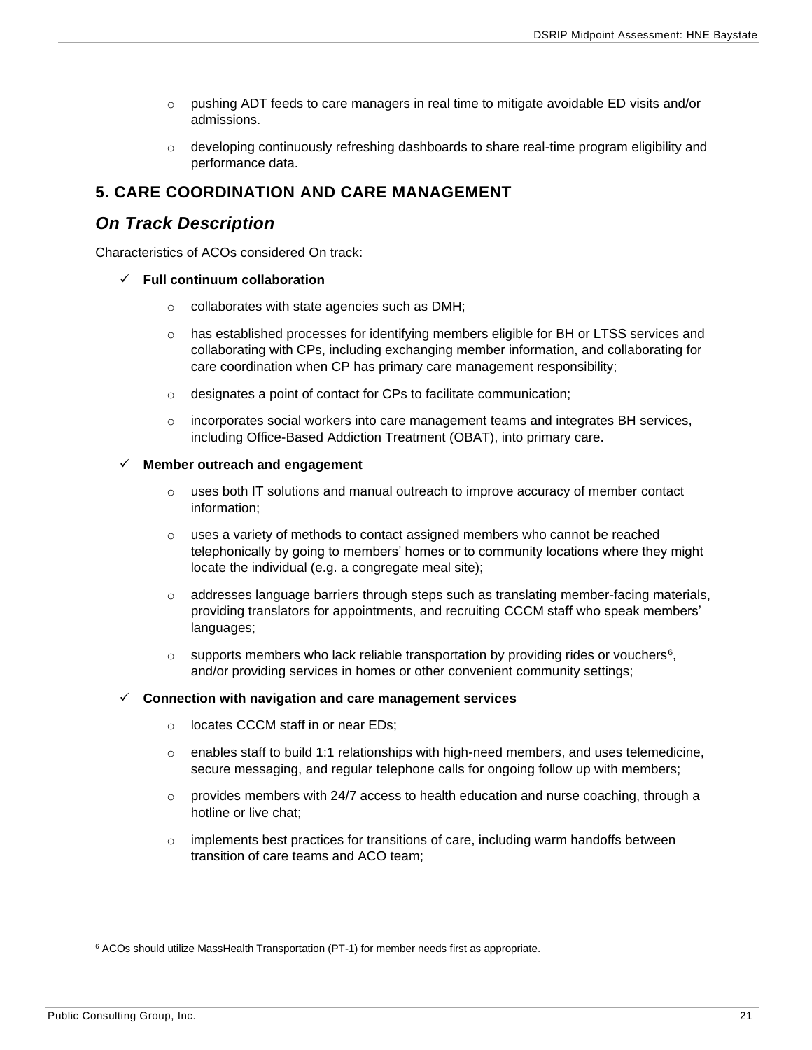- pushing ADT feeds to care managers in real time to mitigate avoidable ED visits and/or admissions.
- developing continuously refreshing dashboards to share real-time program eligibility and performance data.

## 5. CARE COORDINATION AND CARE MANAGEMENT

### *On Track Description*

Characteristics of ACOs considered On track:

- ✓ **Full continuum collaboration**
  - collaborates with state agencies such as DMH;
  - has established processes for identifying members eligible for BH or LTSS services and collaborating with CPs, including exchanging member information, and collaborating for care coordination when CP has primary care management responsibility;
  - designates a point of contact for CPs to facilitate communication;
  - incorporates social workers into care management teams and integrates BH services, including Office-Based Addiction Treatment (OBAT), into primary care.
- ✓ **Member outreach and engagement**
  - uses both IT solutions and manual outreach to improve accuracy of member contact information;
  - uses a variety of methods to contact assigned members who cannot be reached telephonically by going to members' homes or to community locations where they might locate the individual (e.g. a congregate meal site);
  - addresses language barriers through steps such as translating member-facing materials, providing translators for appointments, and recruiting CCCM staff who speak members' languages;
  - supports members who lack reliable transportation by providing rides or vouchers[6], and/or providing services in homes or other convenient community settings;
- ✓ **Connection with navigation and care management services**
  - locates CCCM staff in or near EDs;
  - enables staff to build 1:1 relationships with high-need members, and uses telemedicine, secure messaging, and regular telephone calls for ongoing follow up with members;
  - provides members with 24/7 access to health education and nurse coaching, through a hotline or live chat;
  - implements best practices for transitions of care, including warm handoffs between transition of care teams and ACO team;

---

[6] ACOs should utilize MassHealth Transportation (PT-1) for member needs first as appropriate.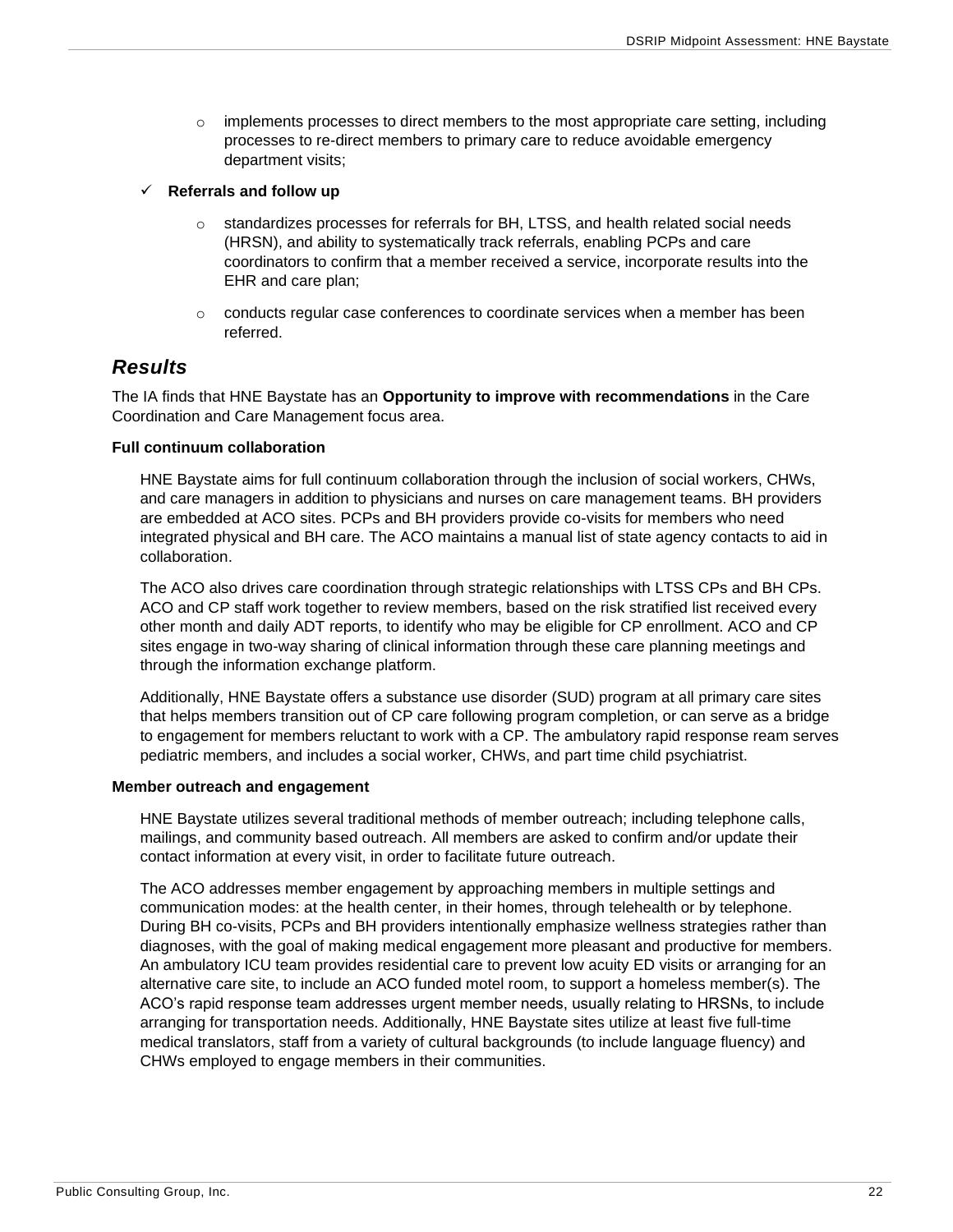- implements processes to direct members to the most appropriate care setting, including processes to re-direct members to primary care to reduce avoidable emergency department visits;

- ✓ **Referrals and follow up**
    - standardizes processes for referrals for BH, LTSS, and health related social needs (HRSN), and ability to systematically track referrals, enabling PCPs and care coordinators to confirm that a member received a service, incorporate results into the EHR and care plan;
    - conducts regular case conferences to coordinate services when a member has been referred.

## *Results*

The IA finds that HNE Baystate has an **Opportunity to improve with recommendations** in the Care Coordination and Care Management focus area.

**Full continuum collaboration**

HNE Baystate aims for full continuum collaboration through the inclusion of social workers, CHWs, and care managers in addition to physicians and nurses on care management teams. BH providers are embedded at ACO sites. PCPs and BH providers provide co-visits for members who need integrated physical and BH care. The ACO maintains a manual list of state agency contacts to aid in collaboration.

The ACO also drives care coordination through strategic relationships with LTSS CPs and BH CPs. ACO and CP staff work together to review members, based on the risk stratified list received every other month and daily ADT reports, to identify who may be eligible for CP enrollment. ACO and CP sites engage in two-way sharing of clinical information through these care planning meetings and through the information exchange platform.

Additionally, HNE Baystate offers a substance use disorder (SUD) program at all primary care sites that helps members transition out of CP care following program completion, or can serve as a bridge to engagement for members reluctant to work with a CP. The ambulatory rapid response ream serves pediatric members, and includes a social worker, CHWs, and part time child psychiatrist.

**Member outreach and engagement**

HNE Baystate utilizes several traditional methods of member outreach; including telephone calls, mailings, and community based outreach. All members are asked to confirm and/or update their contact information at every visit, in order to facilitate future outreach.

The ACO addresses member engagement by approaching members in multiple settings and communication modes: at the health center, in their homes, through telehealth or by telephone. During BH co-visits, PCPs and BH providers intentionally emphasize wellness strategies rather than diagnoses, with the goal of making medical engagement more pleasant and productive for members. An ambulatory ICU team provides residential care to prevent low acuity ED visits or arranging for an alternative care site, to include an ACO funded motel room, to support a homeless member(s). The ACO's rapid response team addresses urgent member needs, usually relating to HRSNs, to include arranging for transportation needs. Additionally, HNE Baystate sites utilize at least five full-time medical translators, staff from a variety of cultural backgrounds (to include language fluency) and CHWs employed to engage members in their communities.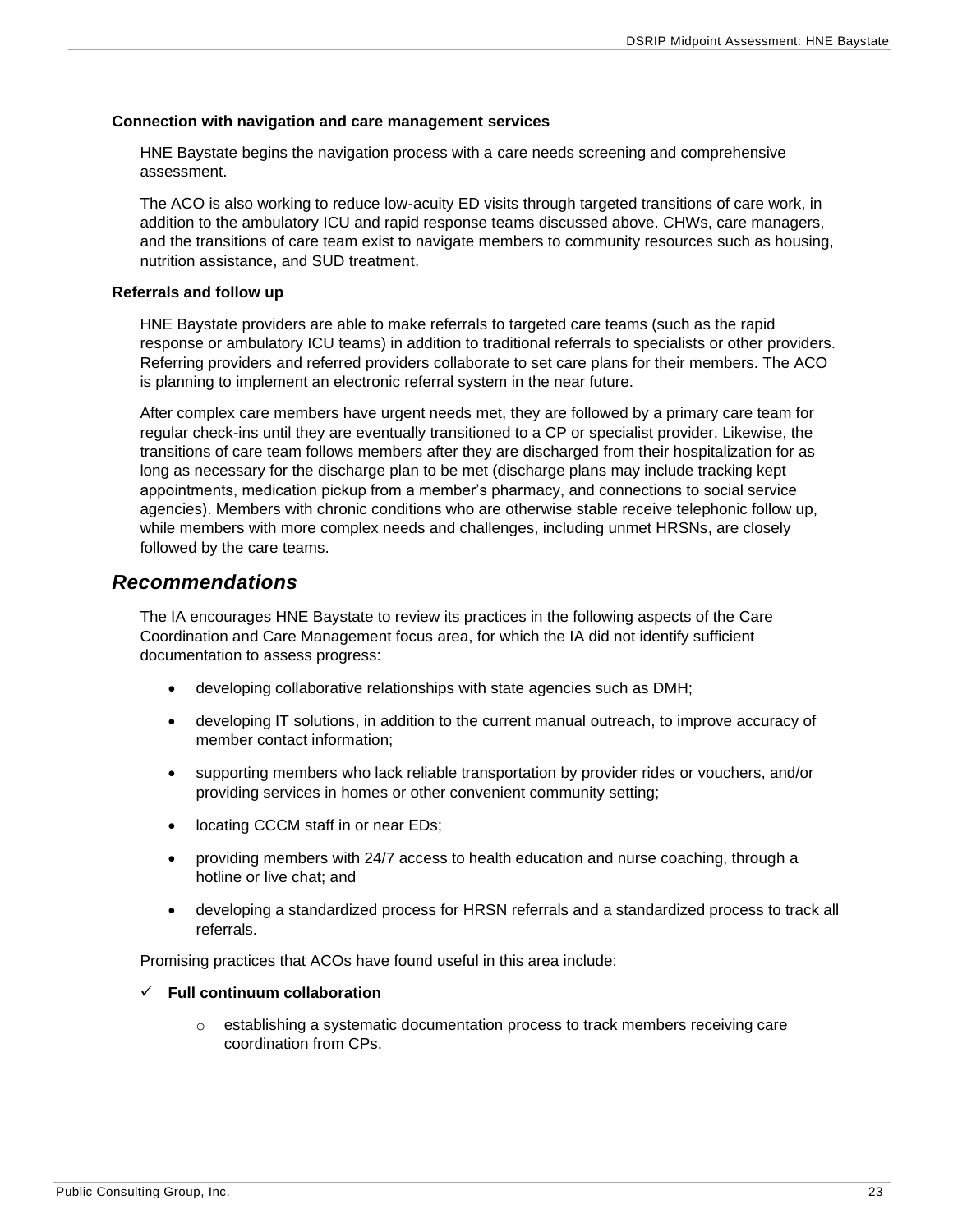#### Connection with navigation and care management services

HNE Baystate begins the navigation process with a care needs screening and comprehensive assessment.

The ACO is also working to reduce low-acuity ED visits through targeted transitions of care work, in addition to the ambulatory ICU and rapid response teams discussed above. CHWs, care managers, and the transitions of care team exist to navigate members to community resources such as housing, nutrition assistance, and SUD treatment.

#### Referrals and follow up

HNE Baystate providers are able to make referrals to targeted care teams (such as the rapid response or ambulatory ICU teams) in addition to traditional referrals to specialists or other providers. Referring providers and referred providers collaborate to set care plans for their members. The ACO is planning to implement an electronic referral system in the near future.

After complex care members have urgent needs met, they are followed by a primary care team for regular check-ins until they are eventually transitioned to a CP or specialist provider. Likewise, the transitions of care team follows members after they are discharged from their hospitalization for as long as necessary for the discharge plan to be met (discharge plans may include tracking kept appointments, medication pickup from a member's pharmacy, and connections to social service agencies). Members with chronic conditions who are otherwise stable receive telephonic follow up, while members with more complex needs and challenges, including unmet HRSNs, are closely followed by the care teams.

### *Recommendations*

The IA encourages HNE Baystate to review its practices in the following aspects of the Care Coordination and Care Management focus area, for which the IA did not identify sufficient documentation to assess progress:

- developing collaborative relationships with state agencies such as DMH;
- developing IT solutions, in addition to the current manual outreach, to improve accuracy of member contact information;
- supporting members who lack reliable transportation by provider rides or vouchers, and/or providing services in homes or other convenient community setting;
- locating CCCM staff in or near EDs;
- providing members with 24/7 access to health education and nurse coaching, through a hotline or live chat; and
- developing a standardized process for HRSN referrals and a standardized process to track all referrals.

Promising practices that ACOs have found useful in this area include:

- ✓ **Full continuum collaboration**
  - establishing a systematic documentation process to track members receiving care coordination from CPs.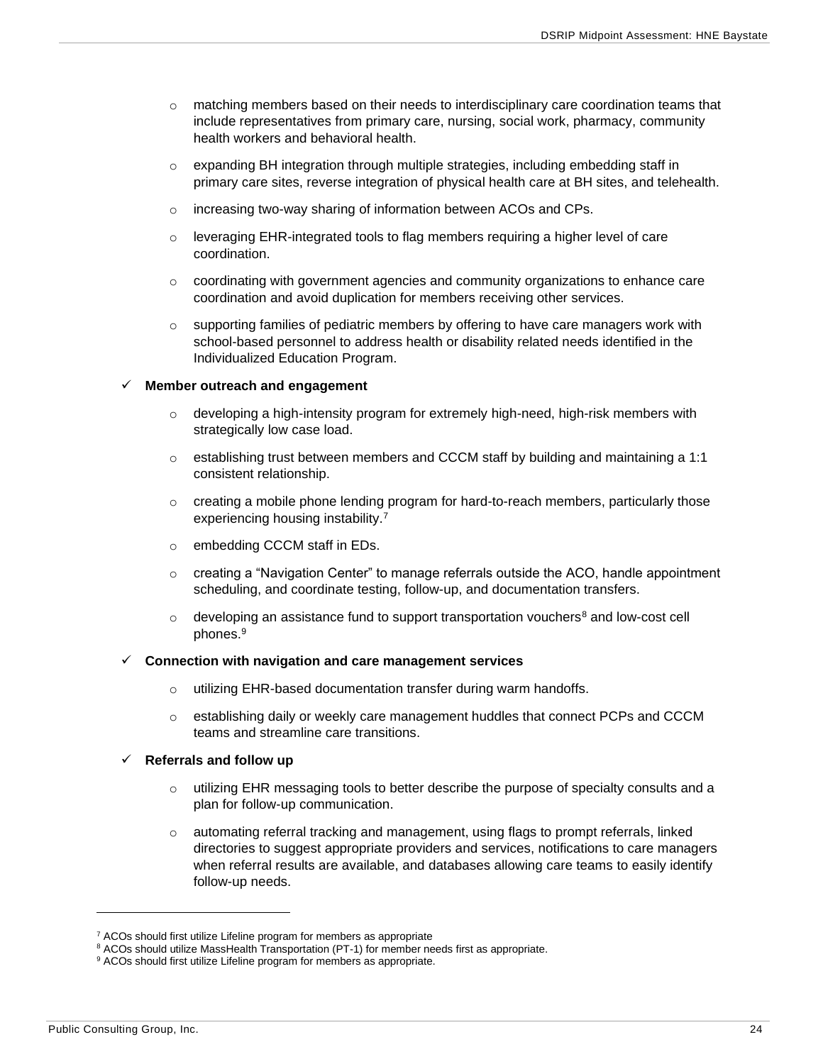- matching members based on their needs to interdisciplinary care coordination teams that include representatives from primary care, nursing, social work, pharmacy, community health workers and behavioral health.
- expanding BH integration through multiple strategies, including embedding staff in primary care sites, reverse integration of physical health care at BH sites, and telehealth.
- increasing two-way sharing of information between ACOs and CPs.
- leveraging EHR-integrated tools to flag members requiring a higher level of care coordination.
- coordinating with government agencies and community organizations to enhance care coordination and avoid duplication for members receiving other services.
- supporting families of pediatric members by offering to have care managers work with school-based personnel to address health or disability related needs identified in the Individualized Education Program.

✓ **Member outreach and engagement**

- developing a high-intensity program for extremely high-need, high-risk members with strategically low case load.
- establishing trust between members and CCCM staff by building and maintaining a 1:1 consistent relationship.
- creating a mobile phone lending program for hard-to-reach members, particularly those experiencing housing instability.[7]
- embedding CCCM staff in EDs.
- creating a "Navigation Center" to manage referrals outside the ACO, handle appointment scheduling, and coordinate testing, follow-up, and documentation transfers.
- developing an assistance fund to support transportation vouchers[8] and low-cost cell phones.[9]

✓ **Connection with navigation and care management services**

- utilizing EHR-based documentation transfer during warm handoffs.
- establishing daily or weekly care management huddles that connect PCPs and CCCM teams and streamline care transitions.

✓ **Referrals and follow up**

- utilizing EHR messaging tools to better describe the purpose of specialty consults and a plan for follow-up communication.
- automating referral tracking and management, using flags to prompt referrals, linked directories to suggest appropriate providers and services, notifications to care managers when referral results are available, and databases allowing care teams to easily identify follow-up needs.

---

[7] ACOs should first utilize Lifeline program for members as appropriate

[8] ACOs should utilize MassHealth Transportation (PT-1) for member needs first as appropriate.

[9] ACOs should first utilize Lifeline program for members as appropriate.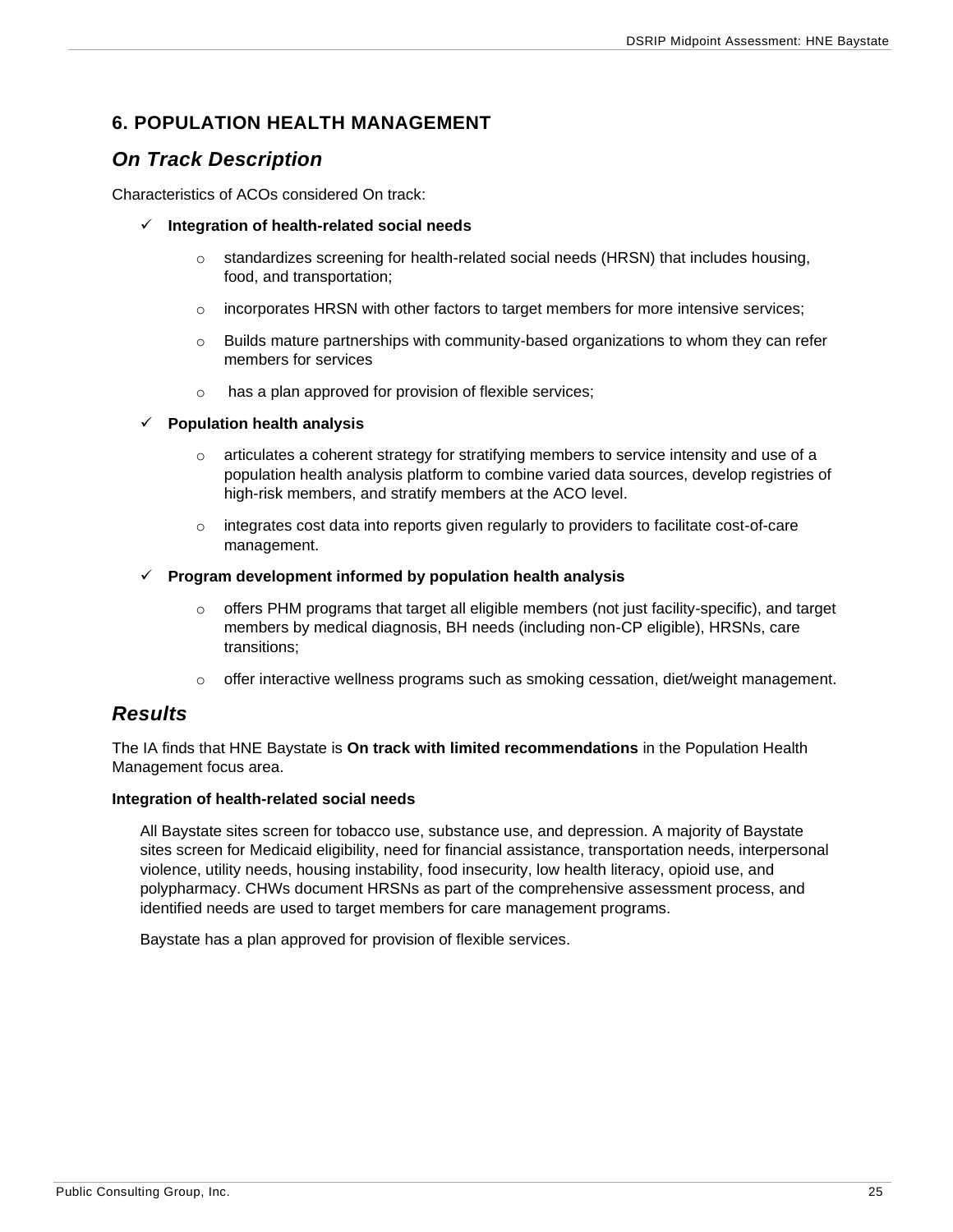## 6. POPULATION HEALTH MANAGEMENT

### *On Track Description*

Characteristics of ACOs considered On track:

- ✓ **Integration of health-related social needs**
  - standardizes screening for health-related social needs (HRSN) that includes housing, food, and transportation;
  - incorporates HRSN with other factors to target members for more intensive services;
  - Builds mature partnerships with community-based organizations to whom they can refer members for services
  - has a plan approved for provision of flexible services;
- ✓ **Population health analysis**
  - articulates a coherent strategy for stratifying members to service intensity and use of a population health analysis platform to combine varied data sources, develop registries of high-risk members, and stratify members at the ACO level.
  - integrates cost data into reports given regularly to providers to facilitate cost-of-care management.
- ✓ **Program development informed by population health analysis**
  - offers PHM programs that target all eligible members (not just facility-specific), and target members by medical diagnosis, BH needs (including non-CP eligible), HRSNs, care transitions;
  - offer interactive wellness programs such as smoking cessation, diet/weight management.

### *Results*

The IA finds that HNE Baystate is **On track with limited recommendations** in the Population Health Management focus area.

**Integration of health-related social needs**

All Baystate sites screen for tobacco use, substance use, and depression. A majority of Baystate sites screen for Medicaid eligibility, need for financial assistance, transportation needs, interpersonal violence, utility needs, housing instability, food insecurity, low health literacy, opioid use, and polypharmacy. CHWs document HRSNs as part of the comprehensive assessment process, and identified needs are used to target members for care management programs.

Baystate has a plan approved for provision of flexible services.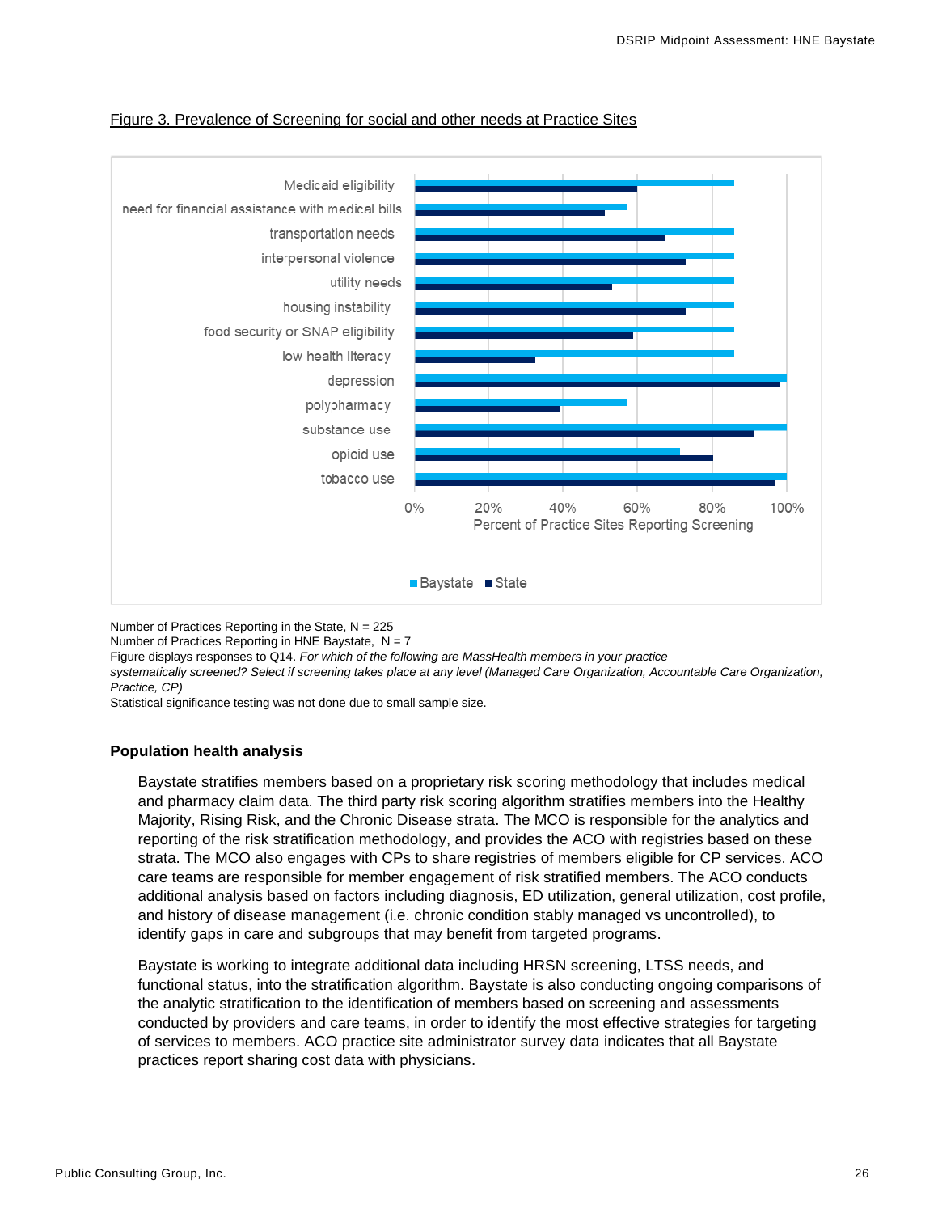Figure 3. Prevalence of Screening for social and other needs at Practice Sites

Number of Practices Reporting in the State, N = 225
Number of Practices Reporting in HNE Baystate, N = 7
Figure displays responses to Q14. *For which of the following are MassHealth members in your practice systematically screened? Select if screening takes place at any level (Managed Care Organization, Accountable Care Organization, Practice, CP)*
Statistical significance testing was not done due to small sample size.

### Population health analysis

Baystate stratifies members based on a proprietary risk scoring methodology that includes medical and pharmacy claim data. The third party risk scoring algorithm stratifies members into the Healthy Majority, Rising Risk, and the Chronic Disease strata. The MCO is responsible for the analytics and reporting of the risk stratification methodology, and provides the ACO with registries based on these strata. The MCO also engages with CPs to share registries of members eligible for CP services. ACO care teams are responsible for member engagement of risk stratified members. The ACO conducts additional analysis based on factors including diagnosis, ED utilization, general utilization, cost profile, and history of disease management (i.e. chronic condition stably managed vs uncontrolled), to identify gaps in care and subgroups that may benefit from targeted programs.

Baystate is working to integrate additional data including HRSN screening, LTSS needs, and functional status, into the stratification algorithm. Baystate is also conducting ongoing comparisons of the analytic stratification to the identification of members based on screening and assessments conducted by providers and care teams, in order to identify the most effective strategies for targeting of services to members. ACO practice site administrator survey data indicates that all Baystate practices report sharing cost data with physicians.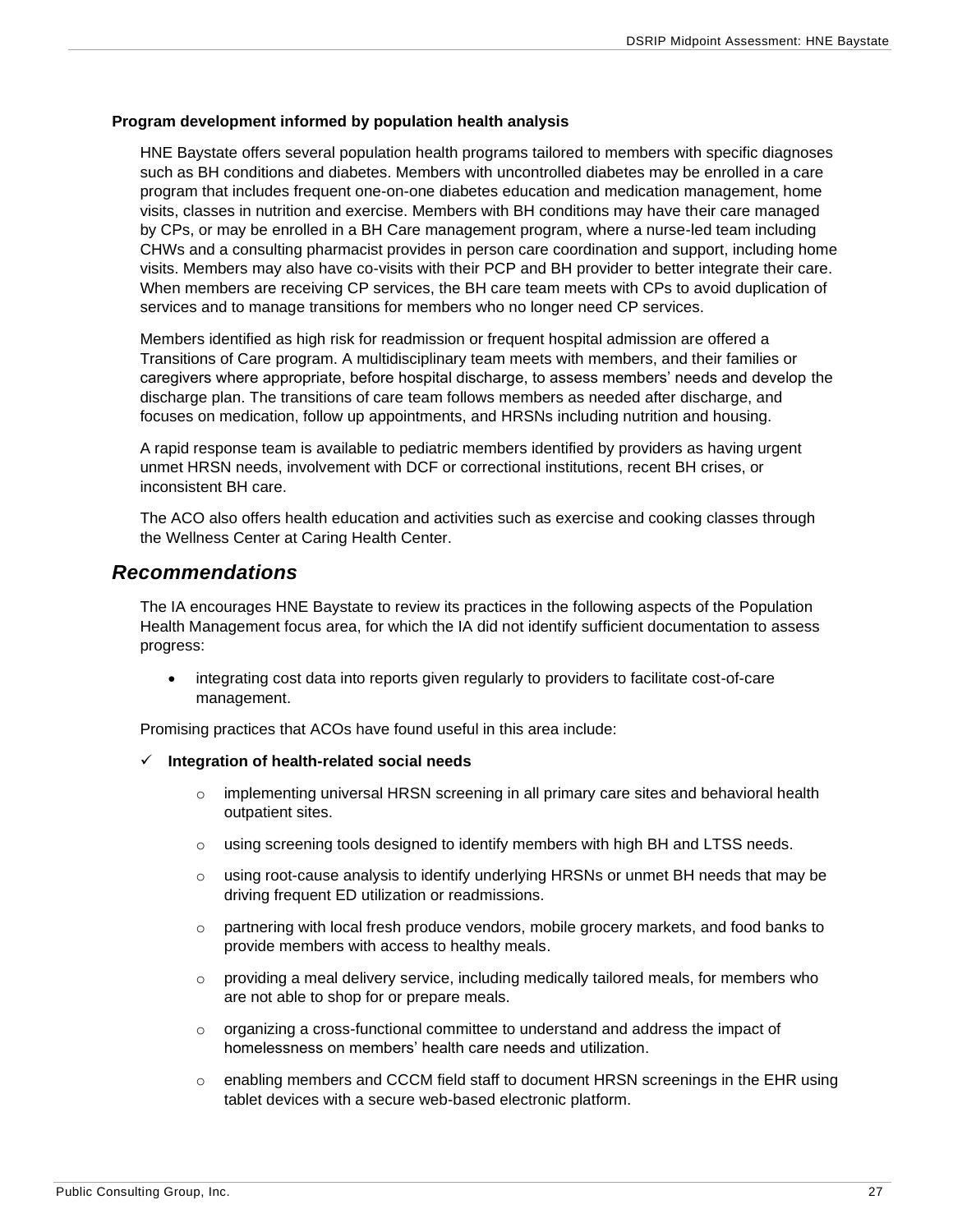**Program development informed by population health analysis**

HNE Baystate offers several population health programs tailored to members with specific diagnoses such as BH conditions and diabetes. Members with uncontrolled diabetes may be enrolled in a care program that includes frequent one-on-one diabetes education and medication management, home visits, classes in nutrition and exercise. Members with BH conditions may have their care managed by CPs, or may be enrolled in a BH Care management program, where a nurse-led team including CHWs and a consulting pharmacist provides in person care coordination and support, including home visits. Members may also have co-visits with their PCP and BH provider to better integrate their care. When members are receiving CP services, the BH care team meets with CPs to avoid duplication of services and to manage transitions for members who no longer need CP services.

Members identified as high risk for readmission or frequent hospital admission are offered a Transitions of Care program. A multidisciplinary team meets with members, and their families or caregivers where appropriate, before hospital discharge, to assess members' needs and develop the discharge plan. The transitions of care team follows members as needed after discharge, and focuses on medication, follow up appointments, and HRSNs including nutrition and housing.

A rapid response team is available to pediatric members identified by providers as having urgent unmet HRSN needs, involvement with DCF or correctional institutions, recent BH crises, or inconsistent BH care.

The ACO also offers health education and activities such as exercise and cooking classes through the Wellness Center at Caring Health Center.

## *Recommendations*

The IA encourages HNE Baystate to review its practices in the following aspects of the Population Health Management focus area, for which the IA did not identify sufficient documentation to assess progress:

- integrating cost data into reports given regularly to providers to facilitate cost-of-care management.

Promising practices that ACOs have found useful in this area include:

- ✓ **Integration of health-related social needs**
  - implementing universal HRSN screening in all primary care sites and behavioral health outpatient sites.
  - using screening tools designed to identify members with high BH and LTSS needs.
  - using root-cause analysis to identify underlying HRSNs or unmet BH needs that may be driving frequent ED utilization or readmissions.
  - partnering with local fresh produce vendors, mobile grocery markets, and food banks to provide members with access to healthy meals.
  - providing a meal delivery service, including medically tailored meals, for members who are not able to shop for or prepare meals.
  - organizing a cross-functional committee to understand and address the impact of homelessness on members' health care needs and utilization.
  - enabling members and CCCM field staff to document HRSN screenings in the EHR using tablet devices with a secure web-based electronic platform.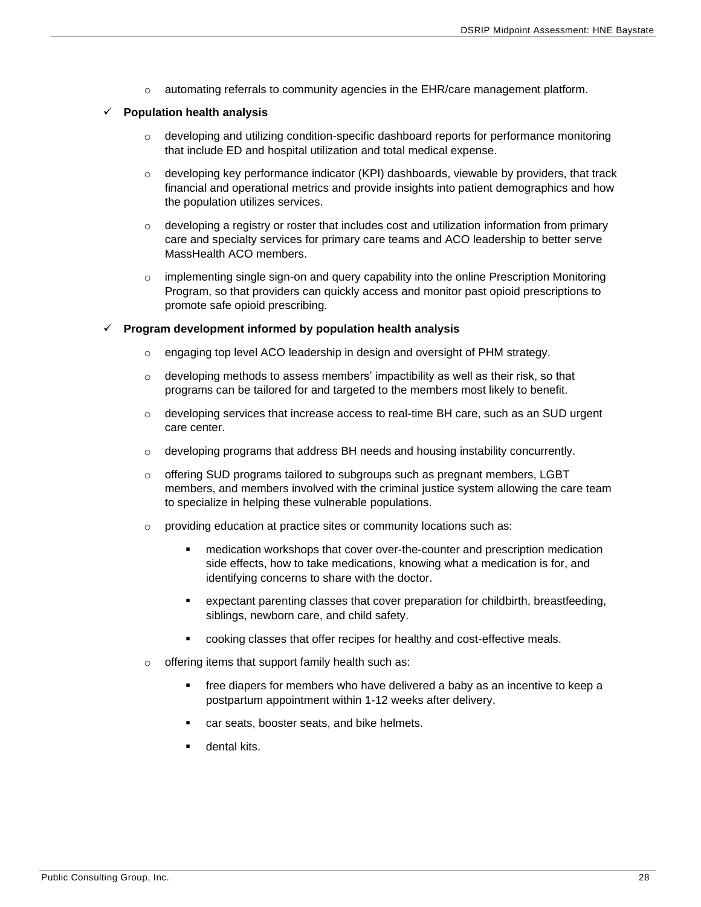- automating referrals to community agencies in the EHR/care management platform.

- ✓ **Population health analysis**
  - developing and utilizing condition-specific dashboard reports for performance monitoring that include ED and hospital utilization and total medical expense.
  - developing key performance indicator (KPI) dashboards, viewable by providers, that track financial and operational metrics and provide insights into patient demographics and how the population utilizes services.
  - developing a registry or roster that includes cost and utilization information from primary care and specialty services for primary care teams and ACO leadership to better serve MassHealth ACO members.
  - implementing single sign-on and query capability into the online Prescription Monitoring Program, so that providers can quickly access and monitor past opioid prescriptions to promote safe opioid prescribing.

- ✓ **Program development informed by population health analysis**
  - engaging top level ACO leadership in design and oversight of PHM strategy.
  - developing methods to assess members' impactibility as well as their risk, so that programs can be tailored for and targeted to the members most likely to benefit.
  - developing services that increase access to real-time BH care, such as an SUD urgent care center.
  - developing programs that address BH needs and housing instability concurrently.
  - offering SUD programs tailored to subgroups such as pregnant members, LGBT members, and members involved with the criminal justice system allowing the care team to specialize in helping these vulnerable populations.
  - providing education at practice sites or community locations such as:
    - medication workshops that cover over-the-counter and prescription medication side effects, how to take medications, knowing what a medication is for, and identifying concerns to share with the doctor.
    - expectant parenting classes that cover preparation for childbirth, breastfeeding, siblings, newborn care, and child safety.
    - cooking classes that offer recipes for healthy and cost-effective meals.
  - offering items that support family health such as:
    - free diapers for members who have delivered a baby as an incentive to keep a postpartum appointment within 1-12 weeks after delivery.
    - car seats, booster seats, and bike helmets.
    - dental kits.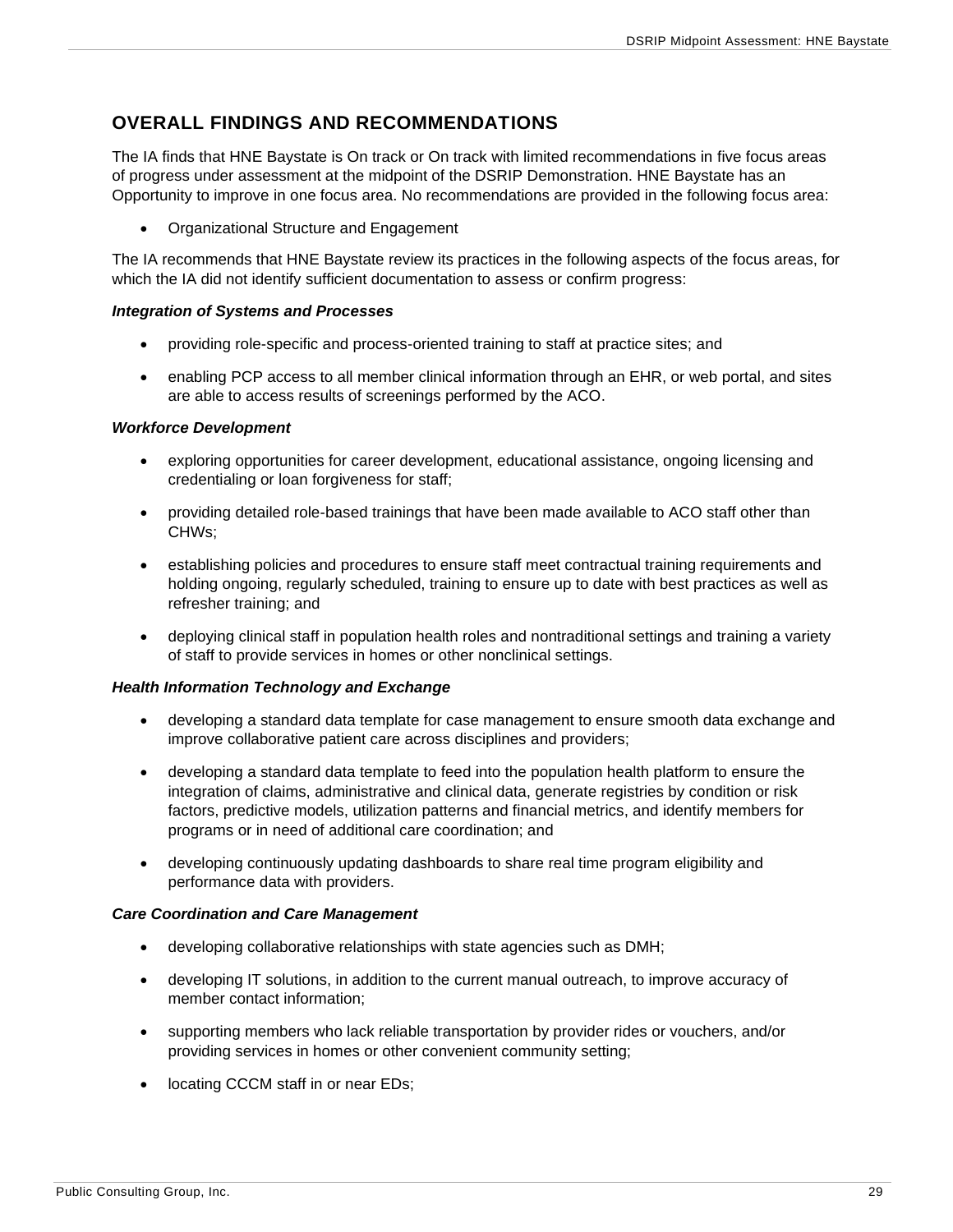## OVERALL FINDINGS AND RECOMMENDATIONS

The IA finds that HNE Baystate is On track or On track with limited recommendations in five focus areas of progress under assessment at the midpoint of the DSRIP Demonstration. HNE Baystate has an Opportunity to improve in one focus area. No recommendations are provided in the following focus area:

- Organizational Structure and Engagement

The IA recommends that HNE Baystate review its practices in the following aspects of the focus areas, for which the IA did not identify sufficient documentation to assess or confirm progress:

***Integration of Systems and Processes***

- providing role-specific and process-oriented training to staff at practice sites; and
- enabling PCP access to all member clinical information through an EHR, or web portal, and sites are able to access results of screenings performed by the ACO.

***Workforce Development***

- exploring opportunities for career development, educational assistance, ongoing licensing and credentialing or loan forgiveness for staff;
- providing detailed role-based trainings that have been made available to ACO staff other than CHWs;
- establishing policies and procedures to ensure staff meet contractual training requirements and holding ongoing, regularly scheduled, training to ensure up to date with best practices as well as refresher training; and
- deploying clinical staff in population health roles and nontraditional settings and training a variety of staff to provide services in homes or other nonclinical settings.

***Health Information Technology and Exchange***

- developing a standard data template for case management to ensure smooth data exchange and improve collaborative patient care across disciplines and providers;
- developing a standard data template to feed into the population health platform to ensure the integration of claims, administrative and clinical data, generate registries by condition or risk factors, predictive models, utilization patterns and financial metrics, and identify members for programs or in need of additional care coordination; and
- developing continuously updating dashboards to share real time program eligibility and performance data with providers.

***Care Coordination and Care Management***

- developing collaborative relationships with state agencies such as DMH;
- developing IT solutions, in addition to the current manual outreach, to improve accuracy of member contact information;
- supporting members who lack reliable transportation by provider rides or vouchers, and/or providing services in homes or other convenient community setting;
- locating CCCM staff in or near EDs;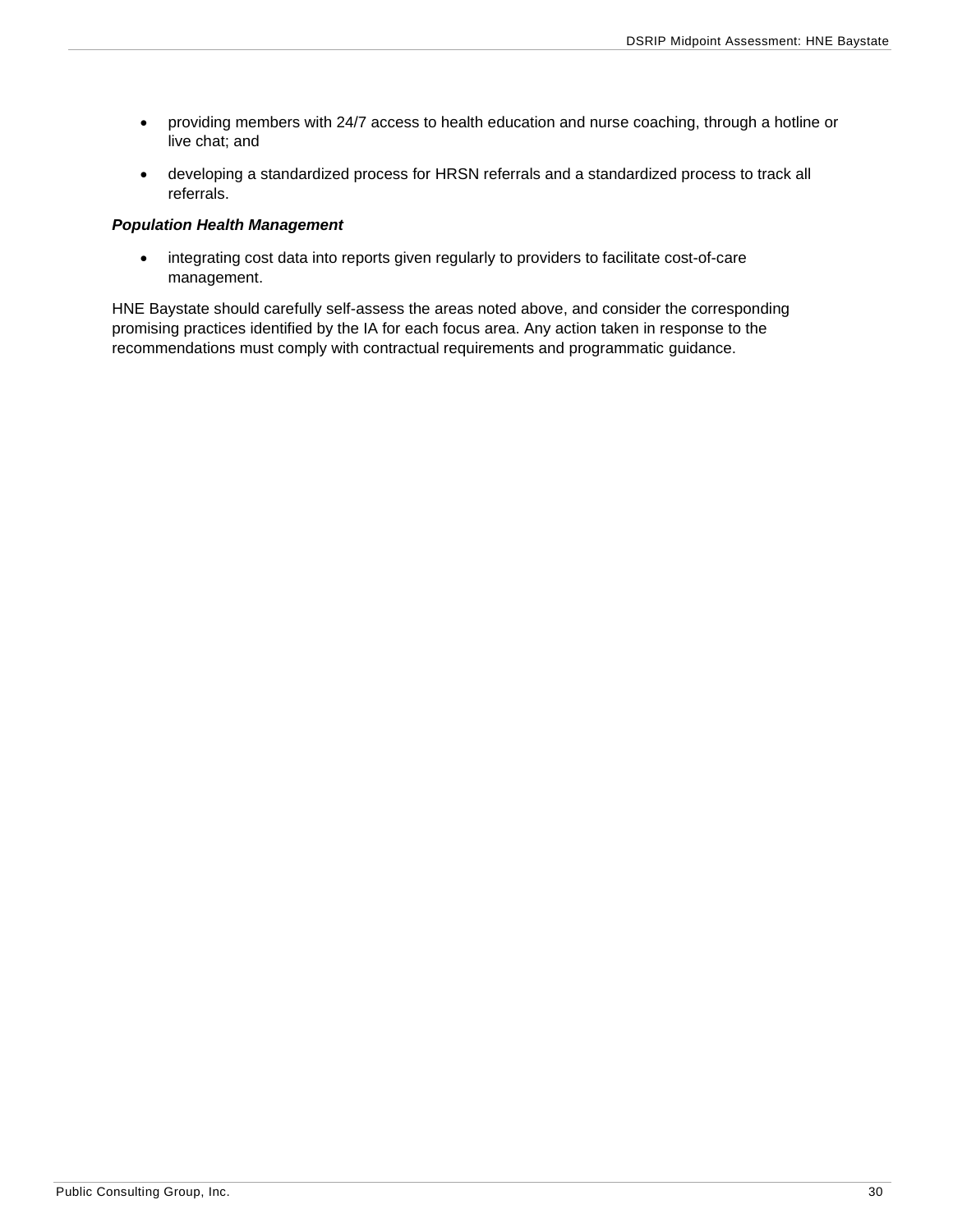- providing members with 24/7 access to health education and nurse coaching, through a hotline or live chat; and
- developing a standardized process for HRSN referrals and a standardized process to track all referrals.

***Population Health Management***

- integrating cost data into reports given regularly to providers to facilitate cost-of-care management.

HNE Baystate should carefully self-assess the areas noted above, and consider the corresponding promising practices identified by the IA for each focus area. Any action taken in response to the recommendations must comply with contractual requirements and programmatic guidance.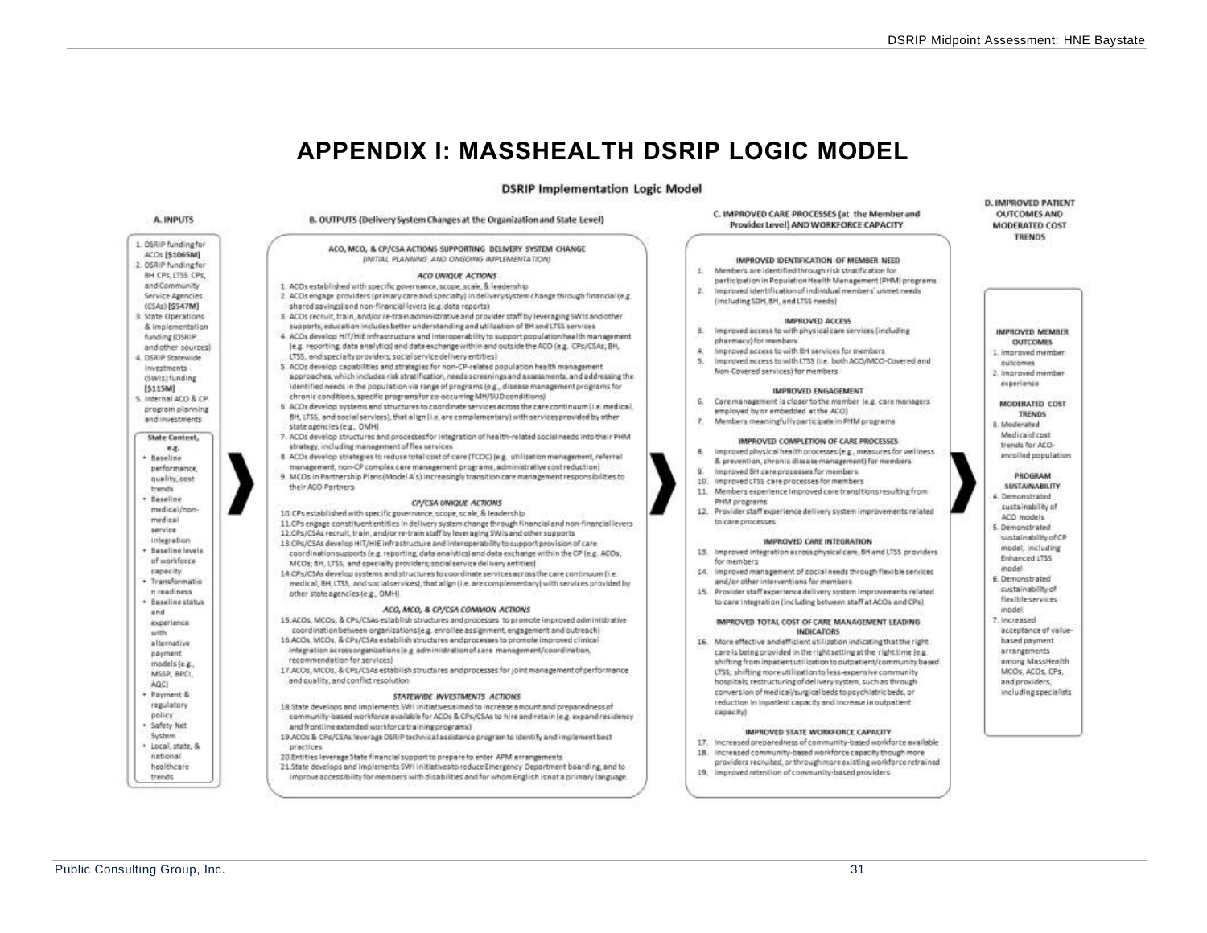# APPENDIX I: MASSHEALTH DSRIP LOGIC MODEL

## DSRIP Implementation Logic Model

### A. INPUTS

1. DSRIP funding for ACOs [$1065M]
2. DSRIP funding for BH CPs, LTSS CPs, and Community Service Agencies (CSAs) [$547M]
3. State Operations & implementation funding (DSRIP and other sources)
4. DSRIP Statewide investments (SWIs) funding [$115M]
5. Internal ACO & CP program planning and investments

**State Context, e.g.**

- Baseline performance, quality, cost trends
- Baseline medical/non-medical service integration
- Baseline levels of workforce capacity
- Transformation readiness
- Baseline status and experience with alternative payment models (e.g., MSSP, BPCI, AQC)
- Payment & regulatory policy
- Safety Net System
- Local, state, & national healthcare trends

### B. OUTPUTS (Delivery System Changes at the Organization and State Level)

**ACO, MCO, & CP/CSA ACTIONS SUPPORTING DELIVERY SYSTEM CHANGE**
*(INITIAL PLANNING AND ONGOING IMPLEMENTATION)*

*ACO UNIQUE ACTIONS*

1. ACOs established with specific governance, scope, scale, & leadership
2. ACOs engage providers (primary care and specialty) in delivery system change through financial (e.g. shared savings) and non-financial levers (e.g. data reports)
3. ACOs recruit, train, and/or re-train administrative and provider staff by leveraging SWIs and other supports; education includes better understanding and utilization of BH and LTSS services
4. ACOs develop HIT/HIE infrastructure and interoperability to support population health management (e.g. reporting, data analytics) and data exchange within and outside the ACO (e.g. CPs/CSAs, BH, LTSS, and specialty providers; social service delivery entities)
5. ACOs develop capabilities and strategies for non-CP-related population health management approaches, which includes risk stratification, needs screenings and assessments, and addressing the identified needs in the population via range of programs (e.g., disease management programs for chronic conditions, specific programs for co-occurring MH/SUD conditions)
6. ACOs develop systems and structures to coordinate services across the care continuum (i.e. medical, BH, LTSS, and social services), that align (i.e. are complementary) with services provided by other state agencies (e.g., DMH)
7. ACOs develop structures and processes for integration of health-related social needs into their PHM strategy, including management of flex services
8. ACOs develop strategies to reduce total cost of care (TCOC) (e.g. utilization management, referral management, non-CP complex care management programs, administrative cost reduction)
9. MCOs in Partnership Plans (Model A's) increasingly transition care management responsibilities to their ACO Partners

*CP/CSA UNIQUE ACTIONS*

10. CPs established with specific governance, scope, scale, & leadership
11. CPs engage constituent entities in delivery system change through financial and non-financial levers
12. CPs/CSAs recruit, train, and/or re-train staff by leveraging SWIs and other supports
13. CPs/CSAs develop HIT/HIE infrastructure and interoperability to support provision of care coordination supports (e.g. reporting, data analytics) and data exchange within the CP (e.g. ACOs, MCOs, BH, LTSS, and specialty providers; social service delivery entities)
14. CPs/CSAs develop systems and structures to coordinate services across the care continuum (i.e. medical, BH, LTSS, and social services), that align (i.e. are complementary) with services provided by other state agencies (e.g., DMH)

*ACO, MCO, & CP/CSA COMMON ACTIONS*

15. ACOs, MCOs, & CPs/CSAs establish structures and processes to promote improved administrative coordination between organizations (e.g. enrollee assignment, engagement and outreach)
16. ACOs, MCOs, & CPs/CSAs establish structures and processes to promote improved clinical integration across organizations (e.g. administration of care management/coordination, recommendation for services)
17. ACOs, MCOs, & CPs/CSAs establish structures and processes for joint management of performance and quality, and conflict resolution

*STATEWIDE INVESTMENTS ACTIONS*

18. State develops and implements SWI initiatives aimed to increase amount and preparedness of community-based workforce available for ACOs & CPs/CSAs to hire and retain (e.g. expand residency and frontline extended workforce training programs)
19. ACOs & CPs/CSAs leverage DSRIP technical assistance program to identify and implement best practices
20. Entities leverage State financial support to prepare to enter APM arrangements
21. State develops and implements SWI initiatives to reduce Emergency Department boarding, and to improve accessibility for members with disabilities and for whom English is not a primary language.

### C. IMPROVED CARE PROCESSES (at the Member and Provider Level) AND WORKFORCE CAPACITY

**IMPROVED IDENTIFICATION OF MEMBER NEED**

1. Members are identified through risk stratification for participation in Population Health Management (PHM) programs
2. Improved identification of individual members' unmet needs (including SDH, BH, and LTSS needs)

**IMPROVED ACCESS**

3. Improved access to with physical care services (including pharmacy) for members
4. Improved access to with BH services for members
5. Improved access to with LTSS (i.e. both ACO/MCO-Covered and Non-Covered services) for members

**IMPROVED ENGAGEMENT**

6. Care management is closer to the member (e.g. care managers employed by or embedded at the ACO)
7. Members meaningfully participate in PHM programs

**IMPROVED COMPLETION OF CARE PROCESSES**

8. Improved physical health processes (e.g., measures for wellness & prevention, chronic disease management) for members
9. Improved BH care processes for members
10. Improved LTSS care processes for members
11. Members experience improved care transitions resulting from PHM programs
12. Provider staff experience delivery system improvements related to care processes

**IMPROVED CARE INTEGRATION**

13. Improved integration across physical care, BH and LTSS providers for members
14. Improved management of social needs through flexible services and/or other interventions for members
15. Provider staff experience delivery system improvements related to care integration (including between staff at ACOs and CPs)

**IMPROVED TOTAL COST OF CARE MANAGEMENT LEADING INDICATORS**

16. More effective and efficient utilization indicating that the right care is being provided in the right setting at the right time (e.g. shifting from inpatient utilization to outpatient/community based LTSS; shifting more utilization to less-expensive community hospitals; restructuring of delivery system, such as through conversion of medical/surgical beds to psychiatric beds, or reduction in inpatient capacity and increase in outpatient capacity)

**IMPROVED STATE WORKFORCE CAPACITY**

17. Increased preparedness of community-based workforce available
18. Increased community-based workforce capacity though more providers recruited, or through more existing workforce retrained
19. Improved retention of community-based providers

### D. IMPROVED PATIENT OUTCOMES AND MODERATED COST TRENDS

**IMPROVED MEMBER OUTCOMES**

1. Improved member outcomes
2. Improved member experience

**MODERATED COST TRENDS**

3. Moderated Medicaid cost trends for ACO-enrolled population

**PROGRAM SUSTAINABILITY**

4. Demonstrated sustainability of ACO models
5. Demonstrated sustainability of CP model, including Enhanced LTSS model
6. Demonstrated sustainability of flexible services model
7. Increased acceptance of value-based payment arrangements among MassHealth MCOs, ACOs, CPs, and providers, including specialists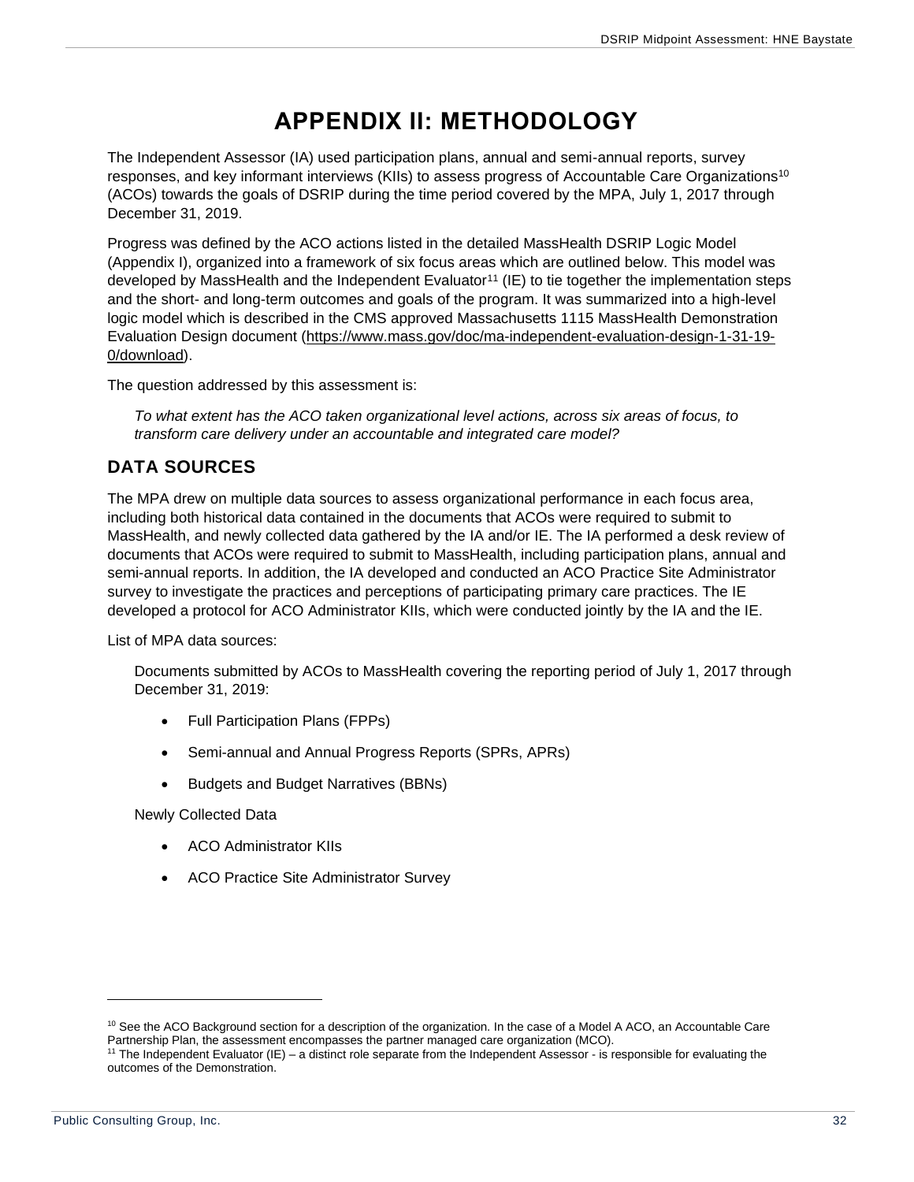# APPENDIX II: METHODOLOGY

The Independent Assessor (IA) used participation plans, annual and semi-annual reports, survey responses, and key informant interviews (KIIs) to assess progress of Accountable Care Organizations[10] (ACOs) towards the goals of DSRIP during the time period covered by the MPA, July 1, 2017 through December 31, 2019.

Progress was defined by the ACO actions listed in the detailed MassHealth DSRIP Logic Model (Appendix I), organized into a framework of six focus areas which are outlined below. This model was developed by MassHealth and the Independent Evaluator[11] (IE) to tie together the implementation steps and the short- and long-term outcomes and goals of the program. It was summarized into a high-level logic model which is described in the CMS approved Massachusetts 1115 MassHealth Demonstration Evaluation Design document (https://www.mass.gov/doc/ma-independent-evaluation-design-1-31-19-0/download).

The question addressed by this assessment is:

> *To what extent has the ACO taken organizational level actions, across six areas of focus, to transform care delivery under an accountable and integrated care model?*

## DATA SOURCES

The MPA drew on multiple data sources to assess organizational performance in each focus area, including both historical data contained in the documents that ACOs were required to submit to MassHealth, and newly collected data gathered by the IA and/or IE. The IA performed a desk review of documents that ACOs were required to submit to MassHealth, including participation plans, annual and semi-annual reports. In addition, the IA developed and conducted an ACO Practice Site Administrator survey to investigate the practices and perceptions of participating primary care practices. The IE developed a protocol for ACO Administrator KIIs, which were conducted jointly by the IA and the IE.

List of MPA data sources:

Documents submitted by ACOs to MassHealth covering the reporting period of July 1, 2017 through December 31, 2019:

- Full Participation Plans (FPPs)
- Semi-annual and Annual Progress Reports (SPRs, APRs)
- Budgets and Budget Narratives (BBNs)

Newly Collected Data

- ACO Administrator KIIs
- ACO Practice Site Administrator Survey

---

[10] See the ACO Background section for a description of the organization. In the case of a Model A ACO, an Accountable Care Partnership Plan, the assessment encompasses the partner managed care organization (MCO).

[11] The Independent Evaluator (IE) – a distinct role separate from the Independent Assessor - is responsible for evaluating the outcomes of the Demonstration.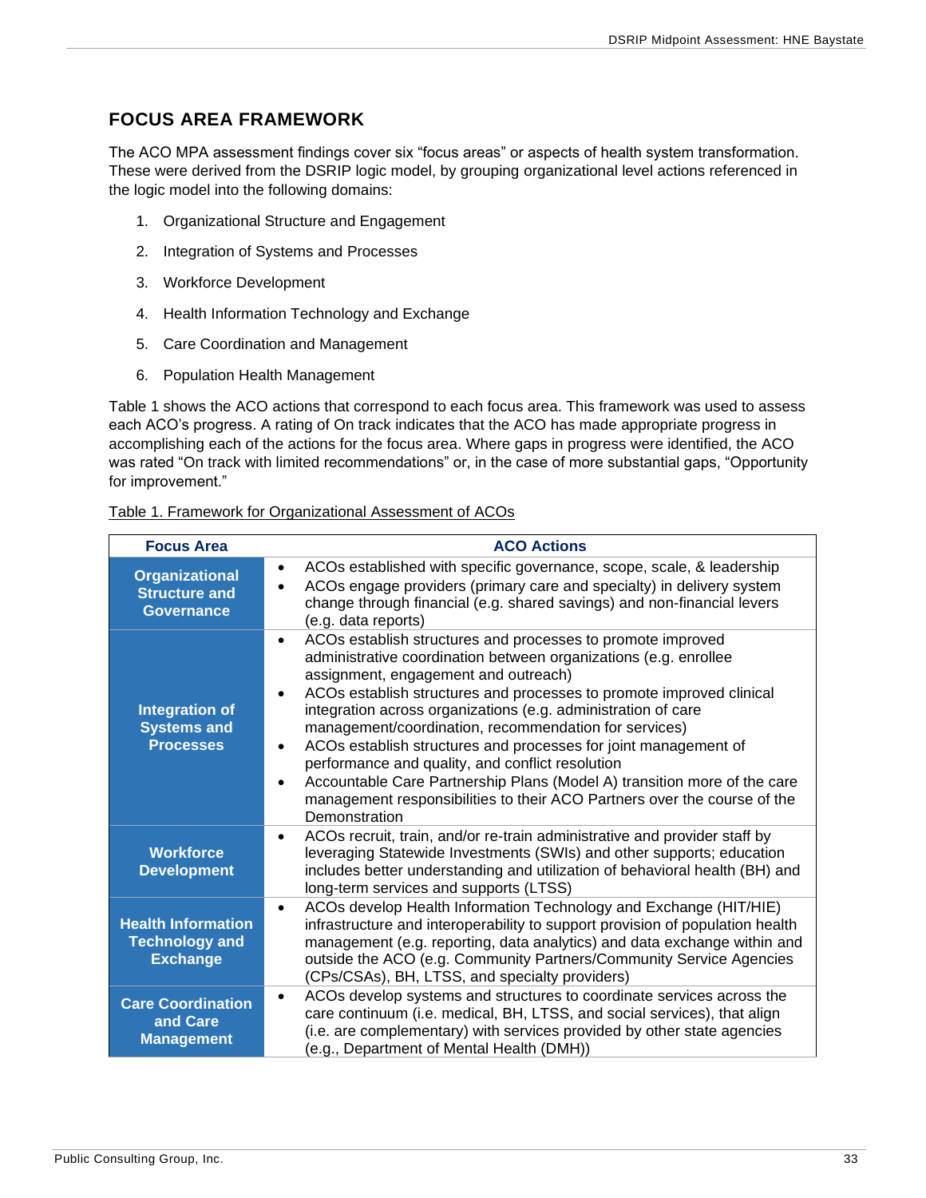## FOCUS AREA FRAMEWORK

The ACO MPA assessment findings cover six "focus areas" or aspects of health system transformation. These were derived from the DSRIP logic model, by grouping organizational level actions referenced in the logic model into the following domains:

1. Organizational Structure and Engagement
2. Integration of Systems and Processes
3. Workforce Development
4. Health Information Technology and Exchange
5. Care Coordination and Management
6. Population Health Management

Table 1 shows the ACO actions that correspond to each focus area. This framework was used to assess each ACO's progress. A rating of On track indicates that the ACO has made appropriate progress in accomplishing each of the actions for the focus area. Where gaps in progress were identified, the ACO was rated "On track with limited recommendations" or, in the case of more substantial gaps, "Opportunity for improvement."

Table 1. Framework for Organizational Assessment of ACOs

| Focus Area | ACO Actions |
|---|---|
| **Organizational Structure and Governance** | • ACOs established with specific governance, scope, scale, & leadership<br>• ACOs engage providers (primary care and specialty) in delivery system change through financial (e.g. shared savings) and non-financial levers (e.g. data reports) |
| **Integration of Systems and Processes** | • ACOs establish structures and processes to promote improved administrative coordination between organizations (e.g. enrollee assignment, engagement and outreach)<br>• ACOs establish structures and processes to promote improved clinical integration across organizations (e.g. administration of care management/coordination, recommendation for services)<br>• ACOs establish structures and processes for joint management of performance and quality, and conflict resolution<br>• Accountable Care Partnership Plans (Model A) transition more of the care management responsibilities to their ACO Partners over the course of the Demonstration |
| **Workforce Development** | • ACOs recruit, train, and/or re-train administrative and provider staff by leveraging Statewide Investments (SWIs) and other supports; education includes better understanding and utilization of behavioral health (BH) and long-term services and supports (LTSS) |
| **Health Information Technology and Exchange** | • ACOs develop Health Information Technology and Exchange (HIT/HIE) infrastructure and interoperability to support provision of population health management (e.g. reporting, data analytics) and data exchange within and outside the ACO (e.g. Community Partners/Community Service Agencies (CPs/CSAs), BH, LTSS, and specialty providers) |
| **Care Coordination and Care Management** | • ACOs develop systems and structures to coordinate services across the care continuum (i.e. medical, BH, LTSS, and social services), that align (i.e. are complementary) with services provided by other state agencies (e.g., Department of Mental Health (DMH)) |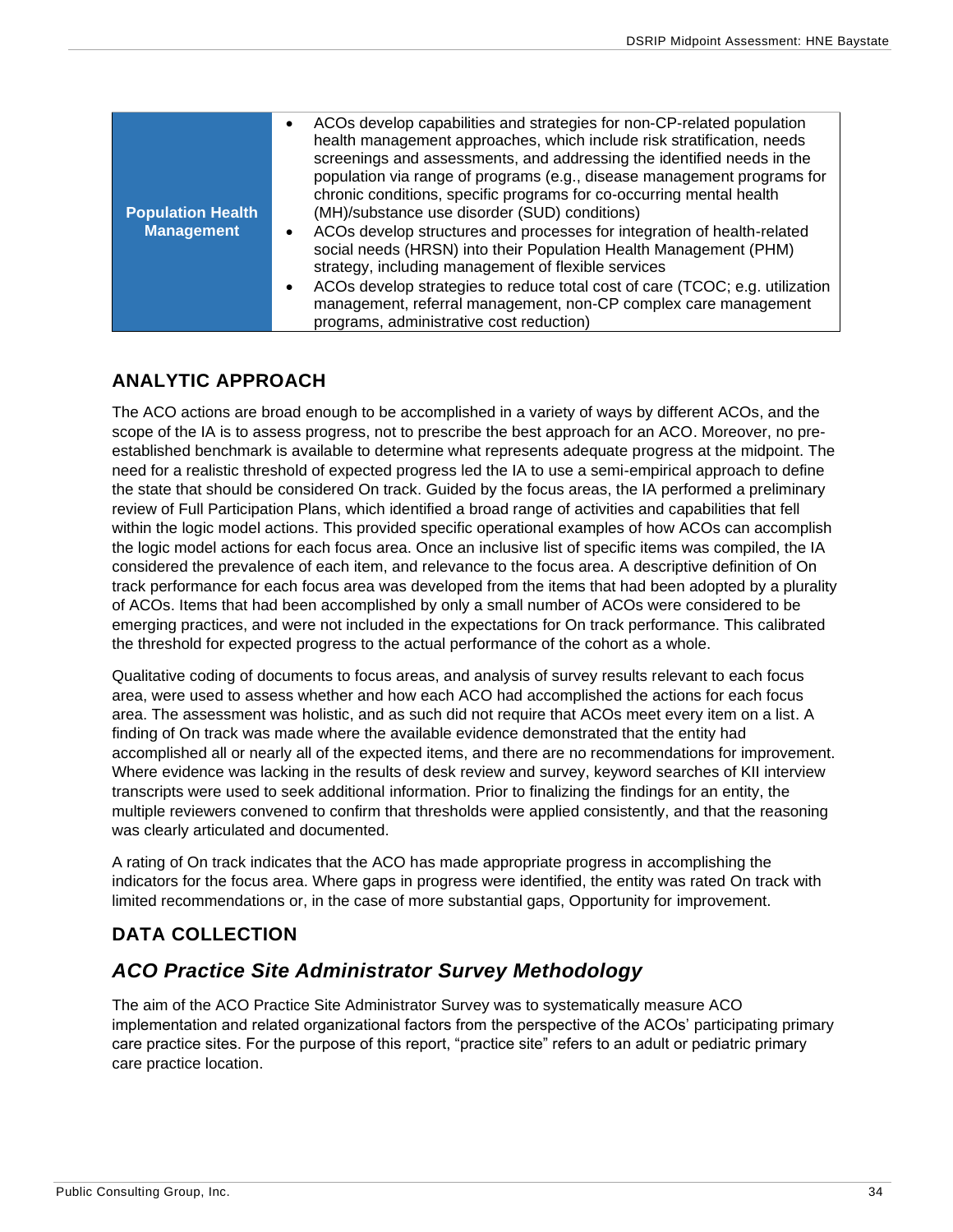| Population Health Management | • ACOs develop capabilities and strategies for non-CP-related population health management approaches, which include risk stratification, needs screenings and assessments, and addressing the identified needs in the population via range of programs (e.g., disease management programs for chronic conditions, specific programs for co-occurring mental health (MH)/substance use disorder (SUD) conditions)<br>• ACOs develop structures and processes for integration of health-related social needs (HRSN) into their Population Health Management (PHM) strategy, including management of flexible services<br>• ACOs develop strategies to reduce total cost of care (TCOC; e.g. utilization management, referral management, non-CP complex care management programs, administrative cost reduction) |
|---|---|

## ANALYTIC APPROACH

The ACO actions are broad enough to be accomplished in a variety of ways by different ACOs, and the scope of the IA is to assess progress, not to prescribe the best approach for an ACO. Moreover, no pre-established benchmark is available to determine what represents adequate progress at the midpoint. The need for a realistic threshold of expected progress led the IA to use a semi-empirical approach to define the state that should be considered On track. Guided by the focus areas, the IA performed a preliminary review of Full Participation Plans, which identified a broad range of activities and capabilities that fell within the logic model actions. This provided specific operational examples of how ACOs can accomplish the logic model actions for each focus area. Once an inclusive list of specific items was compiled, the IA considered the prevalence of each item, and relevance to the focus area. A descriptive definition of On track performance for each focus area was developed from the items that had been adopted by a plurality of ACOs. Items that had been accomplished by only a small number of ACOs were considered to be emerging practices, and were not included in the expectations for On track performance. This calibrated the threshold for expected progress to the actual performance of the cohort as a whole.

Qualitative coding of documents to focus areas, and analysis of survey results relevant to each focus area, were used to assess whether and how each ACO had accomplished the actions for each focus area. The assessment was holistic, and as such did not require that ACOs meet every item on a list. A finding of On track was made where the available evidence demonstrated that the entity had accomplished all or nearly all of the expected items, and there are no recommendations for improvement. Where evidence was lacking in the results of desk review and survey, keyword searches of KII interview transcripts were used to seek additional information. Prior to finalizing the findings for an entity, the multiple reviewers convened to confirm that thresholds were applied consistently, and that the reasoning was clearly articulated and documented.

A rating of On track indicates that the ACO has made appropriate progress in accomplishing the indicators for the focus area. Where gaps in progress were identified, the entity was rated On track with limited recommendations or, in the case of more substantial gaps, Opportunity for improvement.

## DATA COLLECTION

### *ACO Practice Site Administrator Survey Methodology*

The aim of the ACO Practice Site Administrator Survey was to systematically measure ACO implementation and related organizational factors from the perspective of the ACOs' participating primary care practice sites. For the purpose of this report, "practice site" refers to an adult or pediatric primary care practice location.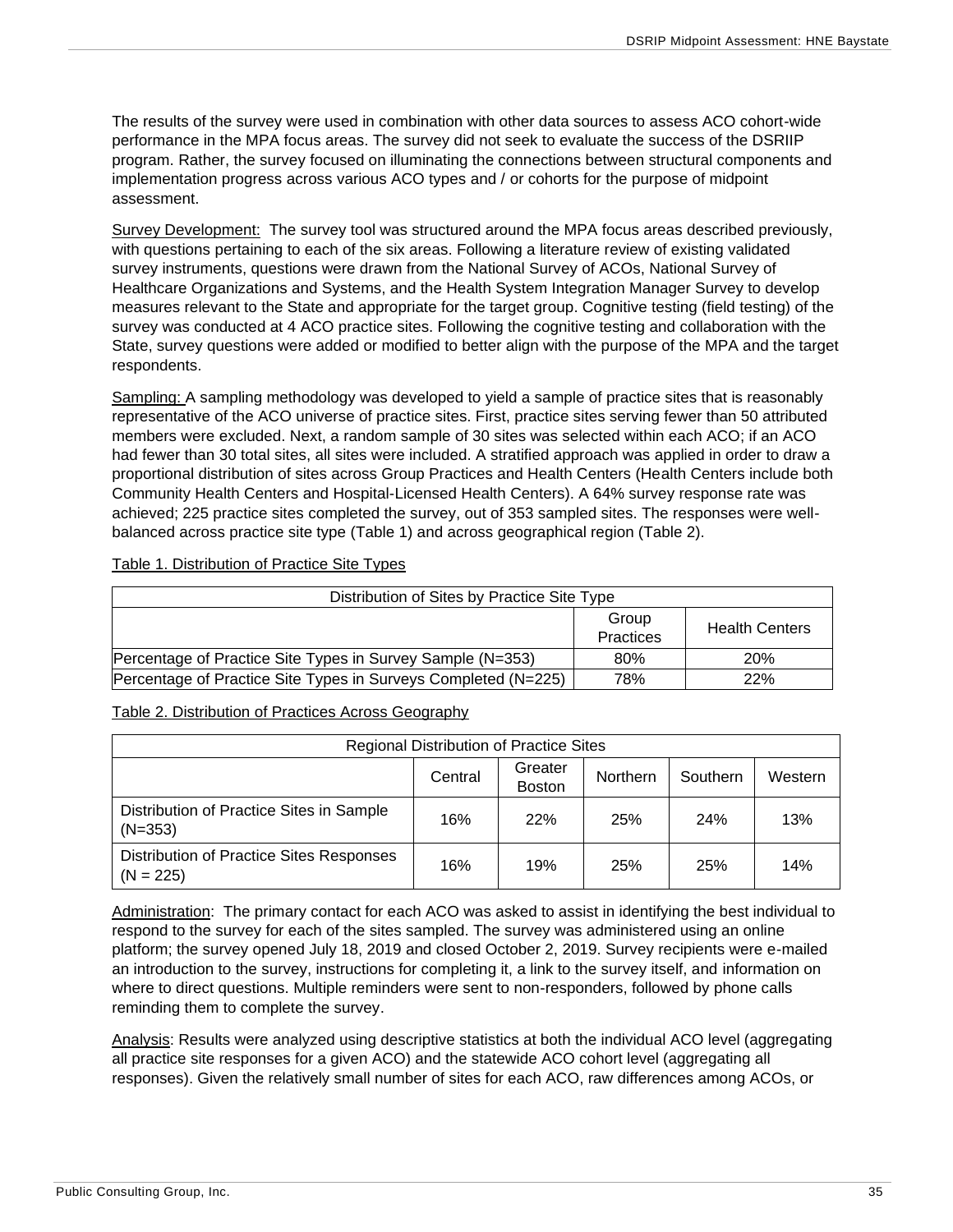The results of the survey were used in combination with other data sources to assess ACO cohort-wide performance in the MPA focus areas. The survey did not seek to evaluate the success of the DSRIIP program. Rather, the survey focused on illuminating the connections between structural components and implementation progress across various ACO types and / or cohorts for the purpose of midpoint assessment.

Survey Development: The survey tool was structured around the MPA focus areas described previously, with questions pertaining to each of the six areas. Following a literature review of existing validated survey instruments, questions were drawn from the National Survey of ACOs, National Survey of Healthcare Organizations and Systems, and the Health System Integration Manager Survey to develop measures relevant to the State and appropriate for the target group. Cognitive testing (field testing) of the survey was conducted at 4 ACO practice sites. Following the cognitive testing and collaboration with the State, survey questions were added or modified to better align with the purpose of the MPA and the target respondents.

Sampling: A sampling methodology was developed to yield a sample of practice sites that is reasonably representative of the ACO universe of practice sites. First, practice sites serving fewer than 50 attributed members were excluded. Next, a random sample of 30 sites was selected within each ACO; if an ACO had fewer than 30 total sites, all sites were included. A stratified approach was applied in order to draw a proportional distribution of sites across Group Practices and Health Centers (Health Centers include both Community Health Centers and Hospital-Licensed Health Centers). A 64% survey response rate was achieved; 225 practice sites completed the survey, out of 353 sampled sites. The responses were well-balanced across practice site type (Table 1) and across geographical region (Table 2).

Table 1. Distribution of Practice Site Types

| Distribution of Sites by Practice Site Type | | |
|---|---|---|
| | Group Practices | Health Centers |
| Percentage of Practice Site Types in Survey Sample (N=353) | 80% | 20% |
| Percentage of Practice Site Types in Surveys Completed (N=225) | 78% | 22% |

Table 2. Distribution of Practices Across Geography

| Regional Distribution of Practice Sites | | | | | |
|---|---|---|---|---|---|
| | Central | Greater Boston | Northern | Southern | Western |
| Distribution of Practice Sites in Sample (N=353) | 16% | 22% | 25% | 24% | 13% |
| Distribution of Practice Sites Responses (N = 225) | 16% | 19% | 25% | 25% | 14% |

Administration: The primary contact for each ACO was asked to assist in identifying the best individual to respond to the survey for each of the sites sampled. The survey was administered using an online platform; the survey opened July 18, 2019 and closed October 2, 2019. Survey recipients were e-mailed an introduction to the survey, instructions for completing it, a link to the survey itself, and information on where to direct questions. Multiple reminders were sent to non-responders, followed by phone calls reminding them to complete the survey.

Analysis: Results were analyzed using descriptive statistics at both the individual ACO level (aggregating all practice site responses for a given ACO) and the statewide ACO cohort level (aggregating all responses). Given the relatively small number of sites for each ACO, raw differences among ACOs, or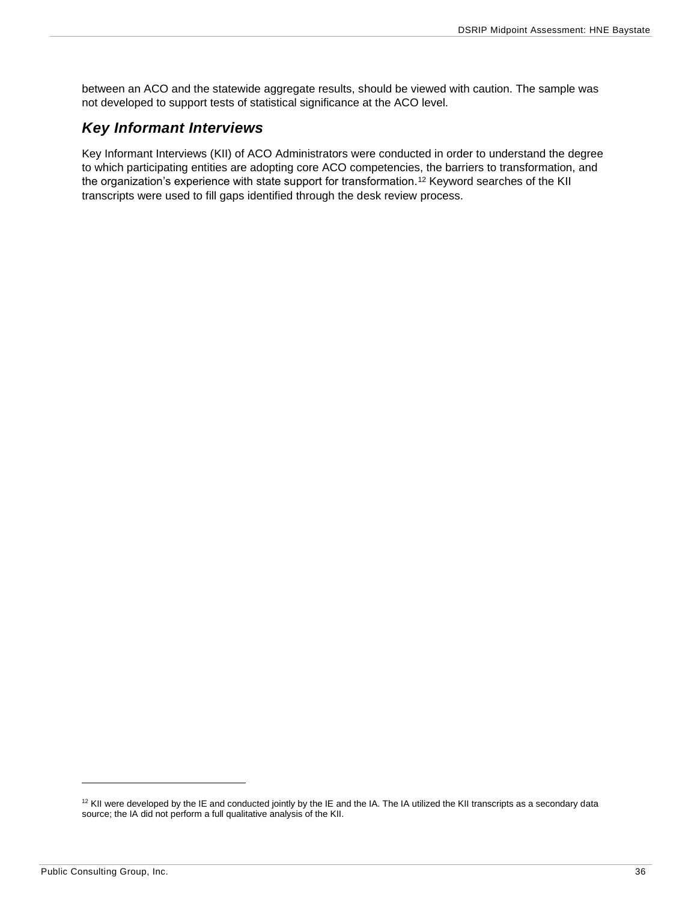between an ACO and the statewide aggregate results, should be viewed with caution. The sample was not developed to support tests of statistical significance at the ACO level.

### *Key Informant Interviews*

Key Informant Interviews (KII) of ACO Administrators were conducted in order to understand the degree to which participating entities are adopting core ACO competencies, the barriers to transformation, and the organization's experience with state support for transformation.[12] Keyword searches of the KII transcripts were used to fill gaps identified through the desk review process.

---

[12] KII were developed by the IE and conducted jointly by the IE and the IA. The IA utilized the KII transcripts as a secondary data source; the IA did not perform a full qualitative analysis of the KII.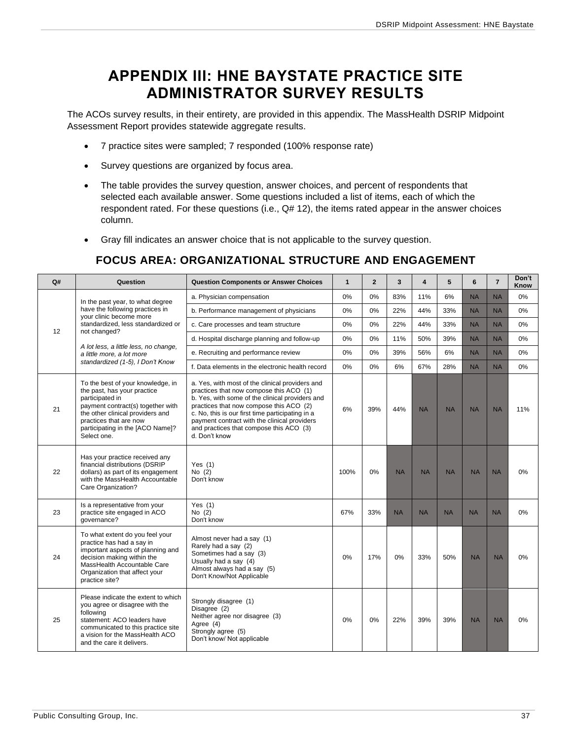# APPENDIX III: HNE BAYSTATE PRACTICE SITE ADMINISTRATOR SURVEY RESULTS

The ACOs survey results, in their entirety, are provided in this appendix. The MassHealth DSRIP Midpoint Assessment Report provides statewide aggregate results.

- 7 practice sites were sampled; 7 responded (100% response rate)
- Survey questions are organized by focus area.
- The table provides the survey question, answer choices, and percent of respondents that selected each available answer. Some questions included a list of items, each of which the respondent rated. For these questions (i.e., Q# 12), the items rated appear in the answer choices column.
- Gray fill indicates an answer choice that is not applicable to the survey question.

## FOCUS AREA: ORGANIZATIONAL STRUCTURE AND ENGAGEMENT

| Q# | Question | Question Components or Answer Choices | 1 | 2 | 3 | 4 | 5 | 6 | 7 | Don't Know |
|---|---|---|---|---|---|---|---|---|---|---|
| 12 | In the past year, to what degree have the following practices in your clinic become more standardized, less standardized or not changed? *A lot less, a little less, no change, a little more, a lot more standardized (1-5), I Don't Know* | a. Physician compensation | 0% | 0% | 83% | 11% | 6% | NA | NA | 0% |
| | | b. Performance management of physicians | 0% | 0% | 22% | 44% | 33% | NA | NA | 0% |
| | | c. Care processes and team structure | 0% | 0% | 22% | 44% | 33% | NA | NA | 0% |
| | | d. Hospital discharge planning and follow-up | 0% | 0% | 11% | 50% | 39% | NA | NA | 0% |
| | | e. Recruiting and performance review | 0% | 0% | 39% | 56% | 6% | NA | NA | 0% |
| | | f. Data elements in the electronic health record | 0% | 0% | 6% | 67% | 28% | NA | NA | 0% |
| 21 | To the best of your knowledge, in the past, has your practice participated in payment contract(s) together with the other clinical providers and practices that are now participating in the [ACO Name]? Select one. | a. Yes, with most of the clinical providers and practices that now compose this ACO (1) b. Yes, with some of the clinical providers and practices that now compose this ACO (2) c. No, this is our first time participating in a payment contract with the clinical providers and practices that compose this ACO (3) d. Don't know | 6% | 39% | 44% | NA | NA | NA | NA | 11% |
| 22 | Has your practice received any financial distributions (DSRIP dollars) as part of its engagement with the MassHealth Accountable Care Organization? | Yes (1) No (2) Don't know | 100% | 0% | NA | NA | NA | NA | NA | 0% |
| 23 | Is a representative from your practice site engaged in ACO governance? | Yes (1) No (2) Don't know | 67% | 33% | NA | NA | NA | NA | NA | 0% |
| 24 | To what extent do you feel your practice has had a say in important aspects of planning and decision making within the MassHealth Accountable Care Organization that affect your practice site? | Almost never had a say (1) Rarely had a say (2) Sometimes had a say (3) Usually had a say (4) Almost always had a say (5) Don't Know/Not Applicable | 0% | 17% | 0% | 33% | 50% | NA | NA | 0% |
| 25 | Please indicate the extent to which you agree or disagree with the following statement: ACO leaders have communicated to this practice site a vision for the MassHealth ACO and the care it delivers. | Strongly disagree (1) Disagree (2) Neither agree nor disagree (3) Agree (4) Strongly agree (5) Don't know/ Not applicable | 0% | 0% | 22% | 39% | 39% | NA | NA | 0% |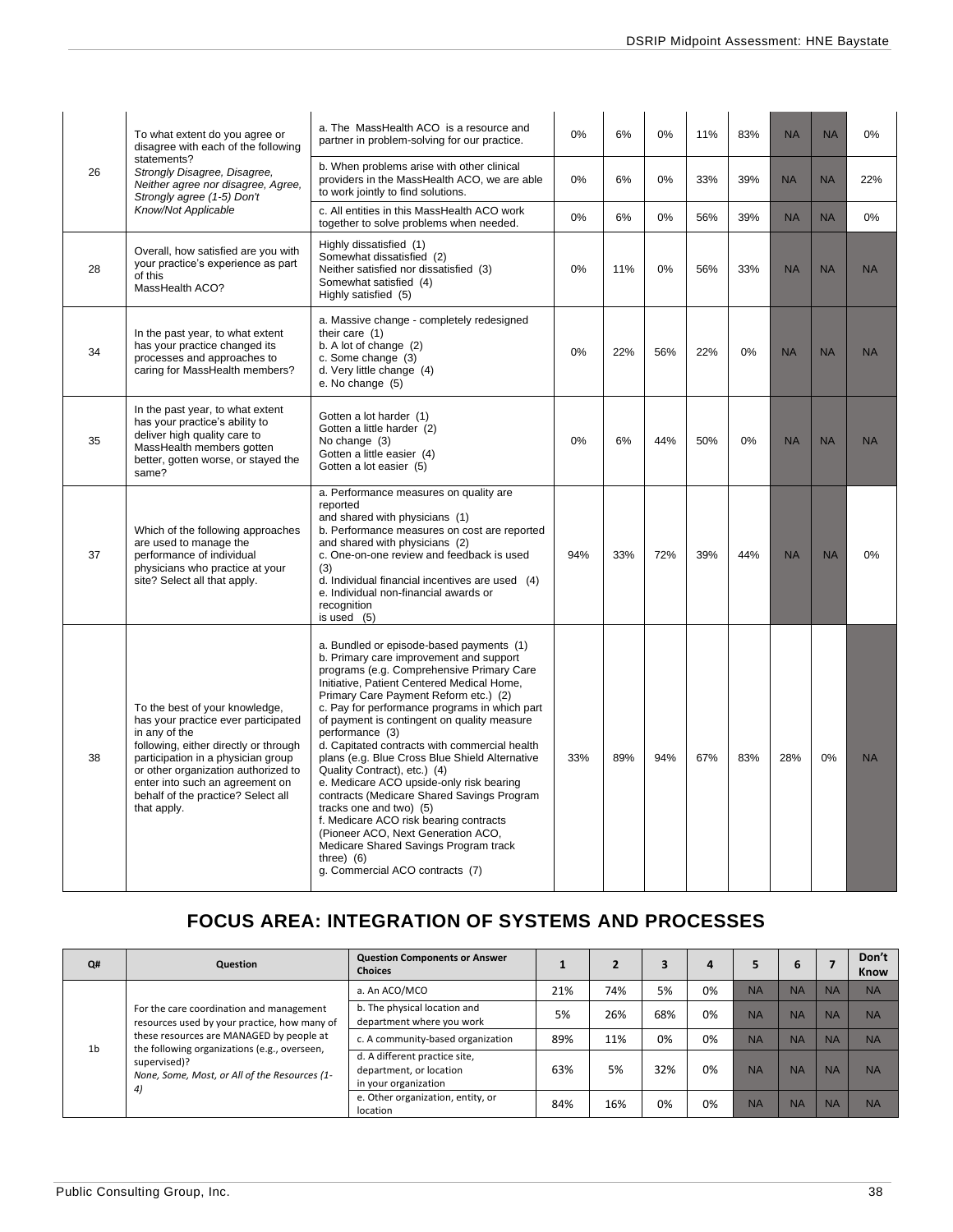| | | | | | | | | | | |
|---|---|---|---|---|---|---|---|---|---|---|
| 26 | To what extent do you agree or disagree with each of the following statements? *Strongly Disagree, Disagree, Neither agree nor disagree, Agree, Strongly agree (1-5) Don't Know/Not Applicable* | a. The MassHealth ACO is a resource and partner in problem-solving for our practice. | 0% | 6% | 0% | 11% | 83% | NA | NA | 0% |
| | | b. When problems arise with other clinical providers in the MassHealth ACO, we are able to work jointly to find solutions. | 0% | 6% | 0% | 33% | 39% | NA | NA | 22% |
| | | c. All entities in this MassHealth ACO work together to solve problems when needed. | 0% | 6% | 0% | 56% | 39% | NA | NA | 0% |
| 28 | Overall, how satisfied are you with your practice's experience as part of this MassHealth ACO? | Highly dissatisfied (1) Somewhat dissatisfied (2) Neither satisfied nor dissatisfied (3) Somewhat satisfied (4) Highly satisfied (5) | 0% | 11% | 0% | 56% | 33% | NA | NA | NA |
| 34 | In the past year, to what extent has your practice changed its processes and approaches to caring for MassHealth members? | a. Massive change - completely redesigned their care (1) b. A lot of change (2) c. Some change (3) d. Very little change (4) e. No change (5) | 0% | 22% | 56% | 22% | 0% | NA | NA | NA |
| 35 | In the past year, to what extent has your practice's ability to deliver high quality care to MassHealth members gotten better, gotten worse, or stayed the same? | Gotten a lot harder (1) Gotten a little harder (2) No change (3) Gotten a little easier (4) Gotten a lot easier (5) | 0% | 6% | 44% | 50% | 0% | NA | NA | NA |
| 37 | Which of the following approaches are used to manage the performance of individual physicians who practice at your site? Select all that apply. | a. Performance measures on quality are reported and shared with physicians (1) b. Performance measures on cost are reported and shared with physicians (2) c. One-on-one review and feedback is used (3) d. Individual financial incentives are used (4) e. Individual non-financial awards or recognition is used (5) | 94% | 33% | 72% | 39% | 44% | NA | NA | 0% |
| 38 | To the best of your knowledge, has your practice ever participated in any of the following, either directly or through participation in a physician group or other organization authorized to enter into such an agreement on behalf of the practice? Select all that apply. | a. Bundled or episode-based payments (1) b. Primary care improvement and support programs (e.g. Comprehensive Primary Care Initiative, Patient Centered Medical Home, Primary Care Payment Reform etc.) (2) c. Pay for performance programs in which part of payment is contingent on quality measure performance (3) d. Capitated contracts with commercial health plans (e.g. Blue Cross Blue Shield Alternative Quality Contract), etc.) (4) e. Medicare ACO upside-only risk bearing contracts (Medicare Shared Savings Program tracks one and two) (5) f. Medicare ACO risk bearing contracts (Pioneer ACO, Next Generation ACO, Medicare Shared Savings Program track three) (6) g. Commercial ACO contracts (7) | 33% | 89% | 94% | 67% | 83% | 28% | 0% | NA |

## FOCUS AREA: INTEGRATION OF SYSTEMS AND PROCESSES

| Q# | Question | Question Components or Answer Choices | 1 | 2 | 3 | 4 | 5 | 6 | 7 | Don't Know |
|---|---|---|---|---|---|---|---|---|---|---|
| 1b | For the care coordination and management resources used by your practice, how many of these resources are MANAGED by people at the following organizations (e.g., overseen, supervised)? *None, Some, Most, or All of the Resources (1-4)* | a. An ACO/MCO | 21% | 74% | 5% | 0% | NA | NA | NA | NA |
| | | b. The physical location and department where you work | 5% | 26% | 68% | 0% | NA | NA | NA | NA |
| | | c. A community-based organization | 89% | 11% | 0% | 0% | NA | NA | NA | NA |
| | | d. A different practice site, department, or location in your organization | 63% | 5% | 32% | 0% | NA | NA | NA | NA |
| | | e. Other organization, entity, or location | 84% | 16% | 0% | 0% | NA | NA | NA | NA |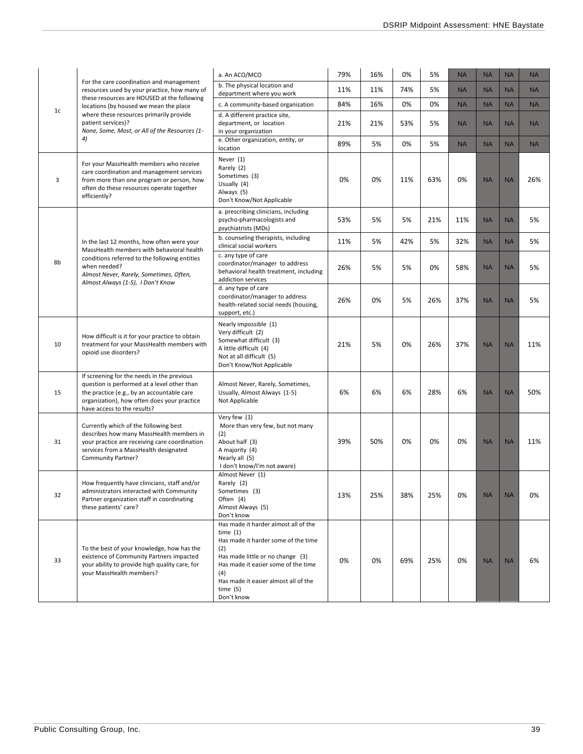| | | | | | | | | | | |
|---|---|---|---|---|---|---|---|---|---|---|
| 1c | For the care coordination and management resources used by your practice, how many of these resources are HOUSED at the following locations (by housed we mean the place where these resources primarily provide patient services)? *None, Some, Most, or All of the Resources (1-4)* | a. An ACO/MCO | 79% | 16% | 0% | 5% | NA | NA | NA | NA |
| | | b. The physical location and department where you work | 11% | 11% | 74% | 5% | NA | NA | NA | NA |
| | | c. A community-based organization | 84% | 16% | 0% | 0% | NA | NA | NA | NA |
| | | d. A different practice site, department, or location in your organization | 21% | 21% | 53% | 5% | NA | NA | NA | NA |
| | | e. Other organization, entity, or location | 89% | 5% | 0% | 5% | NA | NA | NA | NA |
| 3 | For your MassHealth members who receive care coordination and management services from more than one program or person, how often do these resources operate together efficiently? | Never (1) Rarely (2) Sometimes (3) Usually (4) Always (5) Don't Know/Not Applicable | 0% | 0% | 11% | 63% | 0% | NA | NA | 26% |
| 8b | In the last 12 months, how often were your MassHealth members with behavioral health conditions referred to the following entities when needed? *Almost Never, Rarely, Sometimes, Often, Almost Always (1-5), I Don't Know* | a. prescribing clinicians, including psycho-pharmacologists and psychiatrists (MDs) | 53% | 5% | 5% | 21% | 11% | NA | NA | 5% |
| | | b. counseling therapists, including clinical social workers | 11% | 5% | 42% | 5% | 32% | NA | NA | 5% |
| | | c. any type of care coordinator/manager to address behavioral health treatment, including addiction services | 26% | 5% | 5% | 0% | 58% | NA | NA | 5% |
| | | d. any type of care coordinator/manager to address health-related social needs (housing, support, etc.) | 26% | 0% | 5% | 26% | 37% | NA | NA | 5% |
| 10 | How difficult is it for your practice to obtain treatment for your MassHealth members with opioid use disorders? | Nearly impossible (1) Very difficult (2) Somewhat difficult (3) A little difficult (4) Not at all difficult (5) Don't Know/Not Applicable | 21% | 5% | 0% | 26% | 37% | NA | NA | 11% |
| 15 | If screening for the needs in the previous question is performed at a level other than the practice (e.g., by an accountable care organization), how often does your practice have access to the results? | Almost Never, Rarely, Sometimes, Usually, Almost Always (1-5) Not Applicable | 6% | 6% | 6% | 28% | 6% | NA | NA | 50% |
| 31 | Currently which of the following best describes how many MassHealth members in your practice are receiving care coordination services from a MassHealth designated Community Partner? | Very few (1) More than very few, but not many (2) About half (3) A majority (4) Nearly all (5) I don't know/I'm not aware) | 39% | 50% | 0% | 0% | 0% | NA | NA | 11% |
| 32 | How frequently have clinicians, staff and/or administrators interacted with Community Partner organization staff in coordinating these patients' care? | Almost Never (1) Rarely (2) Sometimes (3) Often (4) Almost Always (5) Don't know | 13% | 25% | 38% | 25% | 0% | NA | NA | 0% |
| 33 | To the best of your knowledge, how has the existence of Community Partners impacted your ability to provide high quality care, for your MassHealth members? | Has made it harder almost all of the time (1) Has made it harder some of the time (2) Has made little or no change (3) Has made it easier some of the time (4) Has made it easier almost all of the time (5) Don't know | 0% | 0% | 69% | 25% | 0% | NA | NA | 6% |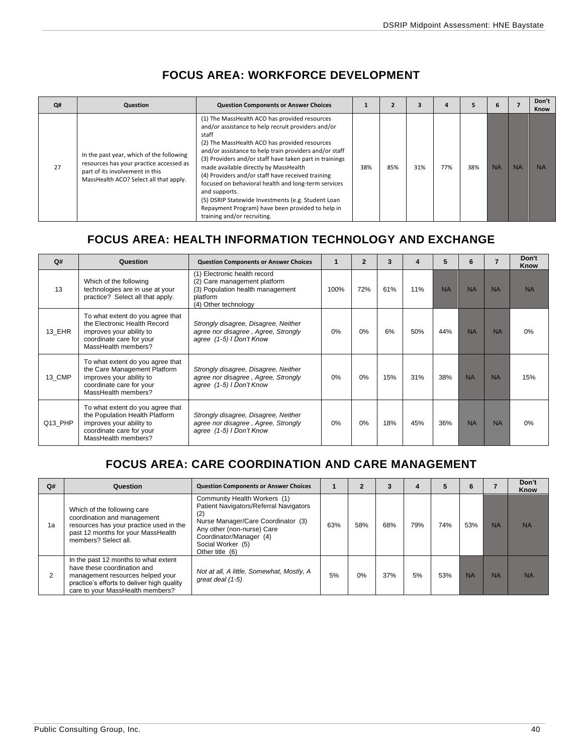## FOCUS AREA: WORKFORCE DEVELOPMENT

| Q# | Question | Question Components or Answer Choices | 1 | 2 | 3 | 4 | 5 | 6 | 7 | Don't Know |
|---|---|---|---|---|---|---|---|---|---|---|
| 27 | In the past year, which of the following resources has your practice accessed as part of its involvement in this MassHealth ACO? Select all that apply. | (1) The MassHealth ACO has provided resources and/or assistance to help recruit providers and/or staff<br>(2) The MassHealth ACO has provided resources and/or assistance to help train providers and/or staff<br>(3) Providers and/or staff have taken part in trainings made available directly by MassHealth<br>(4) Providers and/or staff have received training focused on behavioral health and long-term services and supports.<br>(5) DSRIP Statewide Investments (e.g. Student Loan Repayment Program) have been provided to help in training and/or recruiting. | 38% | 85% | 31% | 77% | 38% | NA | NA | NA |

## FOCUS AREA: HEALTH INFORMATION TECHNOLOGY AND EXCHANGE

| Q# | Question | Question Components or Answer Choices | 1 | 2 | 3 | 4 | 5 | 6 | 7 | Don't Know |
|---|---|---|---|---|---|---|---|---|---|---|
| 13 | Which of the following technologies are in use at your practice? Select all that apply. | (1) Electronic health record<br>(2) Care management platform<br>(3) Population health management platform<br>(4) Other technology | 100% | 72% | 61% | 11% | NA | NA | NA | NA |
| 13_EHR | To what extent do you agree that the Electronic Health Record improves your ability to coordinate care for your MassHealth members? | *Strongly disagree, Disagree, Neither agree nor disagree , Agree, Strongly agree (1-5) I Don't Know* | 0% | 0% | 6% | 50% | 44% | NA | NA | 0% |
| 13_CMP | To what extent do you agree that the Care Management Platform improves your ability to coordinate care for your MassHealth members? | *Strongly disagree, Disagree, Neither agree nor disagree , Agree, Strongly agree (1-5) I Don't Know* | 0% | 0% | 15% | 31% | 38% | NA | NA | 15% |
| Q13_PHP | To what extent do you agree that the Population Health Platform improves your ability to coordinate care for your MassHealth members? | *Strongly disagree, Disagree, Neither agree nor disagree , Agree, Strongly agree (1-5) I Don't Know* | 0% | 0% | 18% | 45% | 36% | NA | NA | 0% |

## FOCUS AREA: CARE COORDINATION AND CARE MANAGEMENT

| Q# | Question | Question Components or Answer Choices | 1 | 2 | 3 | 4 | 5 | 6 | 7 | Don't Know |
|---|---|---|---|---|---|---|---|---|---|---|
| 1a | Which of the following care coordination and management resources has your practice used in the past 12 months for your MassHealth members? Select all. | Community Health Workers (1)<br>Patient Navigators/Referral Navigators (2)<br>Nurse Manager/Care Coordinator (3)<br>Any other (non-nurse) Care Coordinator/Manager (4)<br>Social Worker (5)<br>Other title (6) | 63% | 58% | 68% | 79% | 74% | 53% | NA | NA |
| 2 | In the past 12 months to what extent have these coordination and management resources helped your practice's efforts to deliver high quality care to your MassHealth members? | *Not at all, A little, Somewhat, Mostly, A great deal (1-5)* | 5% | 0% | 37% | 5% | 53% | NA | NA | NA |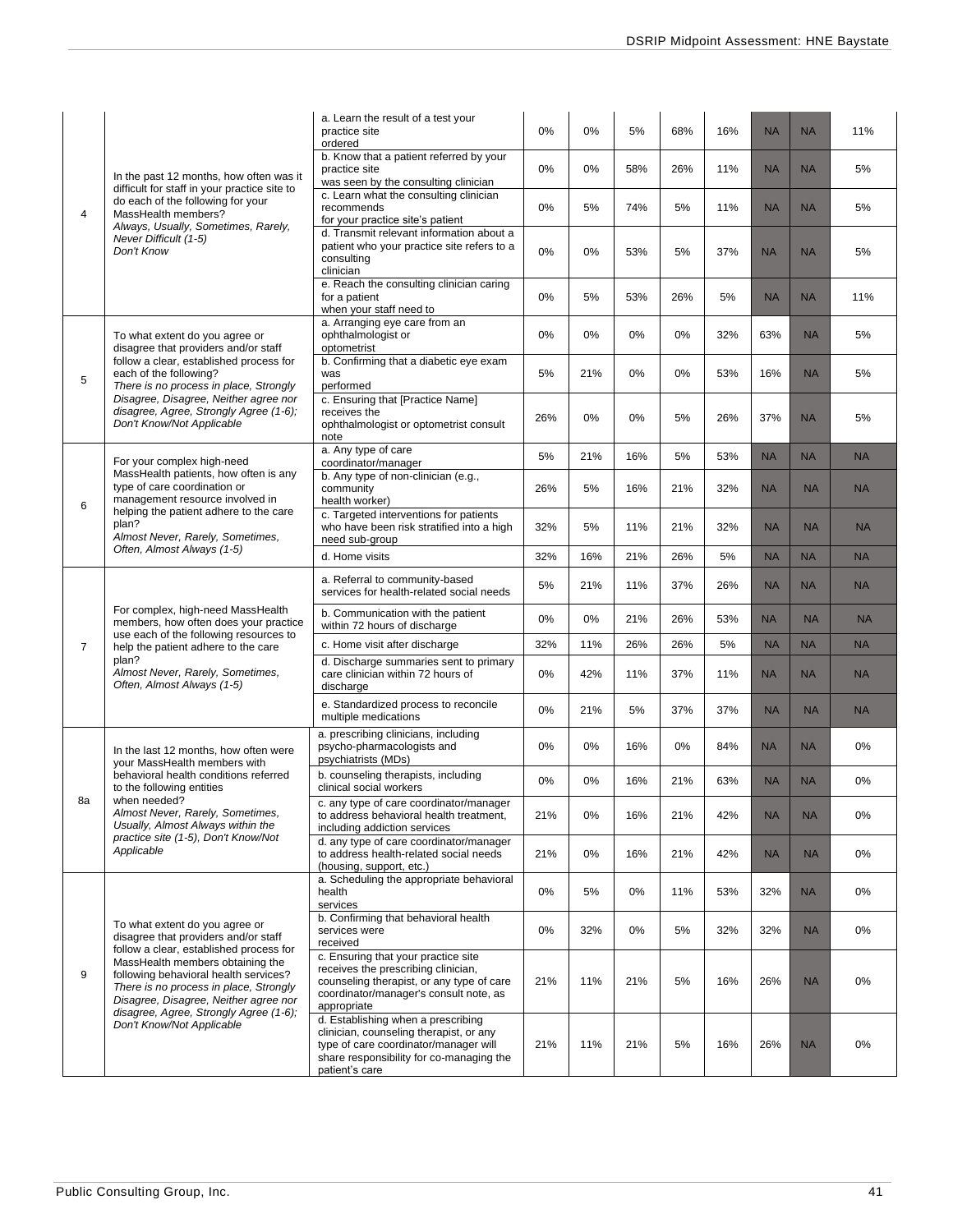| | | | | | | | | | | |
|---|---|---|---|---|---|---|---|---|---|---|
| 4 | In the past 12 months, how often was it difficult for staff in your practice site to do each of the following for your MassHealth members? *Always, Usually, Sometimes, Rarely, Never Difficult (1-5) Don't Know* | a. Learn the result of a test your practice site ordered | 0% | 0% | 5% | 68% | 16% | NA | NA | 11% |
| | | b. Know that a patient referred by your practice site was seen by the consulting clinician | 0% | 0% | 58% | 26% | 11% | NA | NA | 5% |
| | | c. Learn what the consulting clinician recommends for your practice site's patient | 0% | 5% | 74% | 5% | 11% | NA | NA | 5% |
| | | d. Transmit relevant information about a patient who your practice site refers to a consulting clinician | 0% | 0% | 53% | 5% | 37% | NA | NA | 5% |
| | | e. Reach the consulting clinician caring for a patient when your staff need to | 0% | 5% | 53% | 26% | 5% | NA | NA | 11% |
| 5 | To what extent do you agree or disagree that providers and/or staff follow a clear, established process for each of the following? *There is no process in place, Strongly Disagree, Disagree, Neither agree nor disagree, Agree, Strongly Agree (1-6); Don't Know/Not Applicable* | a. Arranging eye care from an ophthalmologist or optometrist | 0% | 0% | 0% | 0% | 32% | 63% | NA | 5% |
| | | b. Confirming that a diabetic eye exam was performed | 5% | 21% | 0% | 0% | 53% | 16% | NA | 5% |
| | | c. Ensuring that [Practice Name] receives the ophthalmologist or optometrist consult note | 26% | 0% | 0% | 5% | 26% | 37% | NA | 5% |
| 6 | For your complex high-need MassHealth patients, how often is any type of care coordination or management resource involved in helping the patient adhere to the care plan? *Almost Never, Rarely, Sometimes, Often, Almost Always (1-5)* | a. Any type of care coordinator/manager | 5% | 21% | 16% | 5% | 53% | NA | NA | NA |
| | | b. Any type of non-clinician (e.g., community health worker) | 26% | 5% | 16% | 21% | 32% | NA | NA | NA |
| | | c. Targeted interventions for patients who have been risk stratified into a high need sub-group | 32% | 5% | 11% | 21% | 32% | NA | NA | NA |
| | | d. Home visits | 32% | 16% | 21% | 26% | 5% | NA | NA | NA |
| 7 | For complex, high-need MassHealth members, how often does your practice use each of the following resources to help the patient adhere to the care plan? *Almost Never, Rarely, Sometimes, Often, Almost Always (1-5)* | a. Referral to community-based services for health-related social needs | 5% | 21% | 11% | 37% | 26% | NA | NA | NA |
| | | b. Communication with the patient within 72 hours of discharge | 0% | 0% | 21% | 26% | 53% | NA | NA | NA |
| | | c. Home visit after discharge | 32% | 11% | 26% | 26% | 5% | NA | NA | NA |
| | | d. Discharge summaries sent to primary care clinician within 72 hours of discharge | 0% | 42% | 11% | 37% | 11% | NA | NA | NA |
| | | e. Standardized process to reconcile multiple medications | 0% | 21% | 5% | 37% | 37% | NA | NA | NA |
| 8a | In the last 12 months, how often were your MassHealth members with behavioral health conditions referred to the following entities when needed? *Almost Never, Rarely, Sometimes, Usually, Almost Always within the practice site (1-5), Don't Know/Not Applicable* | a. prescribing clinicians, including psycho-pharmacologists and psychiatrists (MDs) | 0% | 0% | 16% | 0% | 84% | NA | NA | 0% |
| | | b. counseling therapists, including clinical social workers | 0% | 0% | 16% | 21% | 63% | NA | NA | 0% |
| | | c. any type of care coordinator/manager to address behavioral health treatment, including addiction services | 21% | 0% | 16% | 21% | 42% | NA | NA | 0% |
| | | d. any type of care coordinator/manager to address health-related social needs (housing, support, etc.) | 21% | 0% | 16% | 21% | 42% | NA | NA | 0% |
| 9 | To what extent do you agree or disagree that providers and/or staff follow a clear, established process for MassHealth members obtaining the following behavioral health services? *There is no process in place, Strongly Disagree, Disagree, Neither agree nor disagree, Agree, Strongly Agree (1-6); Don't Know/Not Applicable* | a. Scheduling the appropriate behavioral health services | 0% | 5% | 0% | 11% | 53% | 32% | NA | 0% |
| | | b. Confirming that behavioral health services were received | 0% | 32% | 0% | 5% | 32% | 32% | NA | 0% |
| | | c. Ensuring that your practice site receives the prescribing clinician, counseling therapist, or any type of care coordinator/manager's consult note, as appropriate | 21% | 11% | 21% | 5% | 16% | 26% | NA | 0% |
| | | d. Establishing when a prescribing clinician, counseling therapist, or any type of care coordinator/manager will share responsibility for co-managing the patient's care | 21% | 11% | 21% | 5% | 16% | 26% | NA | 0% |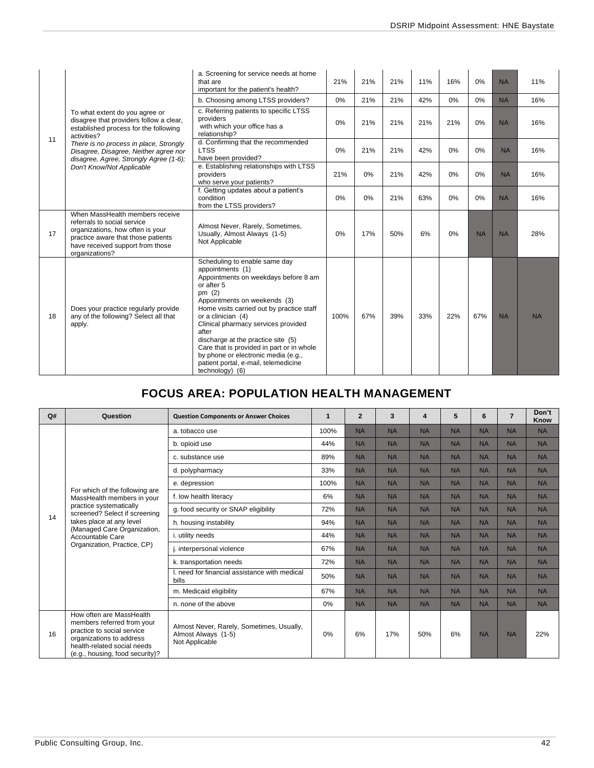| | | | | | | | | | | |
|---|---|---|---|---|---|---|---|---|---|---|
| 11 | To what extent do you agree or disagree that providers follow a clear, established process for the following activities? *There is no process in place, Strongly Disagree, Disagree, Neither agree nor disagree, Agree, Strongly Agree (1-6); Don't Know/Not Applicable* | a. Screening for service needs at home that are important for the patient's health? | 21% | 21% | 21% | 11% | 16% | 0% | NA | 11% |
| | | b. Choosing among LTSS providers? | 0% | 21% | 21% | 42% | 0% | 0% | NA | 16% |
| | | c. Referring patients to specific LTSS providers with which your office has a relationship? | 0% | 21% | 21% | 21% | 21% | 0% | NA | 16% |
| | | d. Confirming that the recommended LTSS have been provided? | 0% | 21% | 21% | 42% | 0% | 0% | NA | 16% |
| | | e. Establishing relationships with LTSS providers who serve your patients? | 21% | 0% | 21% | 42% | 0% | 0% | NA | 16% |
| | | f. Getting updates about a patient's condition from the LTSS providers? | 0% | 0% | 21% | 63% | 0% | 0% | NA | 16% |
| 17 | When MassHealth members receive referrals to social service organizations, how often is your practice aware that those patients have received support from those organizations? | Almost Never, Rarely, Sometimes, Usually, Almost Always (1-5) Not Applicable | 0% | 17% | 50% | 6% | 0% | NA | NA | 28% |
| 18 | Does your practice regularly provide any of the following? Select all that apply. | Scheduling to enable same day appointments (1) Appointments on weekdays before 8 am or after 5 pm (2) Appointments on weekends (3) Home visits carried out by practice staff or a clinician (4) Clinical pharmacy services provided after discharge at the practice site (5) Care that is provided in part or in whole by phone or electronic media (e.g., patient portal, e-mail, telemedicine technology) (6) | 100% | 67% | 39% | 33% | 22% | 67% | NA | NA |

## FOCUS AREA: POPULATION HEALTH MANAGEMENT

| Q# | Question | Question Components or Answer Choices | 1 | 2 | 3 | 4 | 5 | 6 | 7 | Don't Know |
|---|---|---|---|---|---|---|---|---|---|---|
| 14 | For which of the following are MassHealth members in your practice systematically screened? Select if screening takes place at any level (Managed Care Organization, Accountable Care Organization, Practice, CP) | a. tobacco use | 100% | NA | NA | NA | NA | NA | NA | NA |
| | | b. opioid use | 44% | NA | NA | NA | NA | NA | NA | NA |
| | | c. substance use | 89% | NA | NA | NA | NA | NA | NA | NA |
| | | d. polypharmacy | 33% | NA | NA | NA | NA | NA | NA | NA |
| | | e. depression | 100% | NA | NA | NA | NA | NA | NA | NA |
| | | f. low health literacy | 6% | NA | NA | NA | NA | NA | NA | NA |
| | | g. food security or SNAP eligibility | 72% | NA | NA | NA | NA | NA | NA | NA |
| | | h. housing instability | 94% | NA | NA | NA | NA | NA | NA | NA |
| | | i. utility needs | 44% | NA | NA | NA | NA | NA | NA | NA |
| | | j. interpersonal violence | 67% | NA | NA | NA | NA | NA | NA | NA |
| | | k. transportation needs | 72% | NA | NA | NA | NA | NA | NA | NA |
| | | l. need for financial assistance with medical bills | 50% | NA | NA | NA | NA | NA | NA | NA |
| | | m. Medicaid eligibility | 67% | NA | NA | NA | NA | NA | NA | NA |
| | | n. none of the above | 0% | NA | NA | NA | NA | NA | NA | NA |
| 16 | How often are MassHealth members referred from your practice to social service organizations to address health-related social needs (e.g., housing, food security)? | Almost Never, Rarely, Sometimes, Usually, Almost Always (1-5) Not Applicable | 0% | 6% | 17% | 50% | 6% | NA | NA | 22% |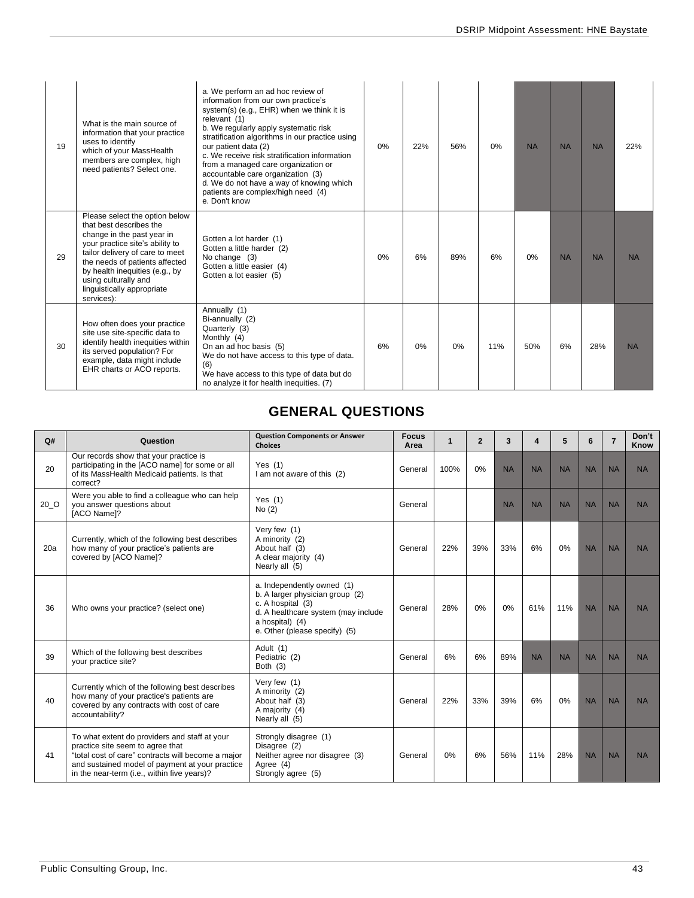| | | | | | | | | | | | |
|---|---|---|---|---|---|---|---|---|---|---|---|
| 19 | What is the main source of information that your practice uses to identify which of your MassHealth members are complex, high need patients? Select one. | a. We perform an ad hoc review of information from our own practice's system(s) (e.g., EHR) when we think it is relevant (1)<br>b. We regularly apply systematic risk stratification algorithms in our practice using our patient data (2)<br>c. We receive risk stratification information from a managed care organization or accountable care organization (3)<br>d. We do not have a way of knowing which patients are complex/high need (4)<br>e. Don't know | 0% | 22% | 56% | 0% | NA | NA | NA | 22% |
| 29 | Please select the option below that best describes the change in the past year in your practice site's ability to tailor delivery of care to meet the needs of patients affected by health inequities (e.g., by using culturally and linguistically appropriate services): | Gotten a lot harder (1)<br>Gotten a little harder (2)<br>No change (3)<br>Gotten a little easier (4)<br>Gotten a lot easier (5) | 0% | 6% | 89% | 6% | 0% | NA | NA | NA |
| 30 | How often does your practice site use site-specific data to identify health inequities within its served population? For example, data might include EHR charts or ACO reports. | Annually (1)<br>Bi-annually (2)<br>Quarterly (3)<br>Monthly (4)<br>On an ad hoc basis (5)<br>We do not have access to this type of data. (6)<br>We have access to this type of data but do no analyze it for health inequities. (7) | 6% | 0% | 0% | 11% | 50% | 6% | 28% | NA |

## GENERAL QUESTIONS

| Q# | Question | Question Components or Answer Choices | Focus Area | 1 | 2 | 3 | 4 | 5 | 6 | 7 | Don't Know |
|---|---|---|---|---|---|---|---|---|---|---|---|
| 20 | Our records show that your practice is participating in the [ACO name] for some or all of its MassHealth Medicaid patients. Is that correct? | Yes (1)<br>I am not aware of this (2) | General | 100% | 0% | NA | NA | NA | NA | NA | NA |
| 20_O | Were you able to find a colleague who can help you answer questions about [ACO Name]? | Yes (1)<br>No (2) | General | | | NA | NA | NA | NA | NA | NA |
| 20a | Currently, which of the following best describes how many of your practice's patients are covered by [ACO Name]? | Very few (1)<br>A minority (2)<br>About half (3)<br>A clear majority (4)<br>Nearly all (5) | General | 22% | 39% | 33% | 6% | 0% | NA | NA | NA |
| 36 | Who owns your practice? (select one) | a. Independently owned (1)<br>b. A larger physician group (2)<br>c. A hospital (3)<br>d. A healthcare system (may include a hospital) (4)<br>e. Other (please specify) (5) | General | 28% | 0% | 0% | 61% | 11% | NA | NA | NA |
| 39 | Which of the following best describes your practice site? | Adult (1)<br>Pediatric (2)<br>Both (3) | General | 6% | 6% | 89% | NA | NA | NA | NA | NA |
| 40 | Currently which of the following best describes how many of your practice's patients are covered by any contracts with cost of care accountability? | Very few (1)<br>A minority (2)<br>About half (3)<br>A majority (4)<br>Nearly all (5) | General | 22% | 33% | 39% | 6% | 0% | NA | NA | NA |
| 41 | To what extent do providers and staff at your practice site seem to agree that "total cost of care" contracts will become a major and sustained model of payment at your practice in the near-term (i.e., within five years)? | Strongly disagree (1)<br>Disagree (2)<br>Neither agree nor disagree (3)<br>Agree (4)<br>Strongly agree (5) | General | 0% | 6% | 56% | 11% | 28% | NA | NA | NA |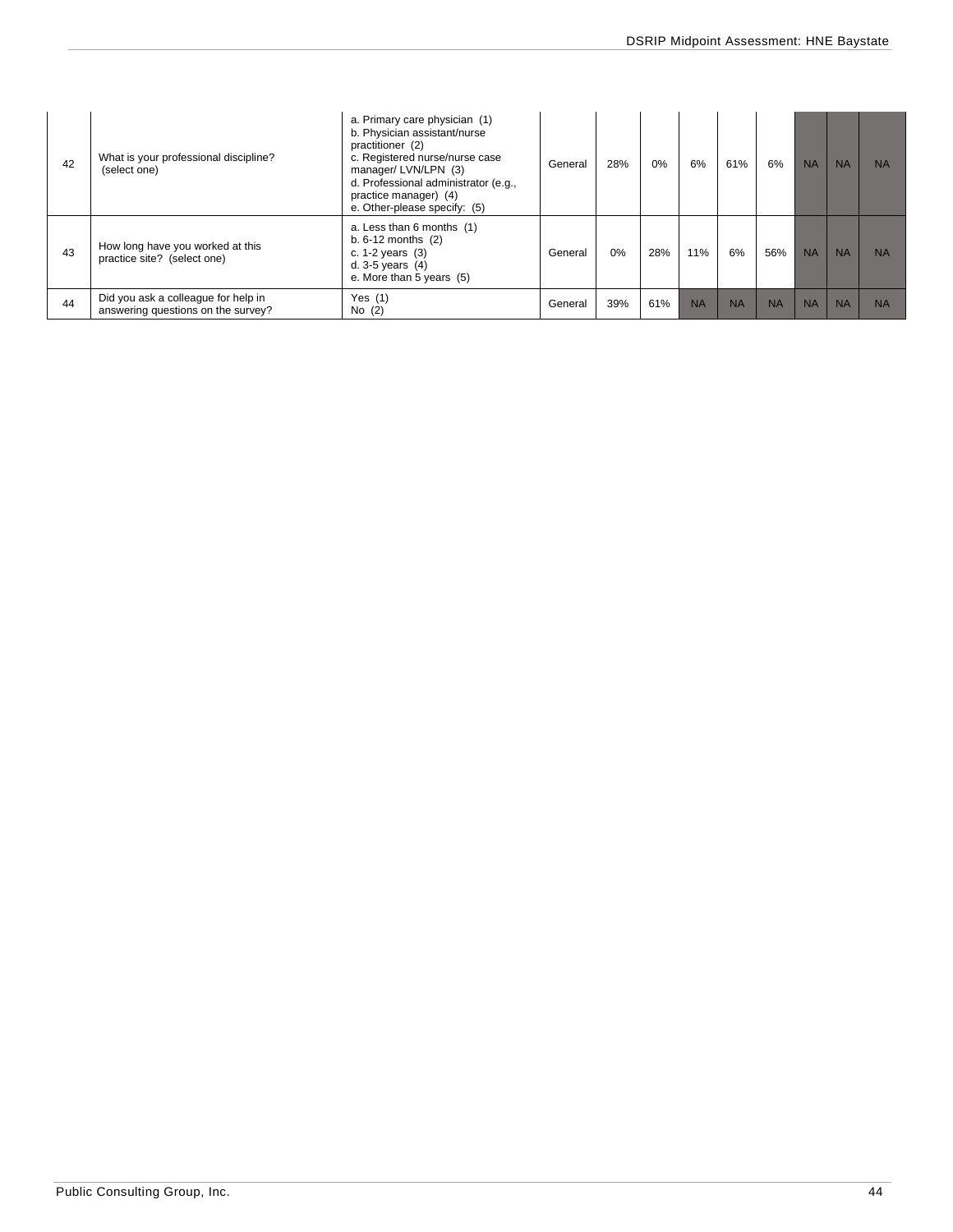| 42 | What is your professional discipline? (select one) | a. Primary care physician (1)<br>b. Physician assistant/nurse practitioner (2)<br>c. Registered nurse/nurse case manager/ LVN/LPN (3)<br>d. Professional administrator (e.g., practice manager) (4)<br>e. Other-please specify: (5) | General | 28% | 0% | 6% | 61% | 6% | NA | NA | NA |
|---|---|---|---|---|---|---|---|---|---|---|---|
| 43 | How long have you worked at this practice site? (select one) | a. Less than 6 months (1)<br>b. 6-12 months (2)<br>c. 1-2 years (3)<br>d. 3-5 years (4)<br>e. More than 5 years (5) | General | 0% | 28% | 11% | 6% | 56% | NA | NA | NA |
| 44 | Did you ask a colleague for help in answering questions on the survey? | Yes (1)<br>No (2) | General | 39% | 61% | NA | NA | NA | NA | NA | NA |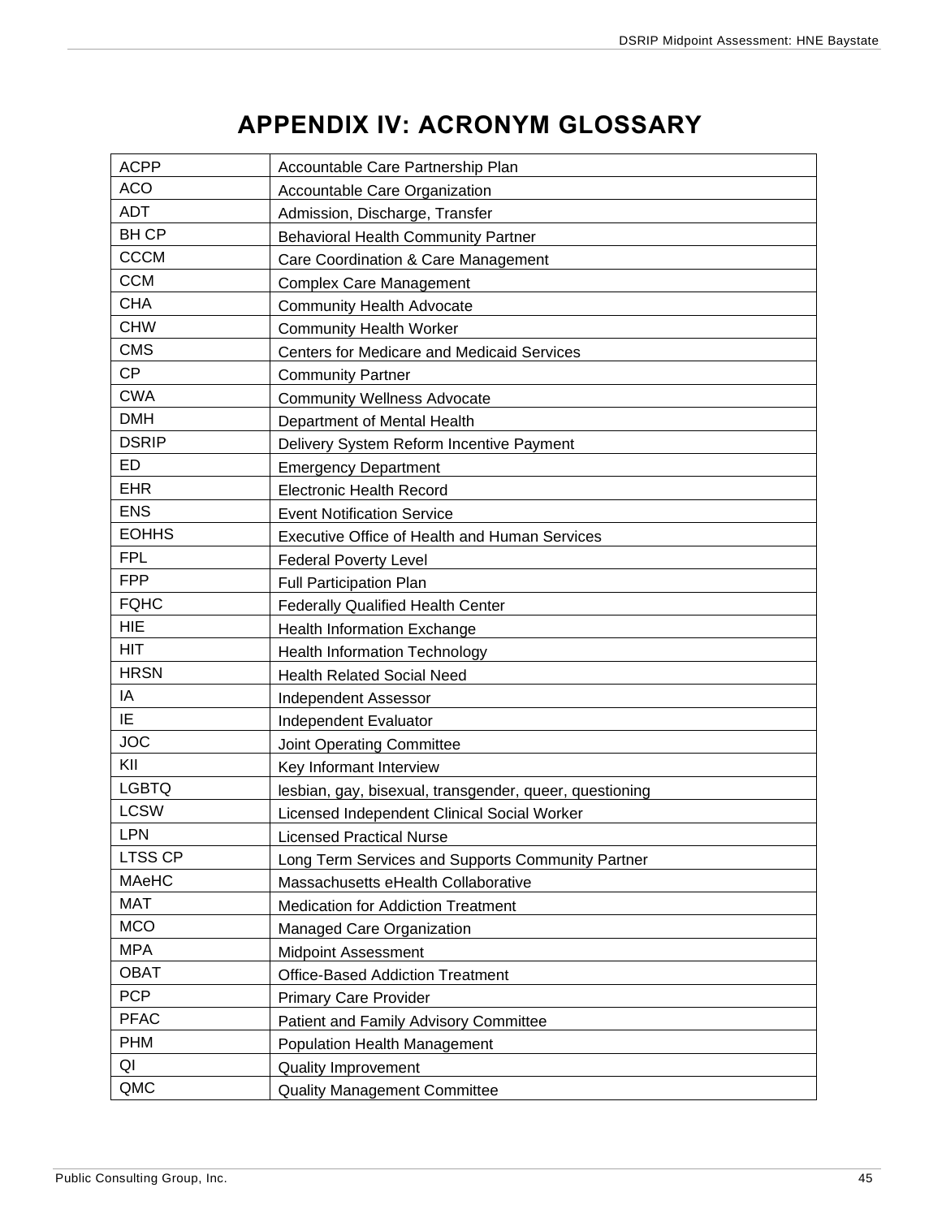# APPENDIX IV: ACRONYM GLOSSARY

| | |
|---|---|
| ACPP | Accountable Care Partnership Plan |
| ACO | Accountable Care Organization |
| ADT | Admission, Discharge, Transfer |
| BH CP | Behavioral Health Community Partner |
| CCCM | Care Coordination & Care Management |
| CCM | Complex Care Management |
| CHA | Community Health Advocate |
| CHW | Community Health Worker |
| CMS | Centers for Medicare and Medicaid Services |
| CP | Community Partner |
| CWA | Community Wellness Advocate |
| DMH | Department of Mental Health |
| DSRIP | Delivery System Reform Incentive Payment |
| ED | Emergency Department |
| EHR | Electronic Health Record |
| ENS | Event Notification Service |
| EOHHS | Executive Office of Health and Human Services |
| FPL | Federal Poverty Level |
| FPP | Full Participation Plan |
| FQHC | Federally Qualified Health Center |
| HIE | Health Information Exchange |
| HIT | Health Information Technology |
| HRSN | Health Related Social Need |
| IA | Independent Assessor |
| IE | Independent Evaluator |
| JOC | Joint Operating Committee |
| KII | Key Informant Interview |
| LGBTQ | lesbian, gay, bisexual, transgender, queer, questioning |
| LCSW | Licensed Independent Clinical Social Worker |
| LPN | Licensed Practical Nurse |
| LTSS CP | Long Term Services and Supports Community Partner |
| MAeHC | Massachusetts eHealth Collaborative |
| MAT | Medication for Addiction Treatment |
| MCO | Managed Care Organization |
| MPA | Midpoint Assessment |
| OBAT | Office-Based Addiction Treatment |
| PCP | Primary Care Provider |
| PFAC | Patient and Family Advisory Committee |
| PHM | Population Health Management |
| QI | Quality Improvement |
| QMC | Quality Management Committee |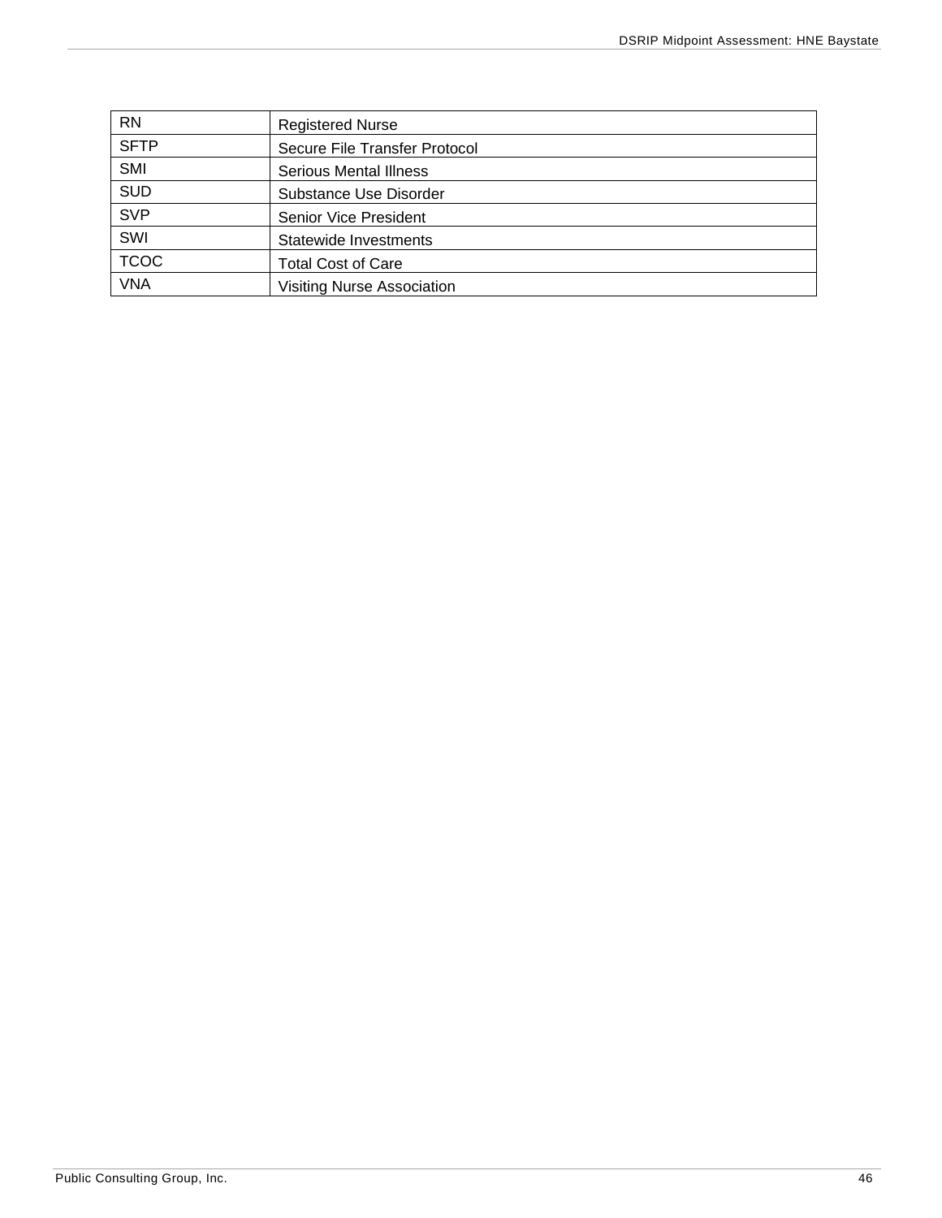| | |
|---|---|
| RN | Registered Nurse |
| SFTP | Secure File Transfer Protocol |
| SMI | Serious Mental Illness |
| SUD | Substance Use Disorder |
| SVP | Senior Vice President |
| SWI | Statewide Investments |
| TCOC | Total Cost of Care |
| VNA | Visiting Nurse Association |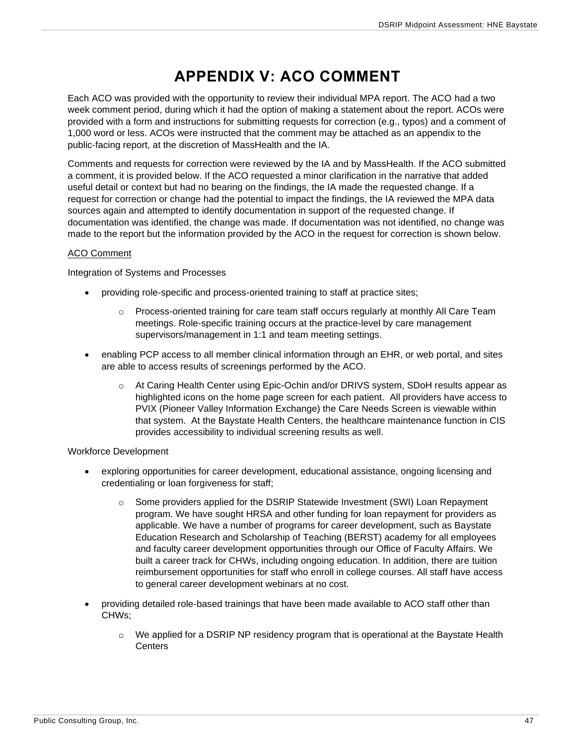# APPENDIX V: ACO COMMENT

Each ACO was provided with the opportunity to review their individual MPA report. The ACO had a two week comment period, during which it had the option of making a statement about the report. ACOs were provided with a form and instructions for submitting requests for correction (e.g., typos) and a comment of 1,000 word or less. ACOs were instructed that the comment may be attached as an appendix to the public-facing report, at the discretion of MassHealth and the IA.

Comments and requests for correction were reviewed by the IA and by MassHealth. If the ACO submitted a comment, it is provided below. If the ACO requested a minor clarification in the narrative that added useful detail or context but had no bearing on the findings, the IA made the requested change. If a request for correction or change had the potential to impact the findings, the IA reviewed the MPA data sources again and attempted to identify documentation in support of the requested change. If documentation was identified, the change was made. If documentation was not identified, no change was made to the report but the information provided by the ACO in the request for correction is shown below.

<u>ACO Comment</u>

Integration of Systems and Processes

- providing role-specific and process-oriented training to staff at practice sites;
    - Process-oriented training for care team staff occurs regularly at monthly All Care Team meetings. Role-specific training occurs at the practice-level by care management supervisors/management in 1:1 and team meeting settings.
- enabling PCP access to all member clinical information through an EHR, or web portal, and sites are able to access results of screenings performed by the ACO.
    - At Caring Health Center using Epic-Ochin and/or DRIVS system, SDoH results appear as highlighted icons on the home page screen for each patient. All providers have access to PVIX (Pioneer Valley Information Exchange) the Care Needs Screen is viewable within that system. At the Baystate Health Centers, the healthcare maintenance function in CIS provides accessibility to individual screening results as well.

Workforce Development

- exploring opportunities for career development, educational assistance, ongoing licensing and credentialing or loan forgiveness for staff;
    - Some providers applied for the DSRIP Statewide Investment (SWI) Loan Repayment program. We have sought HRSA and other funding for loan repayment for providers as applicable. We have a number of programs for career development, such as Baystate Education Research and Scholarship of Teaching (BERST) academy for all employees and faculty career development opportunities through our Office of Faculty Affairs. We built a career track for CHWs, including ongoing education. In addition, there are tuition reimbursement opportunities for staff who enroll in college courses. All staff have access to general career development webinars at no cost.
- providing detailed role-based trainings that have been made available to ACO staff other than CHWs;
    - We applied for a DSRIP NP residency program that is operational at the Baystate Health Centers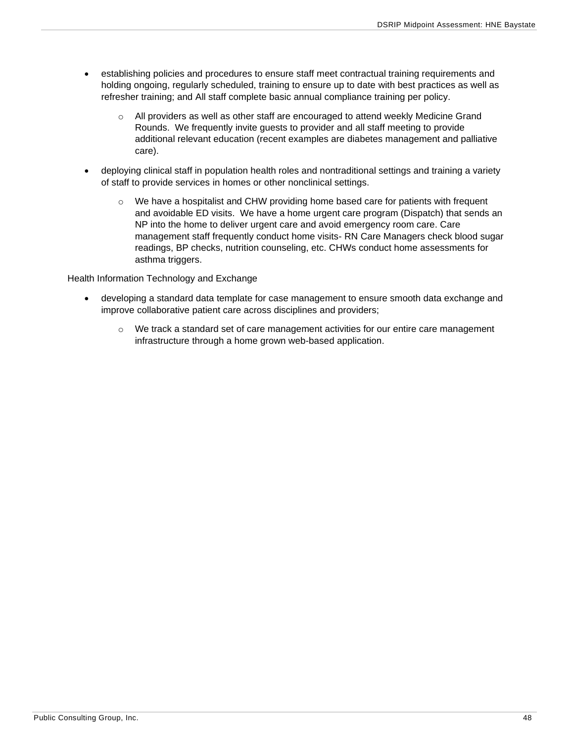- establishing policies and procedures to ensure staff meet contractual training requirements and holding ongoing, regularly scheduled, training to ensure up to date with best practices as well as refresher training; and All staff complete basic annual compliance training per policy.
  - All providers as well as other staff are encouraged to attend weekly Medicine Grand Rounds. We frequently invite guests to provider and all staff meeting to provide additional relevant education (recent examples are diabetes management and palliative care).
- deploying clinical staff in population health roles and nontraditional settings and training a variety of staff to provide services in homes or other nonclinical settings.
  - We have a hospitalist and CHW providing home based care for patients with frequent and avoidable ED visits. We have a home urgent care program (Dispatch) that sends an NP into the home to deliver urgent care and avoid emergency room care. Care management staff frequently conduct home visits- RN Care Managers check blood sugar readings, BP checks, nutrition counseling, etc. CHWs conduct home assessments for asthma triggers.

Health Information Technology and Exchange

- developing a standard data template for case management to ensure smooth data exchange and improve collaborative patient care across disciplines and providers;
  - We track a standard set of care management activities for our entire care management infrastructure through a home grown web-based application.